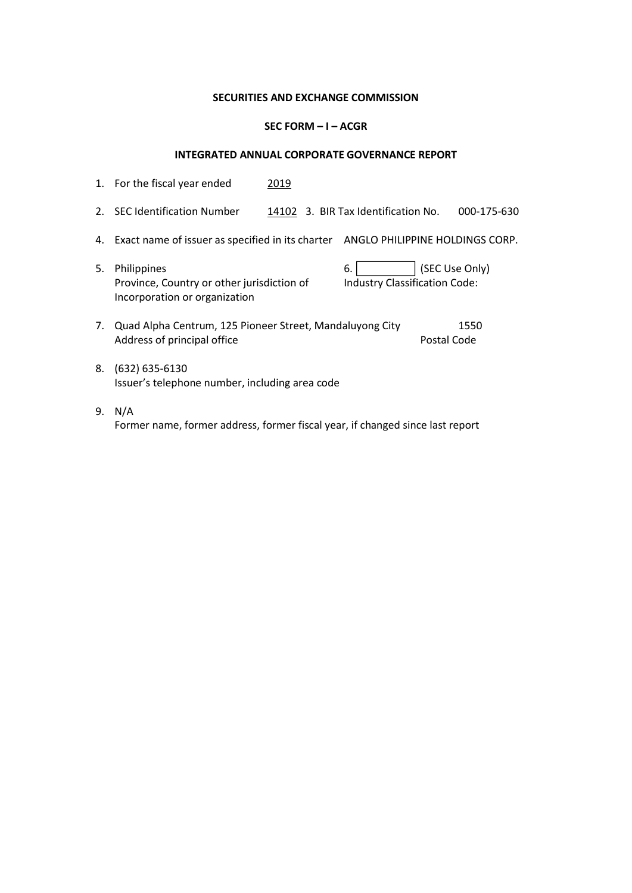**SECURITIES AND EXCHANGE COMMISSION**

**SEC FORM – I – ACGR**

**INTEGRATED ANNUAL CORPORATE GOVERNANCE REPORT**

1. For the fiscal year ended 2019

2. SEC Identification Number 14102 3. BIR Tax Identification No. 000-175-630

4. Exact name of issuer as specified in its charter ANGLO PHILIPPINE HOLDINGS CORP.

5. Philippines
   Province, Country or other jurisdiction of Incorporation or organization

6. [ ] (SEC Use Only)
   Industry Classification Code:

7. Quad Alpha Centrum, 125 Pioneer Street, Mandaluyong City 1550
   Address of principal office Postal Code

8. (632) 635-6130
   Issuer's telephone number, including area code

9. N/A
   Former name, former address, former fiscal year, if changed since last report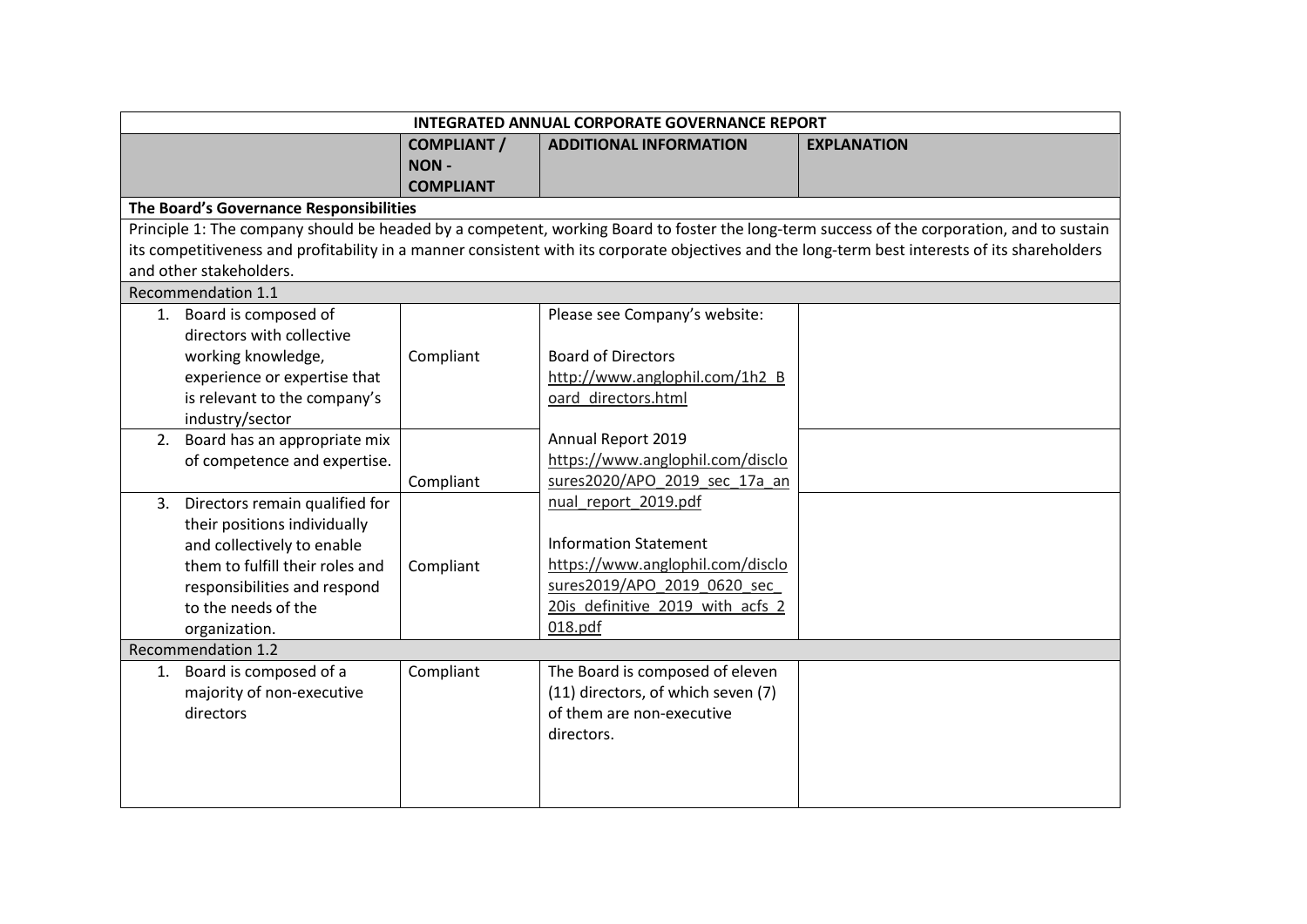| INTEGRATED ANNUAL CORPORATE GOVERNANCE REPORT | | | |
|---|---|---|---|
| | **COMPLIANT / NON - COMPLIANT** | **ADDITIONAL INFORMATION** | **EXPLANATION** |
| **The Board's Governance Responsibilities** | | | |
| Principle 1: The company should be headed by a competent, working Board to foster the long-term success of the corporation, and to sustain its competitiveness and profitability in a manner consistent with its corporate objectives and the long-term best interests of its shareholders and other stakeholders. | | | |
| Recommendation 1.1 | | | |
| 1. Board is composed of directors with collective working knowledge, experience or expertise that is relevant to the company's industry/sector | Compliant | Please see Company's website:<br><br>Board of Directors<br>http://www.anglophil.com/1h2_Board_directors.html<br><br>Annual Report 2019<br>https://www.anglophil.com/disclosures2020/APO_2019_sec_17a_annual_report_2019.pdf<br><br>Information Statement<br>https://www.anglophil.com/disclosures2019/APO_2019_0620_sec_20is_definitive_2019_with_acfs_2018.pdf | |
| 2. Board has an appropriate mix of competence and expertise. | Compliant | | |
| 3. Directors remain qualified for their positions individually and collectively to enable them to fulfill their roles and responsibilities and respond to the needs of the organization. | Compliant | | |
| Recommendation 1.2 | | | |
| 1. Board is composed of a majority of non-executive directors | Compliant | The Board is composed of eleven (11) directors, of which seven (7) of them are non-executive directors. | |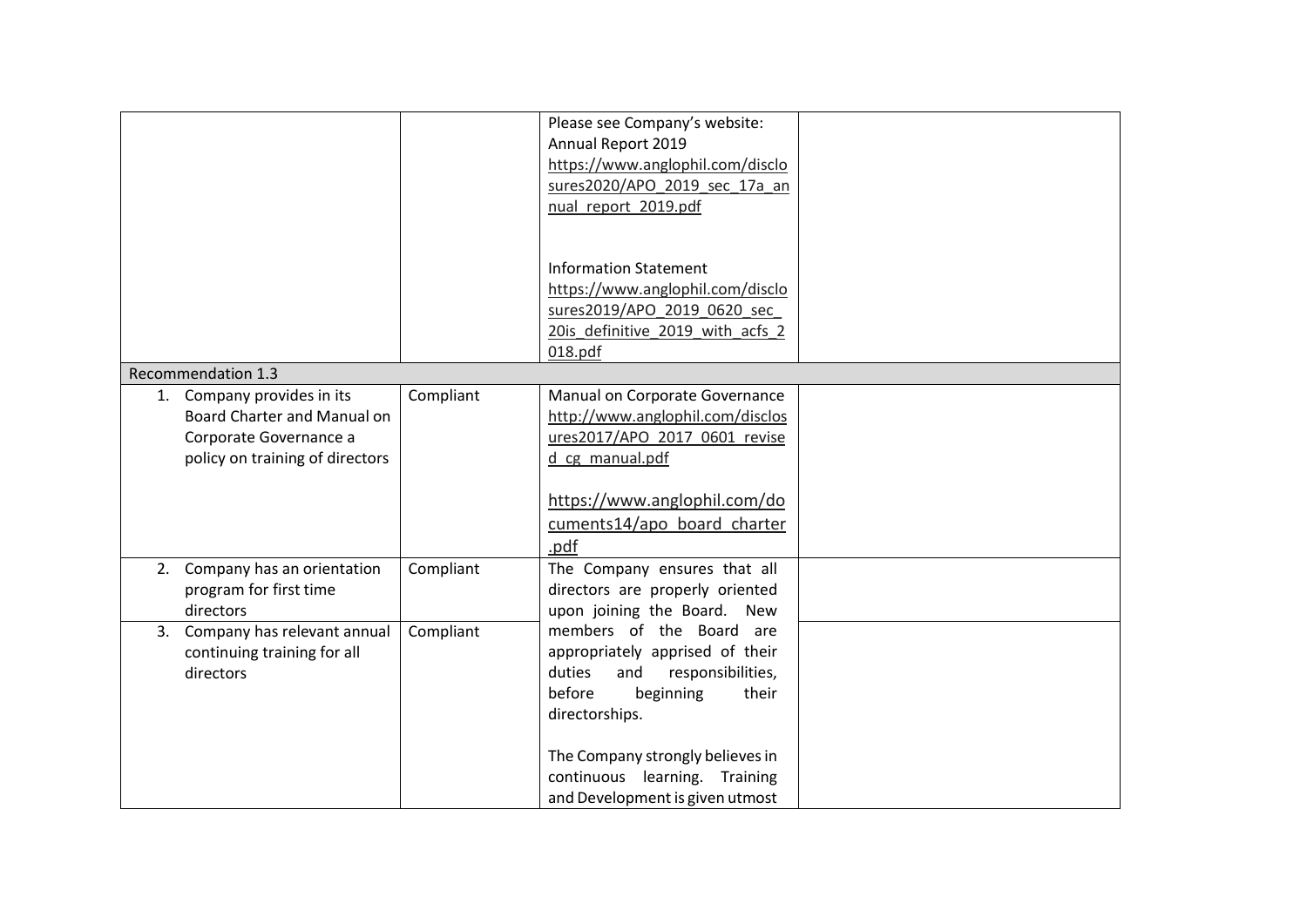| | | | |
|---|---|---|---|
| | | Please see Company's website: Annual Report 2019 https://www.anglophil.com/disclosures2020/APO_2019_sec_17a_annual_report_2019.pdf<br><br>Information Statement https://www.anglophil.com/disclosures2019/APO_2019_0620_sec_20is_definitive_2019_with_acfs_2018.pdf | |
| Recommendation 1.3 | | | |
| 1. Company provides in its Board Charter and Manual on Corporate Governance a policy on training of directors | Compliant | Manual on Corporate Governance http://www.anglophil.com/disclosures2017/APO_2017_0601_revised_cg_manual.pdf<br><br>https://www.anglophil.com/documents14/apo_board_charter.pdf | |
| 2. Company has an orientation program for first time directors | Compliant | The Company ensures that all directors are properly oriented upon joining the Board. New members of the Board are appropriately apprised of their duties and responsibilities, before beginning their directorships.<br><br>The Company strongly believes in continuous learning. Training and Development is given utmost | |
| 3. Company has relevant annual continuing training for all directors | Compliant | | |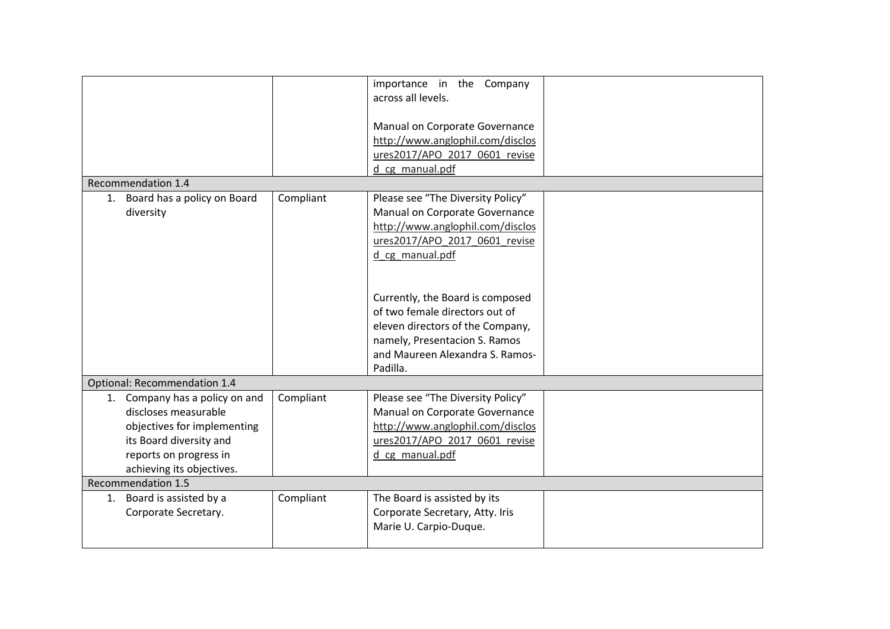| | | | |
|---|---|---|---|
| | | importance in the Company across all levels.<br><br>Manual on Corporate Governance http://www.anglophil.com/disclosures2017/APO_2017_0601_revised_cg_manual.pdf | |
| Recommendation 1.4 | | | |
| 1. Board has a policy on Board diversity | Compliant | Please see "The Diversity Policy" Manual on Corporate Governance http://www.anglophil.com/disclosures2017/APO_2017_0601_revised_cg_manual.pdf<br><br>Currently, the Board is composed of two female directors out of eleven directors of the Company, namely, Presentacion S. Ramos and Maureen Alexandra S. Ramos-Padilla. | |
| Optional: Recommendation 1.4 | | | |
| 1. Company has a policy on and discloses measurable objectives for implementing its Board diversity and reports on progress in achieving its objectives. | Compliant | Please see "The Diversity Policy" Manual on Corporate Governance http://www.anglophil.com/disclosures2017/APO_2017_0601_revised_cg_manual.pdf | |
| Recommendation 1.5 | | | |
| 1. Board is assisted by a Corporate Secretary. | Compliant | The Board is assisted by its Corporate Secretary, Atty. Iris Marie U. Carpio-Duque. | |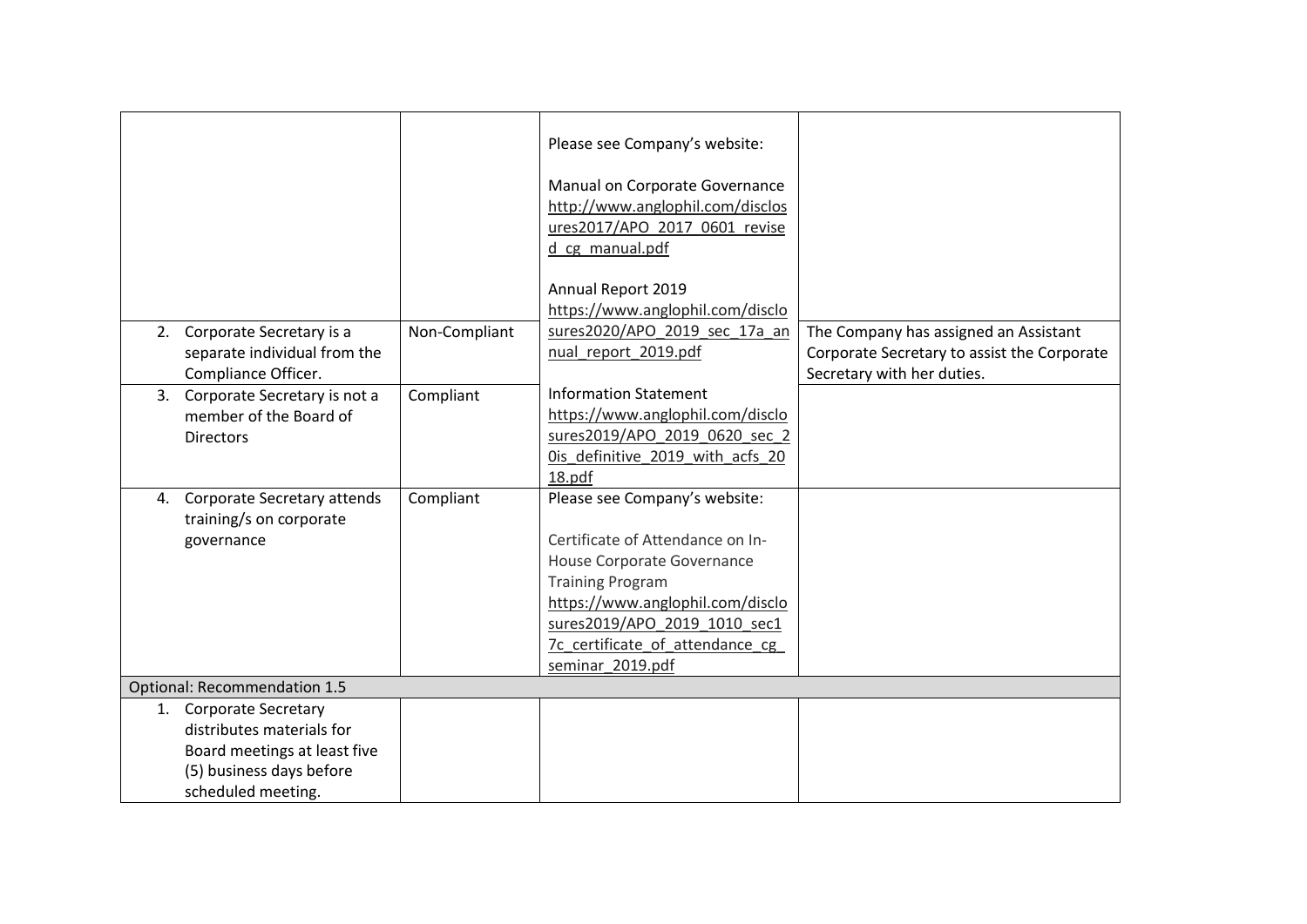| | | | |
|---|---|---|---|
| | | Please see Company's website:<br><br>Manual on Corporate Governance http://www.anglophil.com/disclosures2017/APO_2017_0601_revised_cg_manual.pdf<br><br>Annual Report 2019 https://www.anglophil.com/disclosures2020/APO_2019_sec_17a_annual_report_2019.pdf<br><br>Information Statement https://www.anglophil.com/disclosures2019/APO_2019_0620_sec_20is_definitive_2019_with_acfs_2018.pdf | |
| 2. Corporate Secretary is a separate individual from the Compliance Officer. | Non-Compliant | | The Company has assigned an Assistant Corporate Secretary to assist the Corporate Secretary with her duties. |
| 3. Corporate Secretary is not a member of the Board of Directors | Compliant | | |
| 4. Corporate Secretary attends training/s on corporate governance | Compliant | Please see Company's website:<br><br>Certificate of Attendance on In-House Corporate Governance Training Program https://www.anglophil.com/disclosures2019/APO_2019_1010_sec17c_certificate_of_attendance_cg_seminar_2019.pdf | |
| Optional: Recommendation 1.5 | | | |
| 1. Corporate Secretary distributes materials for Board meetings at least five (5) business days before scheduled meeting. | | | |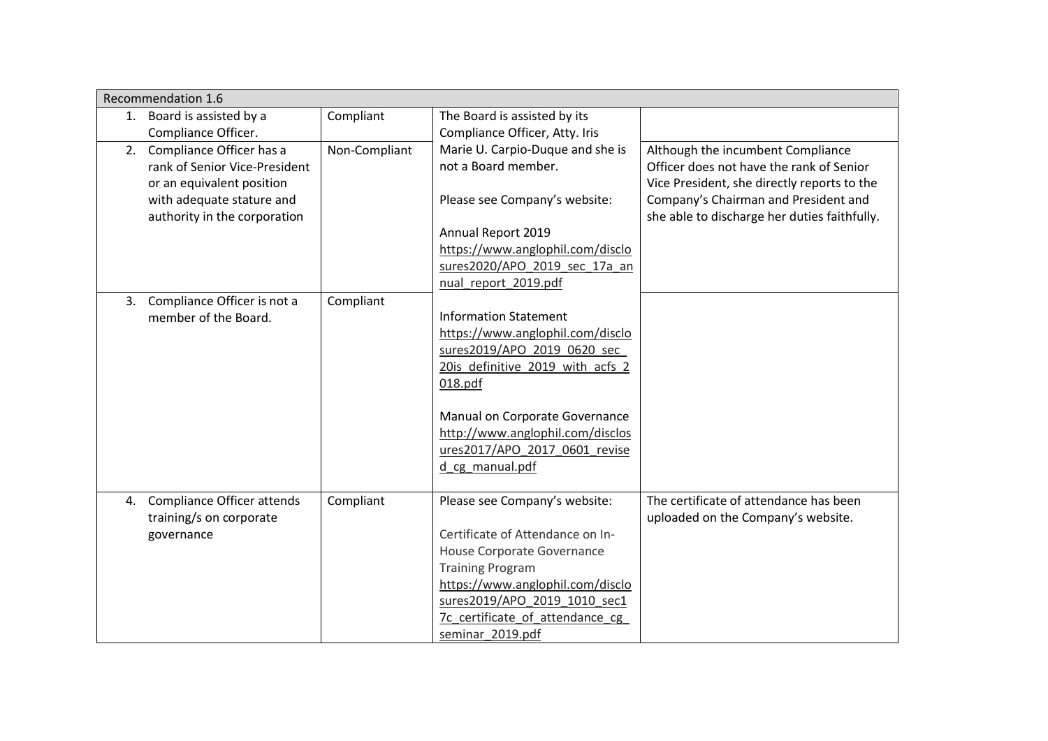| Recommendation 1.6 | | | |
|---|---|---|---|
| 1. Board is assisted by a Compliance Officer. | Compliant | The Board is assisted by its Compliance Officer, Atty. Iris Marie U. Carpio-Duque and she is not a Board member.<br><br>Please see Company's website:<br><br>Annual Report 2019<br>https://www.anglophil.com/disclosures2020/APO_2019_sec_17a_annual_report_2019.pdf<br><br>Information Statement<br>https://www.anglophil.com/disclosures2019/APO_2019_0620_sec_20is_definitive_2019_with_acfs_2018.pdf<br><br>Manual on Corporate Governance<br>http://www.anglophil.com/disclosures2017/APO_2017_0601_revised_cg_manual.pdf | |
| 2. Compliance Officer has a rank of Senior Vice-President or an equivalent position with adequate stature and authority in the corporation | Non-Compliant | | Although the incumbent Compliance Officer does not have the rank of Senior Vice President, she directly reports to the Company's Chairman and President and she able to discharge her duties faithfully. |
| 3. Compliance Officer is not a member of the Board. | Compliant | | |
| 4. Compliance Officer attends training/s on corporate governance | Compliant | Please see Company's website:<br><br>Certificate of Attendance on In-House Corporate Governance Training Program<br>https://www.anglophil.com/disclosures2019/APO_2019_1010_sec17c_certificate_of_attendance_cg_seminar_2019.pdf | The certificate of attendance has been uploaded on the Company's website. |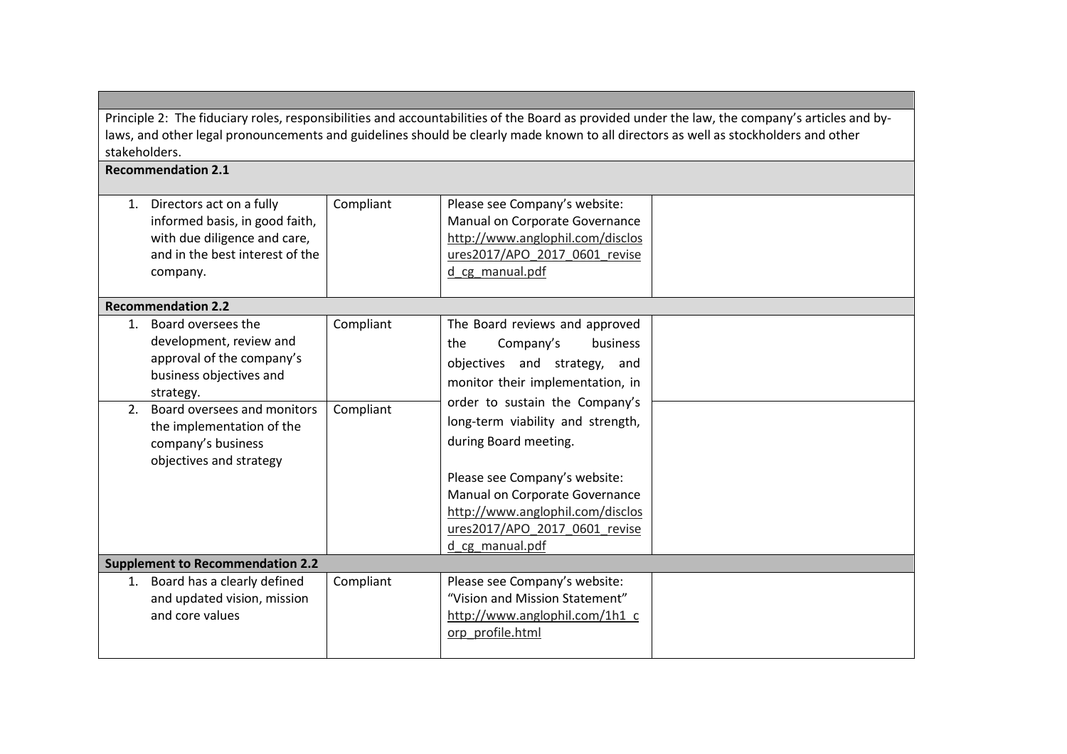| | | | |
|---|---|---|---|
| Principle 2: The fiduciary roles, responsibilities and accountabilities of the Board as provided under the law, the company's articles and by-laws, and other legal pronouncements and guidelines should be clearly made known to all directors as well as stockholders and other stakeholders. | | | |
| **Recommendation 2.1** | | | |
| 1. Directors act on a fully informed basis, in good faith, with due diligence and care, and in the best interest of the company. | Compliant | Please see Company's website: Manual on Corporate Governance http://www.anglophil.com/disclosures2017/APO_2017_0601_revised_cg_manual.pdf | |
| **Recommendation 2.2** | | | |
| 1. Board oversees the development, review and approval of the company's business objectives and strategy. | Compliant | The Board reviews and approved the Company's business objectives and strategy, and monitor their implementation, in order to sustain the Company's long-term viability and strength, during Board meeting.<br><br>Please see Company's website: Manual on Corporate Governance http://www.anglophil.com/disclosures2017/APO_2017_0601_revised_cg_manual.pdf | |
| 2. Board oversees and monitors the implementation of the company's business objectives and strategy | Compliant | | |
| **Supplement to Recommendation 2.2** | | | |
| 1. Board has a clearly defined and updated vision, mission and core values | Compliant | Please see Company's website: "Vision and Mission Statement" http://www.anglophil.com/1h1_corp_profile.html | |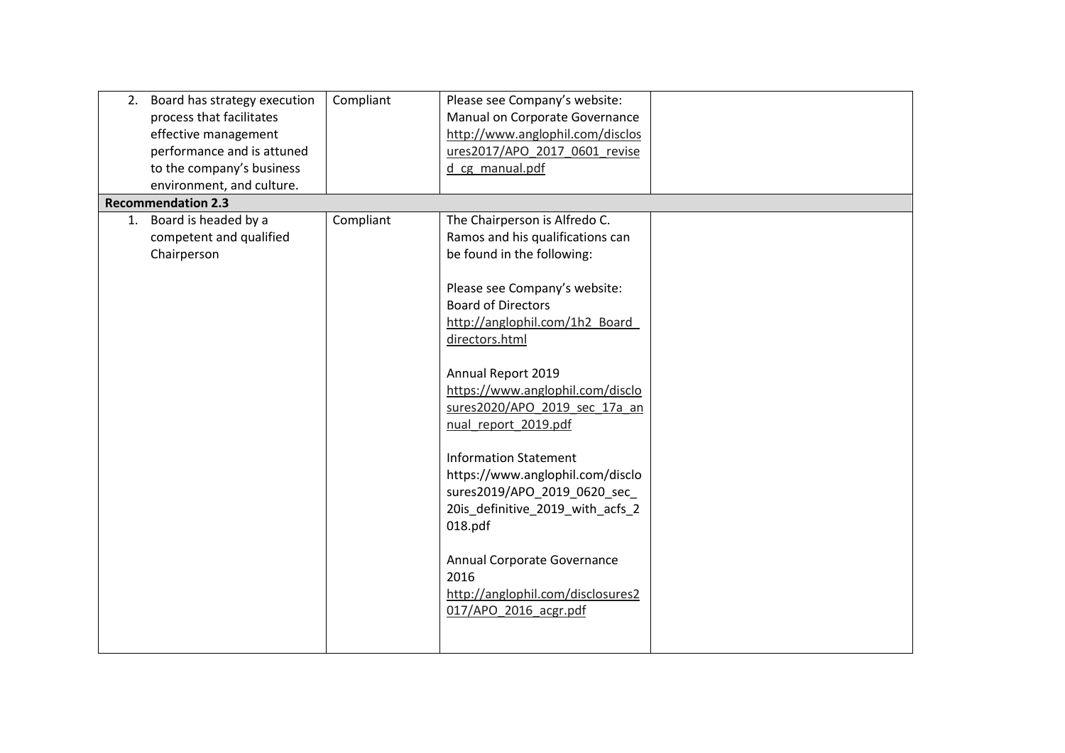| | | | |
|---|---|---|---|
| 2. Board has strategy execution process that facilitates effective management performance and is attuned to the company's business environment, and culture. | Compliant | Please see Company's website: Manual on Corporate Governance http://www.anglophil.com/disclosures2017/APO_2017_0601_revised_cg_manual.pdf | |
| **Recommendation 2.3** | | | |
| 1. Board is headed by a competent and qualified Chairperson | Compliant | The Chairperson is Alfredo C. Ramos and his qualifications can be found in the following:<br><br>Please see Company's website: Board of Directors http://anglophil.com/1h2_Board_directors.html<br><br>Annual Report 2019 https://www.anglophil.com/disclosures2020/APO_2019_sec_17a_annual_report_2019.pdf<br><br>Information Statement https://www.anglophil.com/disclosures2019/APO_2019_0620_sec_20is_definitive_2019_with_acfs_2018.pdf<br><br>Annual Corporate Governance 2016 http://anglophil.com/disclosures2017/APO_2016_acgr.pdf | |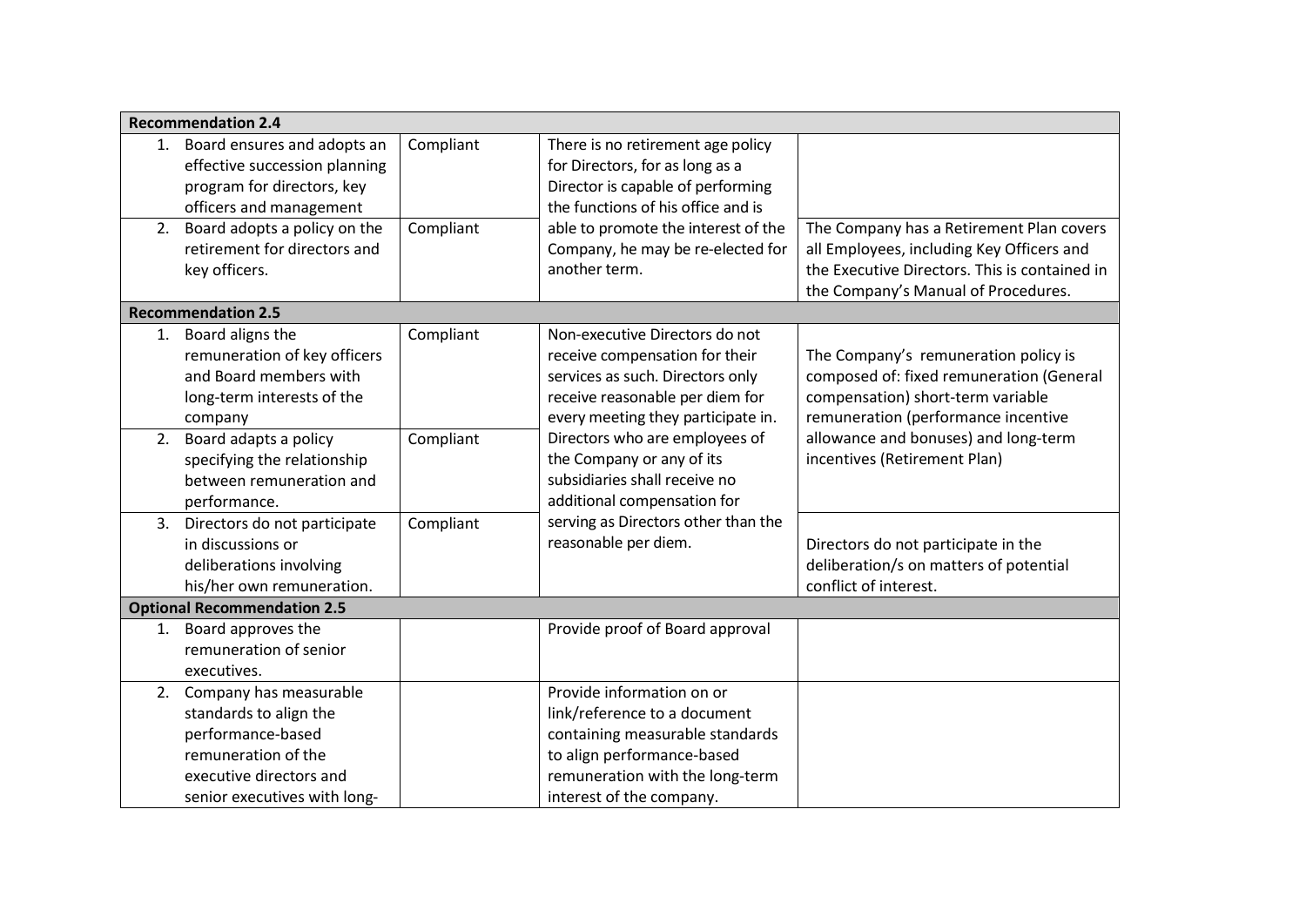| | | | |
|---|---|---|---|
| **Recommendation 2.4** | | | |
| 1. Board ensures and adopts an effective succession planning program for directors, key officers and management | Compliant | There is no retirement age policy for Directors, for as long as a Director is capable of performing the functions of his office and is able to promote the interest of the Company, he may be re-elected for another term. | |
| 2. Board adopts a policy on the retirement for directors and key officers. | Compliant | | The Company has a Retirement Plan covers all Employees, including Key Officers and the Executive Directors. This is contained in the Company's Manual of Procedures. |
| **Recommendation 2.5** | | | |
| 1. Board aligns the remuneration of key officers and Board members with long-term interests of the company | Compliant | Non-executive Directors do not receive compensation for their services as such. Directors only receive reasonable per diem for every meeting they participate in. Directors who are employees of the Company or any of its subsidiaries shall receive no additional compensation for serving as Directors other than the reasonable per diem. | The Company's remuneration policy is composed of: fixed remuneration (General compensation) short-term variable remuneration (performance incentive allowance and bonuses) and long-term incentives (Retirement Plan) |
| 2. Board adapts a policy specifying the relationship between remuneration and performance. | Compliant | | |
| 3. Directors do not participate in discussions or deliberations involving his/her own remuneration. | Compliant | | Directors do not participate in the deliberation/s on matters of potential conflict of interest. |
| **Optional Recommendation 2.5** | | | |
| 1. Board approves the remuneration of senior executives. | | Provide proof of Board approval | |
| 2. Company has measurable standards to align the performance-based remuneration of the executive directors and senior executives with long- | | Provide information on or link/reference to a document containing measurable standards to align performance-based remuneration with the long-term interest of the company. | |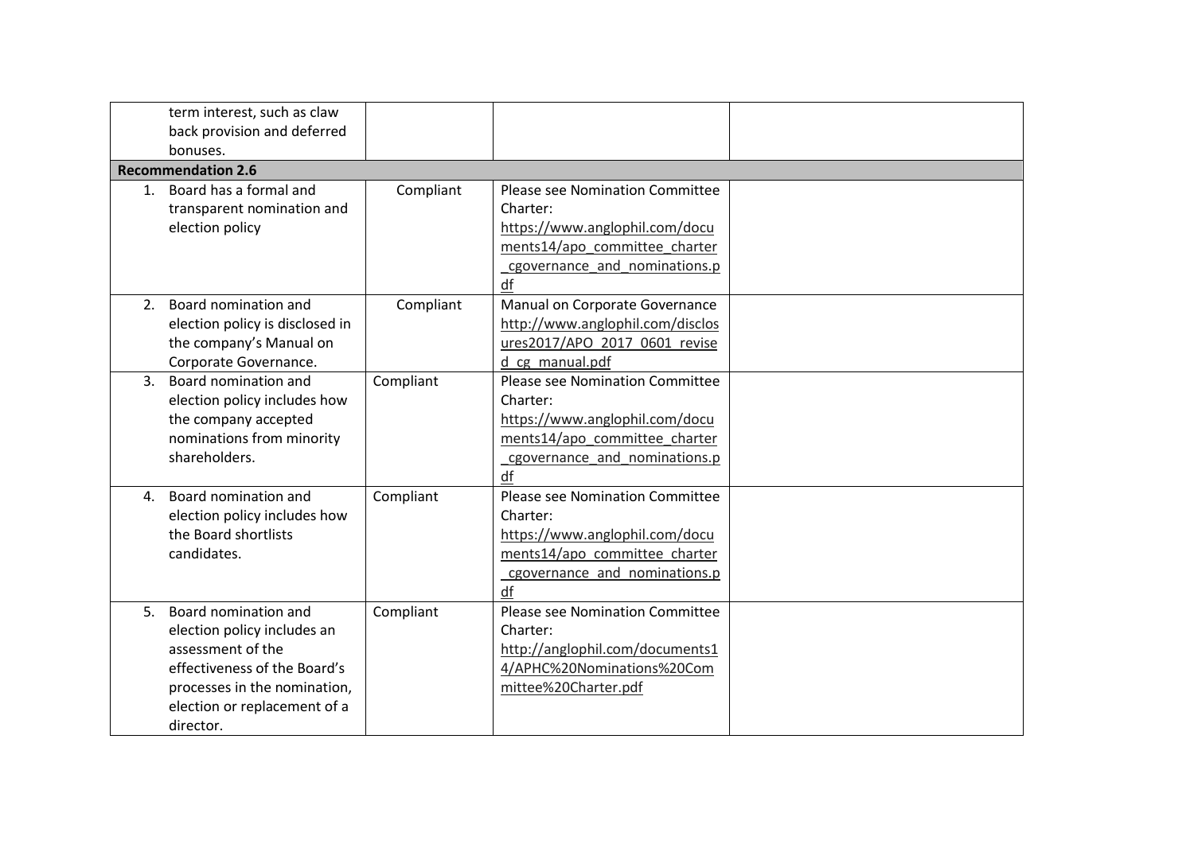| | | | |
|---|---|---|---|
| term interest, such as claw back provision and deferred bonuses. | | | |
| **Recommendation 2.6** | | | |
| 1. Board has a formal and transparent nomination and election policy | Compliant | Please see Nomination Committee Charter: https://www.anglophil.com/documents14/apo_committee_charter_cgovernance_and_nominations.pdf | |
| 2. Board nomination and election policy is disclosed in the company's Manual on Corporate Governance. | Compliant | Manual on Corporate Governance http://www.anglophil.com/disclosures2017/APO_2017_0601_revised_cg_manual.pdf | |
| 3. Board nomination and election policy includes how the company accepted nominations from minority shareholders. | Compliant | Please see Nomination Committee Charter: https://www.anglophil.com/documents14/apo_committee_charter_cgovernance_and_nominations.pdf | |
| 4. Board nomination and election policy includes how the Board shortlists candidates. | Compliant | Please see Nomination Committee Charter: https://www.anglophil.com/documents14/apo_committee_charter_cgovernance_and_nominations.pdf | |
| 5. Board nomination and election policy includes an assessment of the effectiveness of the Board's processes in the nomination, election or replacement of a director. | Compliant | Please see Nomination Committee Charter: http://anglophil.com/documents14/APHC%20Nominations%20Committee%20Charter.pdf | |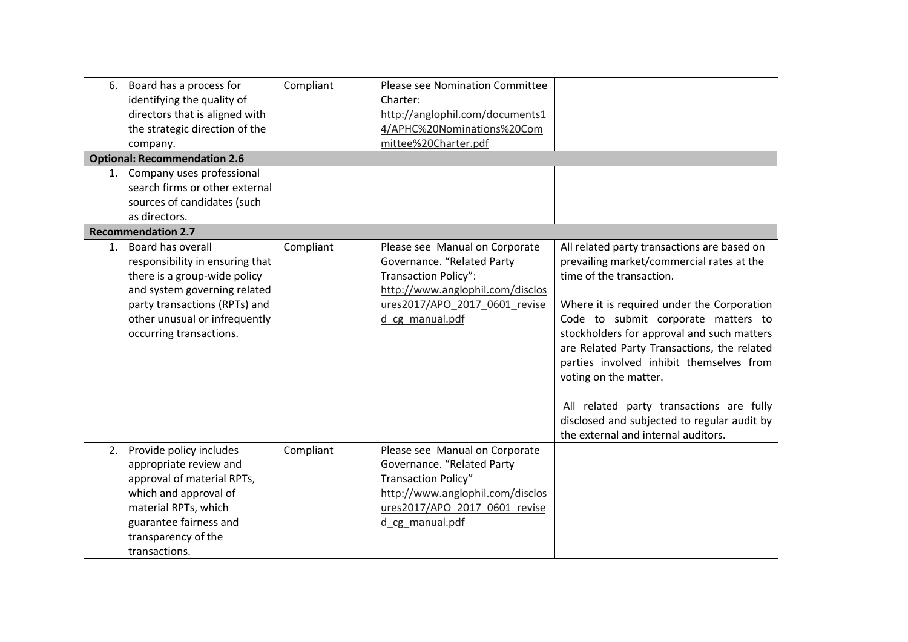| | | | |
|---|---|---|---|
| 6. Board has a process for identifying the quality of directors that is aligned with the strategic direction of the company. | Compliant | Please see Nomination Committee Charter: http://anglophil.com/documents14/APHC%20Nominations%20Committee%20Charter.pdf | |
| **Optional: Recommendation 2.6** | | | |
| 1. Company uses professional search firms or other external sources of candidates (such as directors. | | | |
| **Recommendation 2.7** | | | |
| 1. Board has overall responsibility in ensuring that there is a group-wide policy and system governing related party transactions (RPTs) and other unusual or infrequently occurring transactions. | Compliant | Please see Manual on Corporate Governance. "Related Party Transaction Policy": http://www.anglophil.com/disclosures2017/APO_2017_0601_revised_cg_manual.pdf | All related party transactions are based on prevailing market/commercial rates at the time of the transaction.<br><br>Where it is required under the Corporation Code to submit corporate matters to stockholders for approval and such matters are Related Party Transactions, the related parties involved inhibit themselves from voting on the matter.<br><br>All related party transactions are fully disclosed and subjected to regular audit by the external and internal auditors. |
| 2. Provide policy includes appropriate review and approval of material RPTs, which and approval of material RPTs, which guarantee fairness and transparency of the transactions. | Compliant | Please see Manual on Corporate Governance. "Related Party Transaction Policy" http://www.anglophil.com/disclosures2017/APO_2017_0601_revised_cg_manual.pdf | |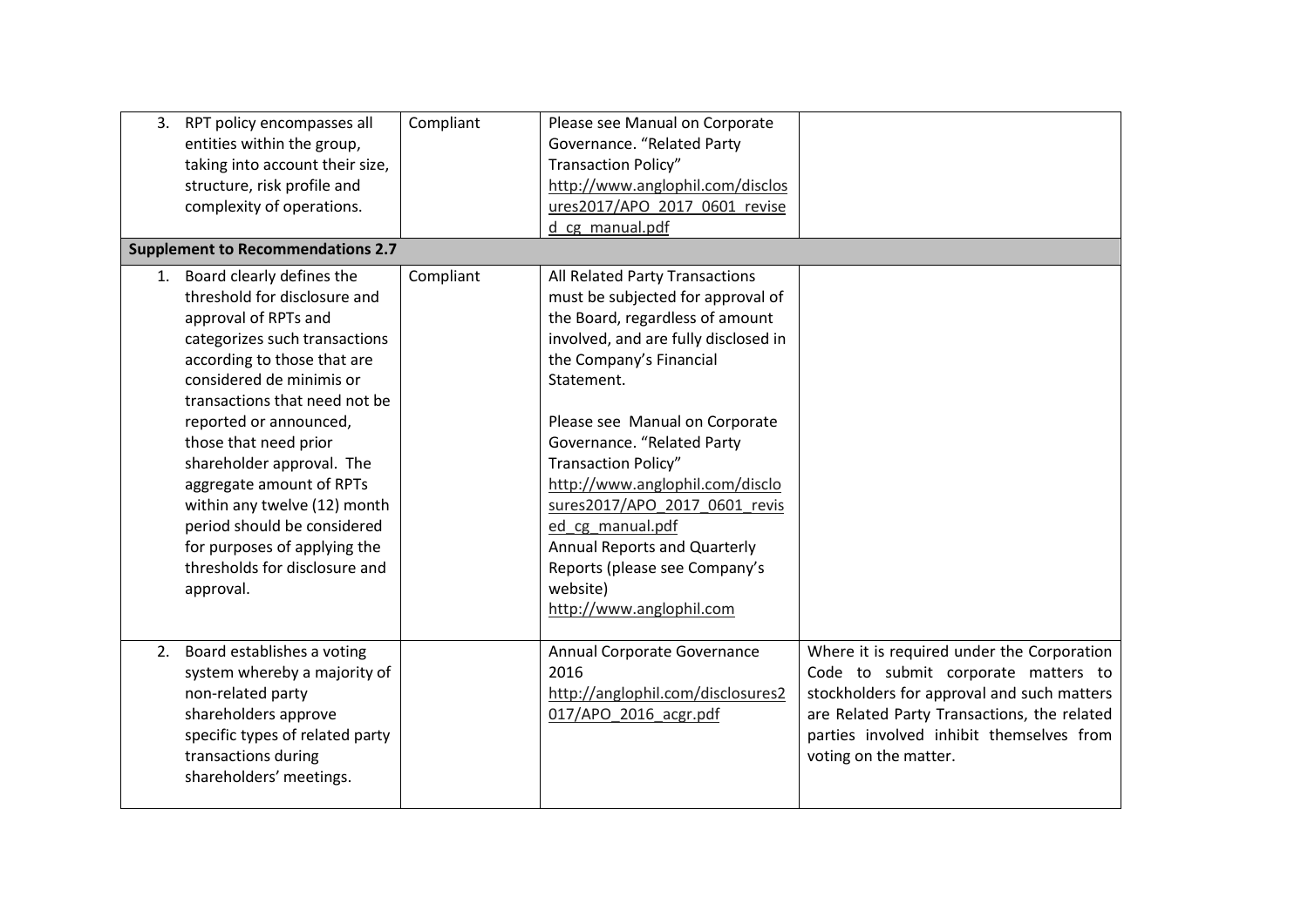| | | | |
|---|---|---|---|
| 3. RPT policy encompasses all entities within the group, taking into account their size, structure, risk profile and complexity of operations. | Compliant | Please see Manual on Corporate Governance. "Related Party Transaction Policy" http://www.anglophil.com/disclosures2017/APO_2017_0601_revised_cg_manual.pdf | |
| **Supplement to Recommendations 2.7** | | | |
| 1. Board clearly defines the threshold for disclosure and approval of RPTs and categorizes such transactions according to those that are considered de minimis or transactions that need not be reported or announced, those that need prior shareholder approval. The aggregate amount of RPTs within any twelve (12) month period should be considered for purposes of applying the thresholds for disclosure and approval. | Compliant | All Related Party Transactions must be subjected for approval of the Board, regardless of amount involved, and are fully disclosed in the Company's Financial Statement.<br><br>Please see Manual on Corporate Governance. "Related Party Transaction Policy" http://www.anglophil.com/disclosures2017/APO_2017_0601_revised_cg_manual.pdf<br>Annual Reports and Quarterly Reports (please see Company's website) http://www.anglophil.com | |
| 2. Board establishes a voting system whereby a majority of non-related party shareholders approve specific types of related party transactions during shareholders' meetings. | | Annual Corporate Governance 2016 http://anglophil.com/disclosures2017/APO_2016_acgr.pdf | Where it is required under the Corporation Code to submit corporate matters to stockholders for approval and such matters are Related Party Transactions, the related parties involved inhibit themselves from voting on the matter. |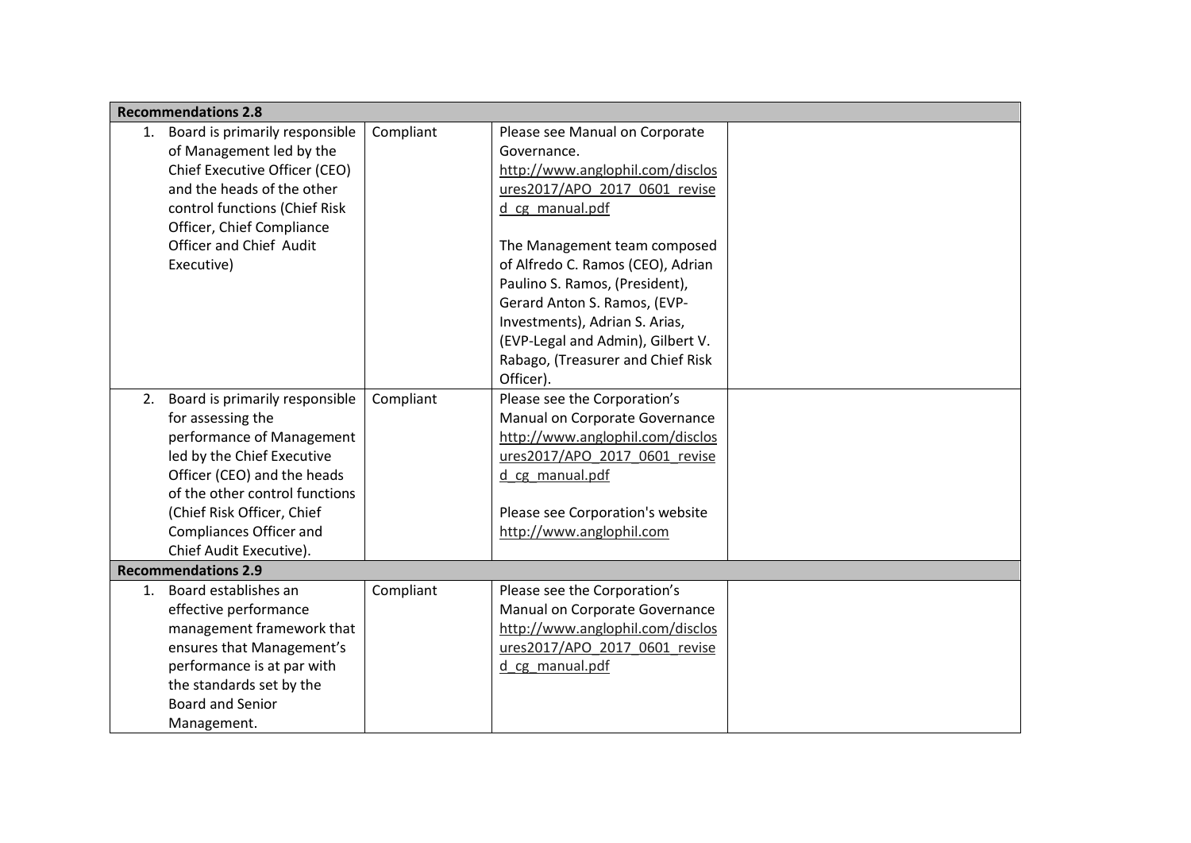| **Recommendations 2.8** | | | |
|---|---|---|---|
| 1. Board is primarily responsible of Management led by the Chief Executive Officer (CEO) and the heads of the other control functions (Chief Risk Officer, Chief Compliance Officer and Chief Audit Executive) | Compliant | Please see Manual on Corporate Governance. http://www.anglophil.com/disclosures2017/APO_2017_0601_revised_cg_manual.pdf<br><br>The Management team composed of Alfredo C. Ramos (CEO), Adrian Paulino S. Ramos, (President), Gerard Anton S. Ramos, (EVP-Investments), Adrian S. Arias, (EVP-Legal and Admin), Gilbert V. Rabago, (Treasurer and Chief Risk Officer). | |
| 2. Board is primarily responsible for assessing the performance of Management led by the Chief Executive Officer (CEO) and the heads of the other control functions (Chief Risk Officer, Chief Compliances Officer and Chief Audit Executive). | Compliant | Please see the Corporation's Manual on Corporate Governance http://www.anglophil.com/disclosures2017/APO_2017_0601_revised_cg_manual.pdf<br><br>Please see Corporation's website http://www.anglophil.com | |
| **Recommendations 2.9** | | | |
| 1. Board establishes an effective performance management framework that ensures that Management's performance is at par with the standards set by the Board and Senior Management. | Compliant | Please see the Corporation's Manual on Corporate Governance http://www.anglophil.com/disclosures2017/APO_2017_0601_revised_cg_manual.pdf | |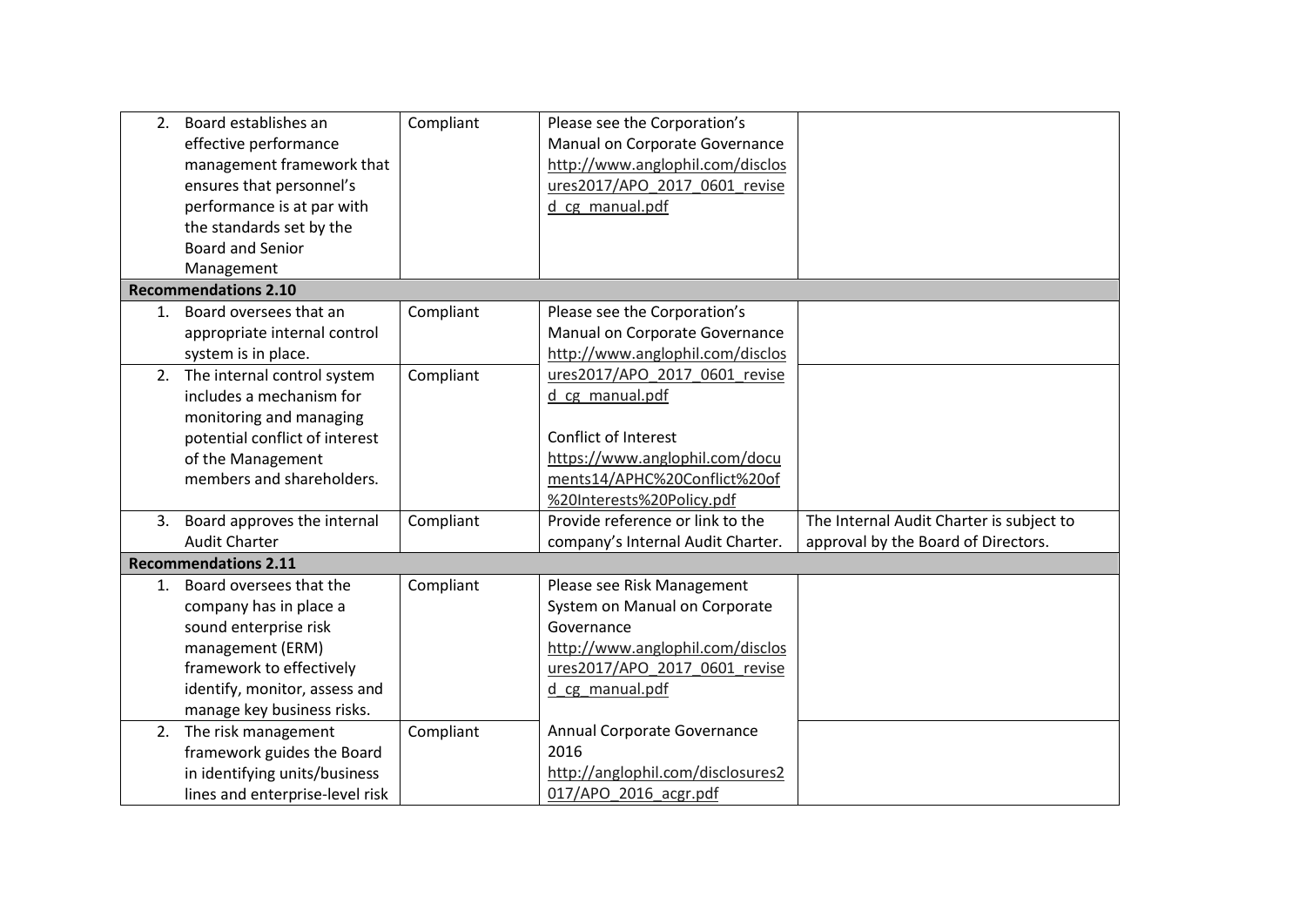| | | | |
|---|---|---|---|
| 2. Board establishes an effective performance management framework that ensures that personnel's performance is at par with the standards set by the Board and Senior Management | Compliant | Please see the Corporation's Manual on Corporate Governance http://www.anglophil.com/disclosures2017/APO_2017_0601_revised_cg_manual.pdf | |
| **Recommendations 2.10** | | | |
| 1. Board oversees that an appropriate internal control system is in place. | Compliant | Please see the Corporation's Manual on Corporate Governance http://www.anglophil.com/disclosures2017/APO_2017_0601_revised_cg_manual.pdf | |
| 2. The internal control system includes a mechanism for monitoring and managing potential conflict of interest of the Management members and shareholders. | Compliant | Conflict of Interest https://www.anglophil.com/documents14/APHC%20Conflict%20of%20Interests%20Policy.pdf | |
| 3. Board approves the internal Audit Charter | Compliant | Provide reference or link to the company's Internal Audit Charter. | The Internal Audit Charter is subject to approval by the Board of Directors. |
| **Recommendations 2.11** | | | |
| 1. Board oversees that the company has in place a sound enterprise risk management (ERM) framework to effectively identify, monitor, assess and manage key business risks. | Compliant | Please see Risk Management System on Manual on Corporate Governance http://www.anglophil.com/disclosures2017/APO_2017_0601_revised_cg_manual.pdf | |
| 2. The risk management framework guides the Board in identifying units/business lines and enterprise-level risk | Compliant | Annual Corporate Governance 2016 http://anglophil.com/disclosures2017/APO_2016_acgr.pdf | |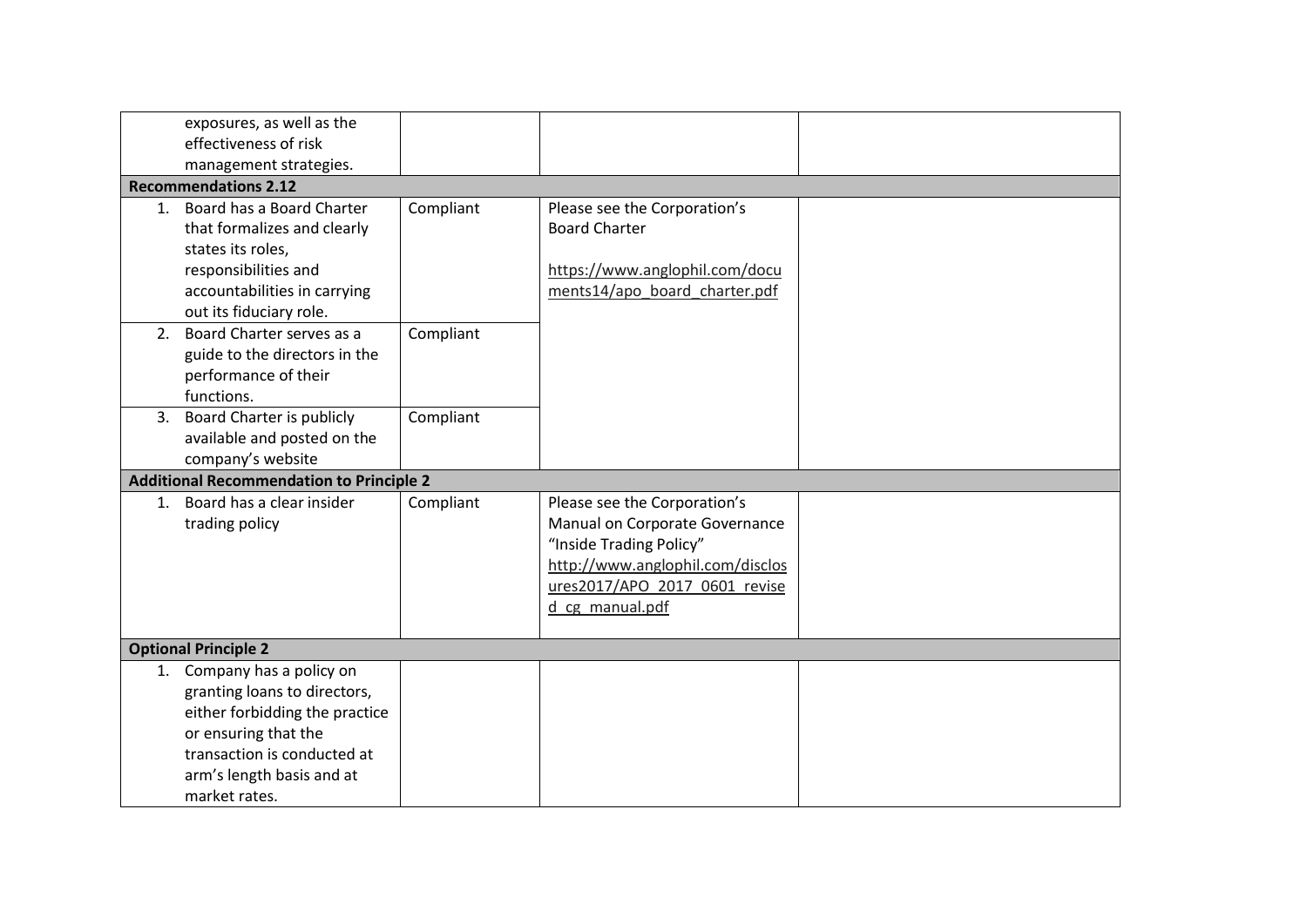| | | | |
|---|---|---|---|
| exposures, as well as the effectiveness of risk management strategies. | | | |
| **Recommendations 2.12** | | | |
| 1. Board has a Board Charter that formalizes and clearly states its roles, responsibilities and accountabilities in carrying out its fiduciary role. | Compliant | Please see the Corporation's Board Charter<br><br>https://www.anglophil.com/documents14/apo_board_charter.pdf | |
| 2. Board Charter serves as a guide to the directors in the performance of their functions. | Compliant | | |
| 3. Board Charter is publicly available and posted on the company's website | Compliant | | |
| **Additional Recommendation to Principle 2** | | | |
| 1. Board has a clear insider trading policy | Compliant | Please see the Corporation's Manual on Corporate Governance "Inside Trading Policy"<br>http://www.anglophil.com/disclosures2017/APO_2017_0601_revised_cg_manual.pdf | |
| **Optional Principle 2** | | | |
| 1. Company has a policy on granting loans to directors, either forbidding the practice or ensuring that the transaction is conducted at arm's length basis and at market rates. | | | |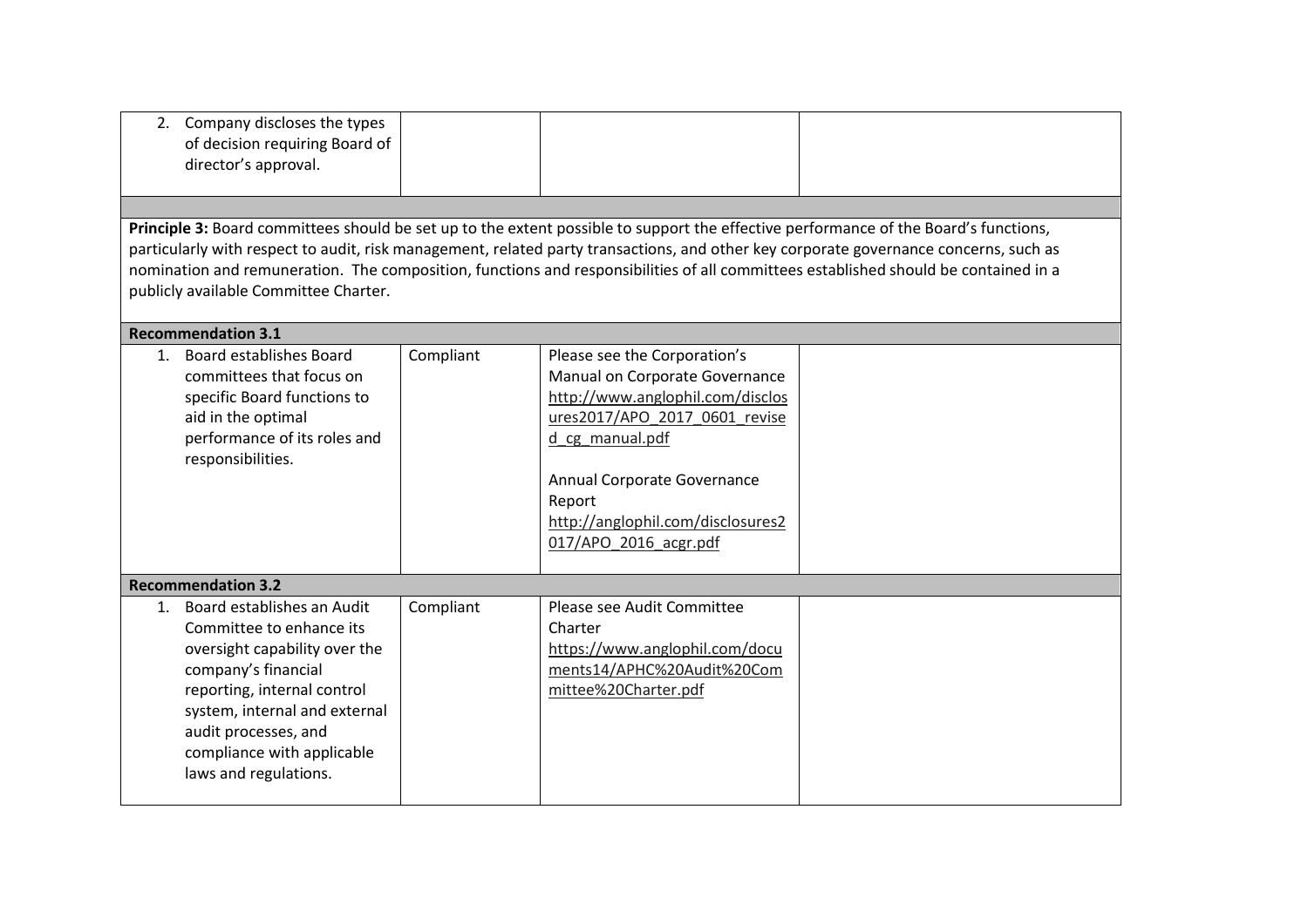| | | | |
|---|---|---|---|
| 2. Company discloses the types of decision requiring Board of director's approval. | | | |
| | | | |
| **Principle 3:** Board committees should be set up to the extent possible to support the effective performance of the Board's functions, particularly with respect to audit, risk management, related party transactions, and other key corporate governance concerns, such as nomination and remuneration. The composition, functions and responsibilities of all committees established should be contained in a publicly available Committee Charter. | | | |
| **Recommendation 3.1** | | | |
| 1. Board establishes Board committees that focus on specific Board functions to aid in the optimal performance of its roles and responsibilities. | Compliant | Please see the Corporation's Manual on Corporate Governance http://www.anglophil.com/disclosures2017/APO_2017_0601_revised_cg_manual.pdf<br><br>Annual Corporate Governance Report http://anglophil.com/disclosures2017/APO_2016_acgr.pdf | |
| **Recommendation 3.2** | | | |
| 1. Board establishes an Audit Committee to enhance its oversight capability over the company's financial reporting, internal control system, internal and external audit processes, and compliance with applicable laws and regulations. | Compliant | Please see Audit Committee Charter https://www.anglophil.com/documents14/APHC%20Audit%20Committee%20Charter.pdf | |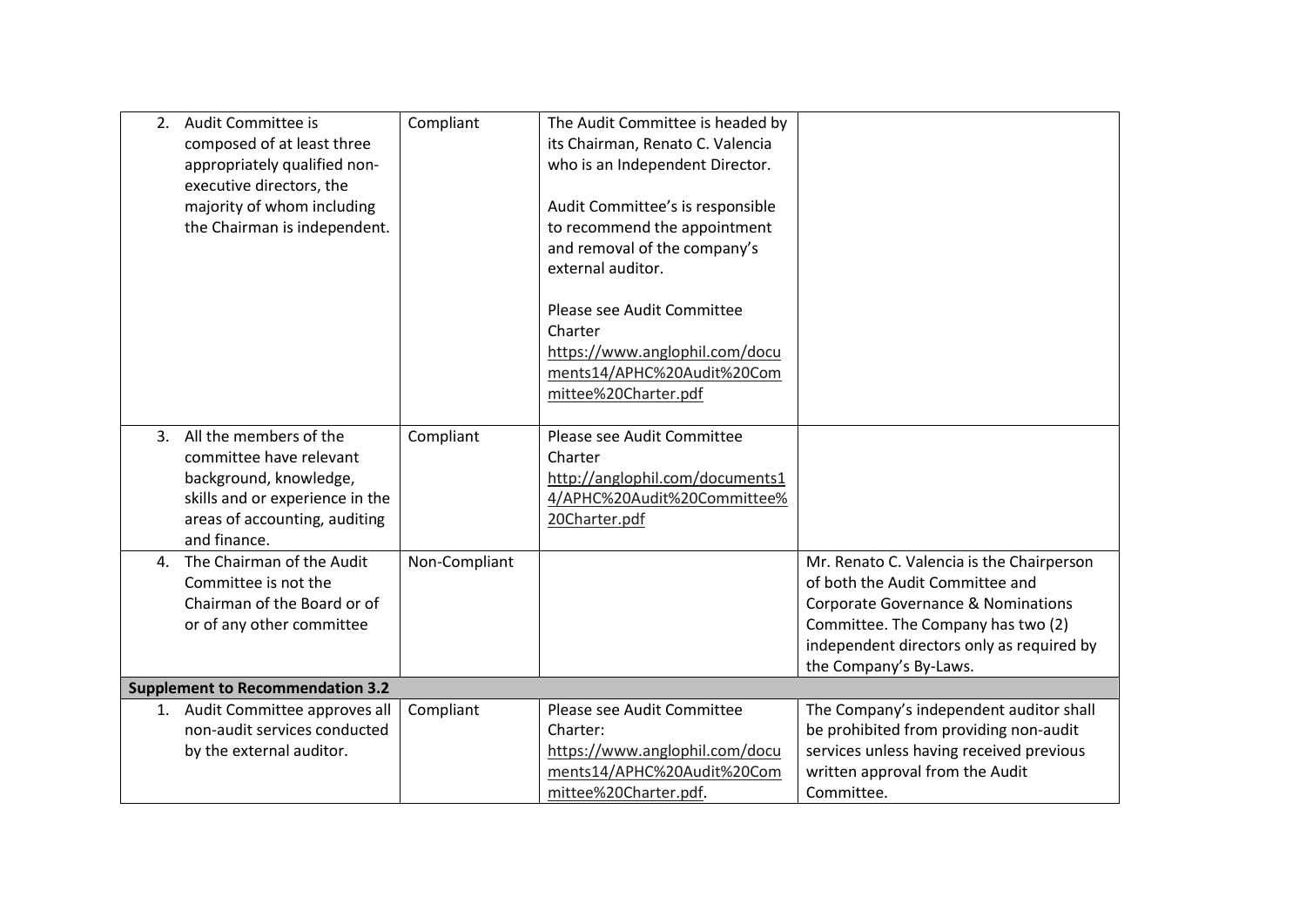| | | | |
|---|---|---|---|
| 2. Audit Committee is composed of at least three appropriately qualified non-executive directors, the majority of whom including the Chairman is independent. | Compliant | The Audit Committee is headed by its Chairman, Renato C. Valencia who is an Independent Director.<br><br>Audit Committee's is responsible to recommend the appointment and removal of the company's external auditor.<br><br>Please see Audit Committee Charter https://www.anglophil.com/documents14/APHC%20Audit%20Committee%20Charter.pdf | |
| 3. All the members of the committee have relevant background, knowledge, skills and or experience in the areas of accounting, auditing and finance. | Compliant | Please see Audit Committee Charter http://anglophil.com/documents14/APHC%20Audit%20Committee%20Charter.pdf | |
| 4. The Chairman of the Audit Committee is not the Chairman of the Board or of or of any other committee | Non-Compliant | | Mr. Renato C. Valencia is the Chairperson of both the Audit Committee and Corporate Governance & Nominations Committee. The Company has two (2) independent directors only as required by the Company's By-Laws. |
| **Supplement to Recommendation 3.2** | | | |
| 1. Audit Committee approves all non-audit services conducted by the external auditor. | Compliant | Please see Audit Committee Charter: https://www.anglophil.com/documents14/APHC%20Audit%20Committee%20Charter.pdf. | The Company's independent auditor shall be prohibited from providing non-audit services unless having received previous written approval from the Audit Committee. |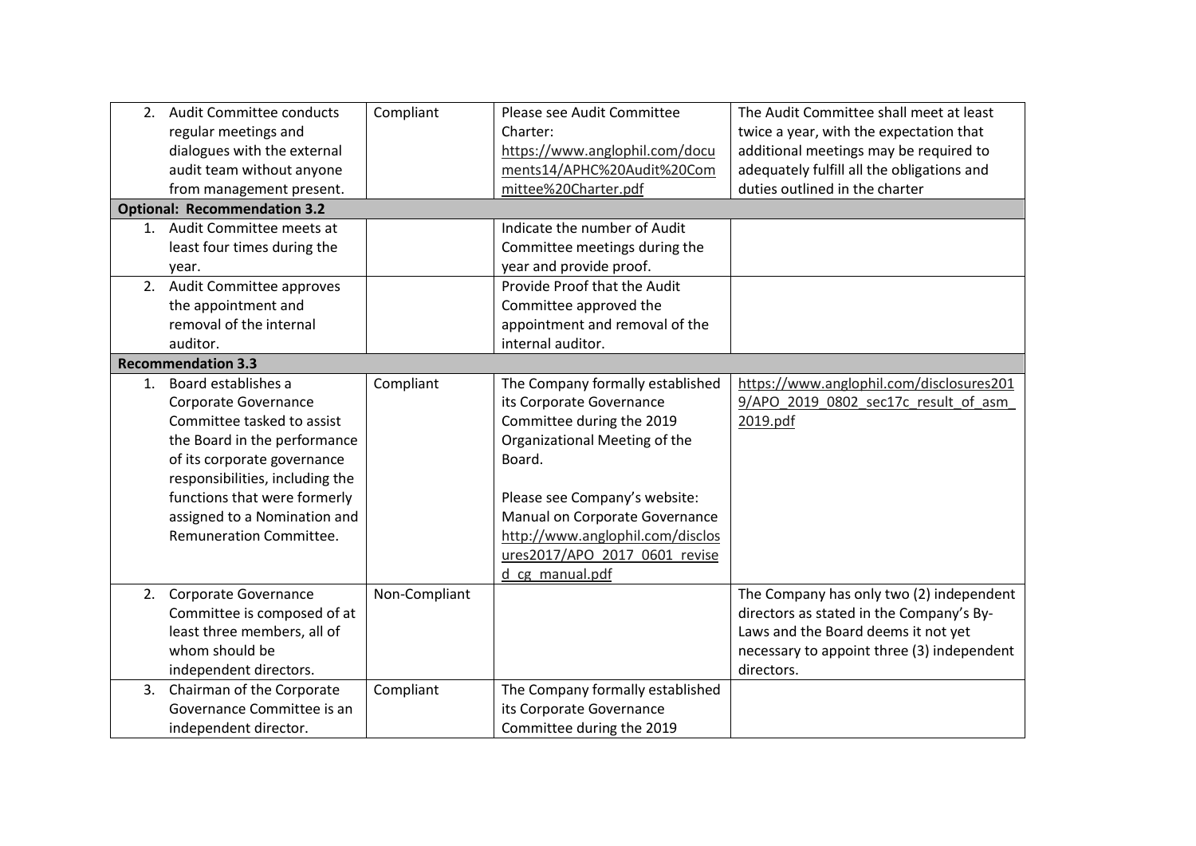| | | | |
|---|---|---|---|
| 2. Audit Committee conducts regular meetings and dialogues with the external audit team without anyone from management present. | Compliant | Please see Audit Committee Charter: https://www.anglophil.com/documents14/APHC%20Audit%20Committee%20Charter.pdf | The Audit Committee shall meet at least twice a year, with the expectation that additional meetings may be required to adequately fulfill all the obligations and duties outlined in the charter |
| **Optional: Recommendation 3.2** | | | |
| 1. Audit Committee meets at least four times during the year. | | Indicate the number of Audit Committee meetings during the year and provide proof. | |
| 2. Audit Committee approves the appointment and removal of the internal auditor. | | Provide Proof that the Audit Committee approved the appointment and removal of the internal auditor. | |
| **Recommendation 3.3** | | | |
| 1. Board establishes a Corporate Governance Committee tasked to assist the Board in the performance of its corporate governance responsibilities, including the functions that were formerly assigned to a Nomination and Remuneration Committee. | Compliant | The Company formally established its Corporate Governance Committee during the 2019 Organizational Meeting of the Board.<br><br>Please see Company's website: Manual on Corporate Governance http://www.anglophil.com/disclosures2017/APO_2017_0601_revised_cg_manual.pdf | https://www.anglophil.com/disclosures2019/APO_2019_0802_sec17c_result_of_asm_2019.pdf |
| 2. Corporate Governance Committee is composed of at least three members, all of whom should be independent directors. | Non-Compliant | | The Company has only two (2) independent directors as stated in the Company's By-Laws and the Board deems it not yet necessary to appoint three (3) independent directors. |
| 3. Chairman of the Corporate Governance Committee is an independent director. | Compliant | The Company formally established its Corporate Governance Committee during the 2019 | |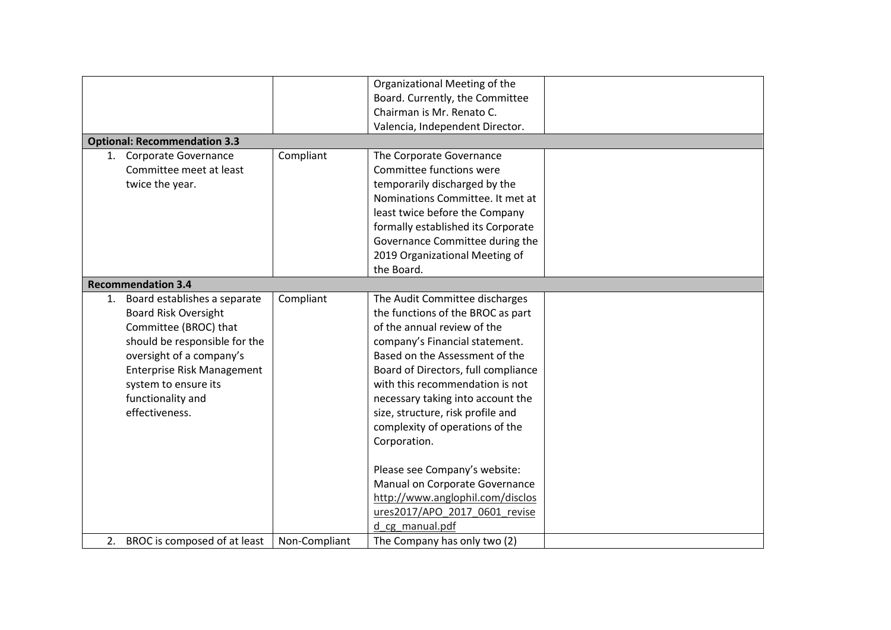| | | | |
|---|---|---|---|
| | | Organizational Meeting of the Board. Currently, the Committee Chairman is Mr. Renato C. Valencia, Independent Director. | |
| **Optional: Recommendation 3.3** | | | |
| 1. Corporate Governance Committee meet at least twice the year. | Compliant | The Corporate Governance Committee functions were temporarily discharged by the Nominations Committee. It met at least twice before the Company formally established its Corporate Governance Committee during the 2019 Organizational Meeting of the Board. | |
| **Recommendation 3.4** | | | |
| 1. Board establishes a separate Board Risk Oversight Committee (BROC) that should be responsible for the oversight of a company's Enterprise Risk Management system to ensure its functionality and effectiveness. | Compliant | The Audit Committee discharges the functions of the BROC as part of the annual review of the company's Financial statement. Based on the Assessment of the Board of Directors, full compliance with this recommendation is not necessary taking into account the size, structure, risk profile and complexity of operations of the Corporation.<br><br>Please see Company's website: Manual on Corporate Governance http://www.anglophil.com/disclosures2017/APO_2017_0601_revised_cg_manual.pdf | |
| 2. BROC is composed of at least | Non-Compliant | The Company has only two (2) | |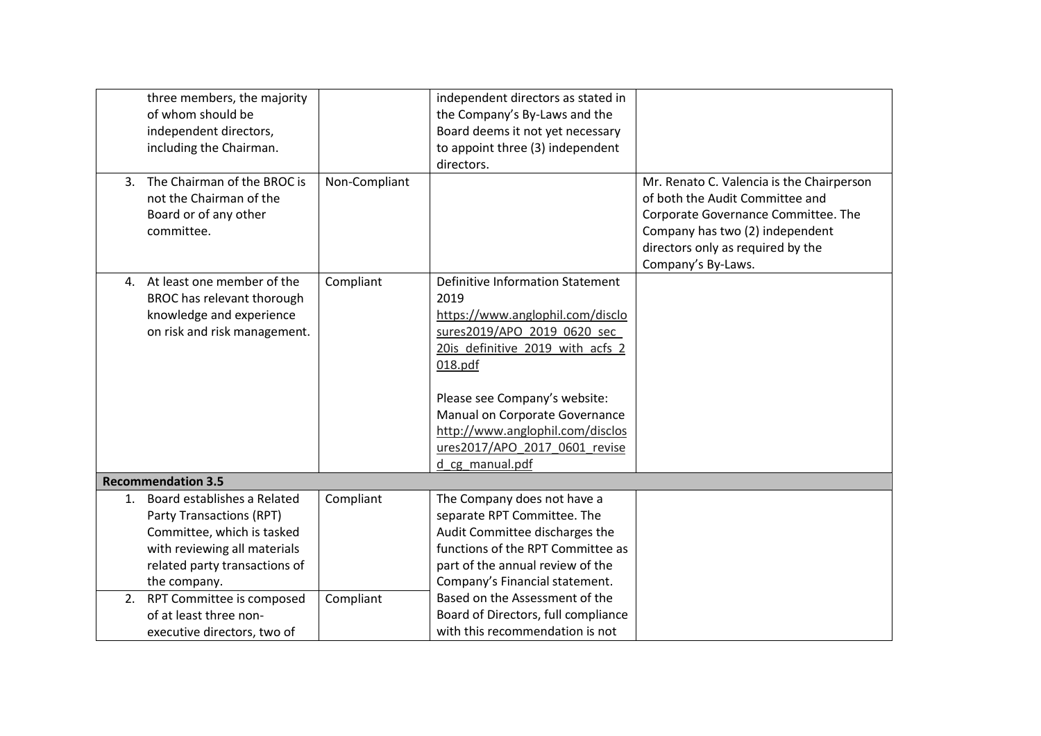| | | | |
|---|---|---|---|
| three members, the majority of whom should be independent directors, including the Chairman. | | independent directors as stated in the Company's By-Laws and the Board deems it not yet necessary to appoint three (3) independent directors. | |
| 3. The Chairman of the BROC is not the Chairman of the Board or of any other committee. | Non-Compliant | | Mr. Renato C. Valencia is the Chairperson of both the Audit Committee and Corporate Governance Committee. The Company has two (2) independent directors only as required by the Company's By-Laws. |
| 4. At least one member of the BROC has relevant thorough knowledge and experience on risk and risk management. | Compliant | Definitive Information Statement 2019 https://www.anglophil.com/disclosures2019/APO_2019_0620_sec_20is_definitive_2019_with_acfs_2018.pdf<br><br>Please see Company's website: Manual on Corporate Governance http://www.anglophil.com/disclosures2017/APO_2017_0601_revised_cg_manual.pdf | |
| **Recommendation 3.5** | | | |
| 1. Board establishes a Related Party Transactions (RPT) Committee, which is tasked with reviewing all materials related party transactions of the company. | Compliant | The Company does not have a separate RPT Committee. The Audit Committee discharges the functions of the RPT Committee as part of the annual review of the Company's Financial statement. Based on the Assessment of the Board of Directors, full compliance with this recommendation is not | |
| 2. RPT Committee is composed of at least three non-executive directors, two of | Compliant | | |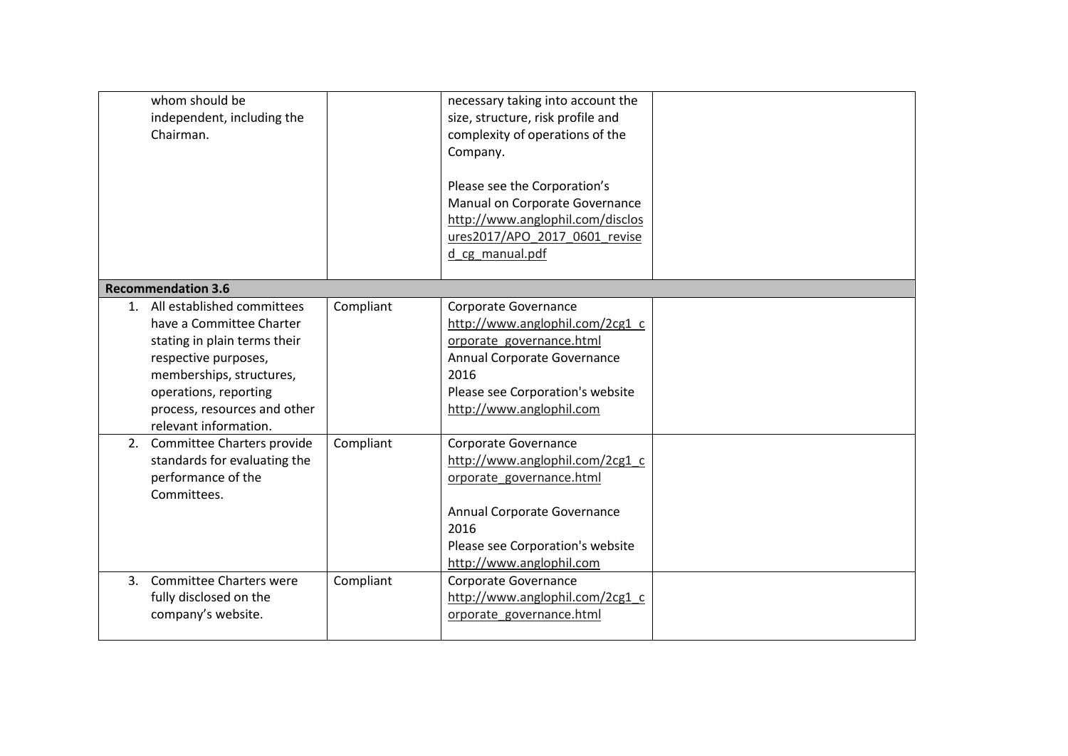| | | | |
|---|---|---|---|
| whom should be independent, including the Chairman. | | necessary taking into account the size, structure, risk profile and complexity of operations of the Company.<br><br>Please see the Corporation's Manual on Corporate Governance http://www.anglophil.com/disclosures2017/APO_2017_0601_revised_cg_manual.pdf | |
| **Recommendation 3.6** | | | |
| 1. All established committees have a Committee Charter stating in plain terms their respective purposes, memberships, structures, operations, reporting process, resources and other relevant information. | Compliant | Corporate Governance http://www.anglophil.com/2cg1_corporate_governance.html<br>Annual Corporate Governance 2016<br>Please see Corporation's website http://www.anglophil.com | |
| 2. Committee Charters provide standards for evaluating the performance of the Committees. | Compliant | Corporate Governance http://www.anglophil.com/2cg1_corporate_governance.html<br><br>Annual Corporate Governance 2016<br>Please see Corporation's website http://www.anglophil.com | |
| 3. Committee Charters were fully disclosed on the company's website. | Compliant | Corporate Governance http://www.anglophil.com/2cg1_corporate_governance.html | |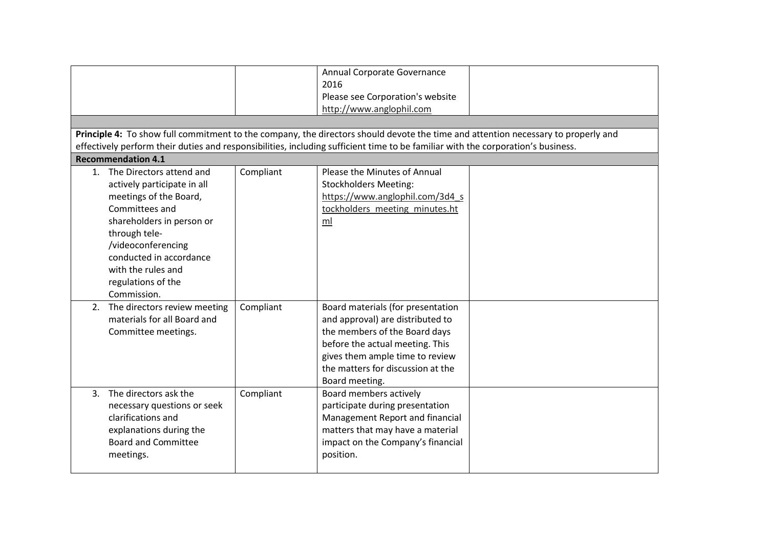| | | | |
|---|---|---|---|
| | | Annual Corporate Governance 2016<br>Please see Corporation's website http://www.anglophil.com | |

**Principle 4:** To show full commitment to the company, the directors should devote the time and attention necessary to properly and effectively perform their duties and responsibilities, including sufficient time to be familiar with the corporation's business.

**Recommendation 4.1**

| | | | |
|---|---|---|---|
| 1. The Directors attend and actively participate in all meetings of the Board, Committees and shareholders in person or through tele-/videoconferencing conducted in accordance with the rules and regulations of the Commission. | Compliant | Please the Minutes of Annual Stockholders Meeting: https://www.anglophil.com/3d4_stockholders_meeting_minutes.html | |
| 2. The directors review meeting materials for all Board and Committee meetings. | Compliant | Board materials (for presentation and approval) are distributed to the members of the Board days before the actual meeting. This gives them ample time to review the matters for discussion at the Board meeting. | |
| 3. The directors ask the necessary questions or seek clarifications and explanations during the Board and Committee meetings. | Compliant | Board members actively participate during presentation Management Report and financial matters that may have a material impact on the Company's financial position. | |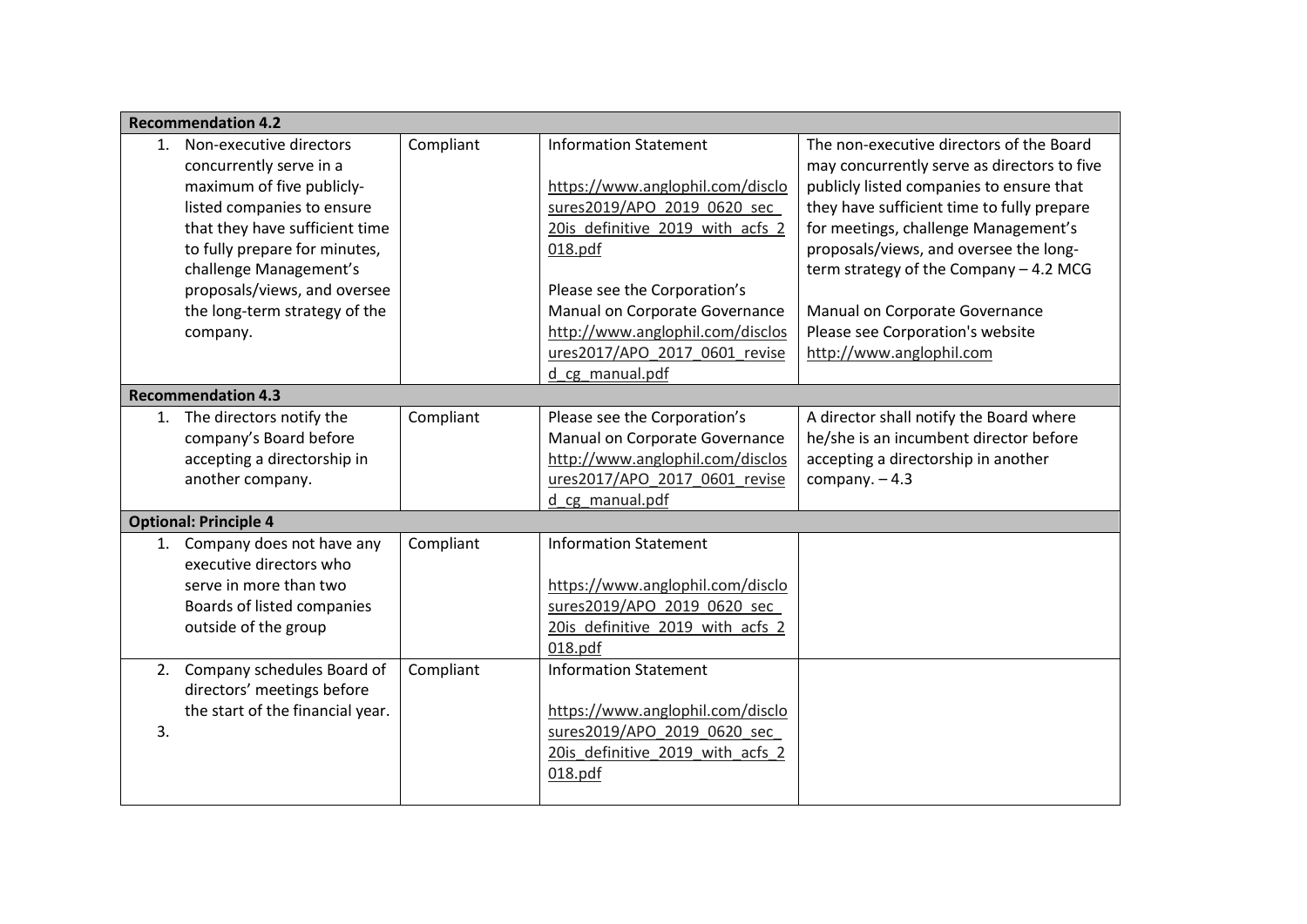| Recommendation 4.2 | | | |
|---|---|---|---|
| 1. Non-executive directors concurrently serve in a maximum of five publicly-listed companies to ensure that they have sufficient time to fully prepare for minutes, challenge Management's proposals/views, and oversee the long-term strategy of the company. | Compliant | Information Statement<br><br>https://www.anglophil.com/disclosures2019/APO_2019_0620_sec_20is_definitive_2019_with_acfs_2018.pdf<br><br>Please see the Corporation's Manual on Corporate Governance http://www.anglophil.com/disclosures2017/APO_2017_0601_revised_cg_manual.pdf | The non-executive directors of the Board may concurrently serve as directors to five publicly listed companies to ensure that they have sufficient time to fully prepare for meetings, challenge Management's proposals/views, and oversee the long-term strategy of the Company – 4.2 MCG<br><br>Manual on Corporate Governance<br>Please see Corporation's website http://www.anglophil.com |
| **Recommendation 4.3** | | | |
| 1. The directors notify the company's Board before accepting a directorship in another company. | Compliant | Please see the Corporation's Manual on Corporate Governance http://www.anglophil.com/disclosures2017/APO_2017_0601_revised_cg_manual.pdf | A director shall notify the Board where he/she is an incumbent director before accepting a directorship in another company. – 4.3 |
| **Optional: Principle 4** | | | |
| 1. Company does not have any executive directors who serve in more than two Boards of listed companies outside of the group | Compliant | Information Statement<br><br>https://www.anglophil.com/disclosures2019/APO_2019_0620_sec_20is_definitive_2019_with_acfs_2018.pdf | |
| 2. Company schedules Board of directors' meetings before the start of the financial year.<br>3. | Compliant | Information Statement<br><br>https://www.anglophil.com/disclosures2019/APO_2019_0620_sec_20is_definitive_2019_with_acfs_2018.pdf | |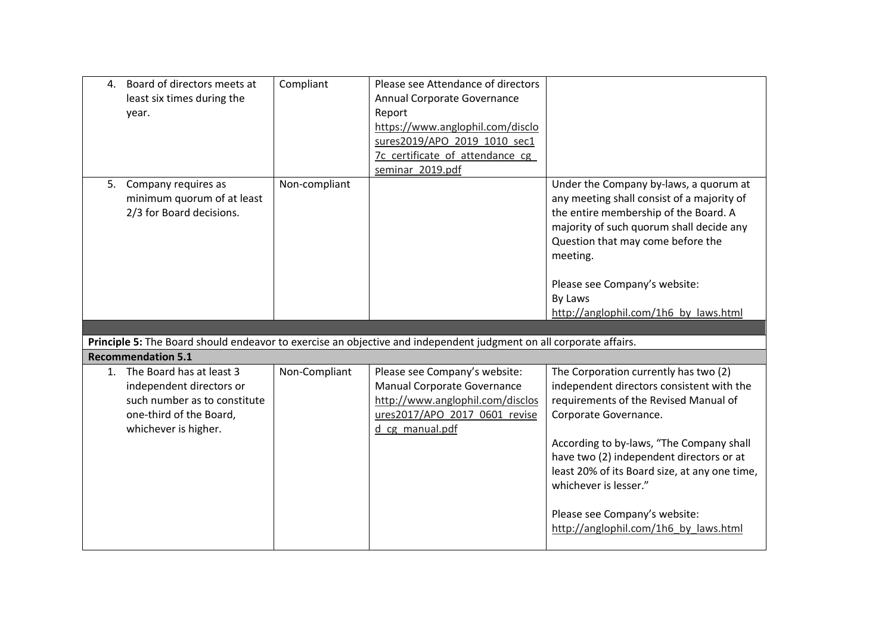| | | | |
|---|---|---|---|
| 4. Board of directors meets at least six times during the year. | Compliant | Please see Attendance of directors Annual Corporate Governance Report https://www.anglophil.com/disclosures2019/APO_2019_1010_sec17c_certificate_of_attendance_cg_seminar_2019.pdf | |
| 5. Company requires as minimum quorum of at least 2/3 for Board decisions. | Non-compliant | | Under the Company by-laws, a quorum at any meeting shall consist of a majority of the entire membership of the Board. A majority of such quorum shall decide any Question that may come before the meeting.<br><br>Please see Company's website:<br>By Laws<br>http://anglophil.com/1h6_by_laws.html |
| **Principle 5:** The Board should endeavor to exercise an objective and independent judgment on all corporate affairs. | | | |
| **Recommendation 5.1** | | | |
| 1. The Board has at least 3 independent directors or such number as to constitute one-third of the Board, whichever is higher. | Non-Compliant | Please see Company's website:<br>Manual Corporate Governance<br>http://www.anglophil.com/disclosures2017/APO_2017_0601_revised_cg_manual.pdf | The Corporation currently has two (2) independent directors consistent with the requirements of the Revised Manual of Corporate Governance.<br><br>According to by-laws, "The Company shall have two (2) independent directors or at least 20% of its Board size, at any one time, whichever is lesser."<br><br>Please see Company's website:<br>http://anglophil.com/1h6_by_laws.html |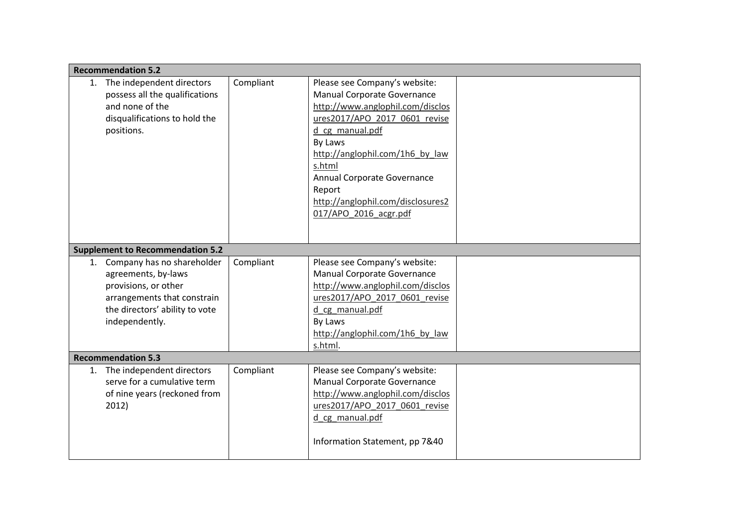| | | | |
|---|---|---|---|
| **Recommendation 5.2** | | | |
| 1. The independent directors possess all the qualifications and none of the disqualifications to hold the positions. | Compliant | Please see Company's website: Manual Corporate Governance http://www.anglophil.com/disclosures2017/APO_2017_0601_revised_cg_manual.pdf By Laws http://anglophil.com/1h6_by_laws.html Annual Corporate Governance Report http://anglophil.com/disclosures2017/APO_2016_acgr.pdf | |
| **Supplement to Recommendation 5.2** | | | |
| 1. Company has no shareholder agreements, by-laws provisions, or other arrangements that constrain the directors' ability to vote independently. | Compliant | Please see Company's website: Manual Corporate Governance http://www.anglophil.com/disclosures2017/APO_2017_0601_revised_cg_manual.pdf By Laws http://anglophil.com/1h6_by_laws.html. | |
| **Recommendation 5.3** | | | |
| 1. The independent directors serve for a cumulative term of nine years (reckoned from 2012) | Compliant | Please see Company's website: Manual Corporate Governance http://www.anglophil.com/disclosures2017/APO_2017_0601_revised_cg_manual.pdf<br><br>Information Statement, pp 7&40 | |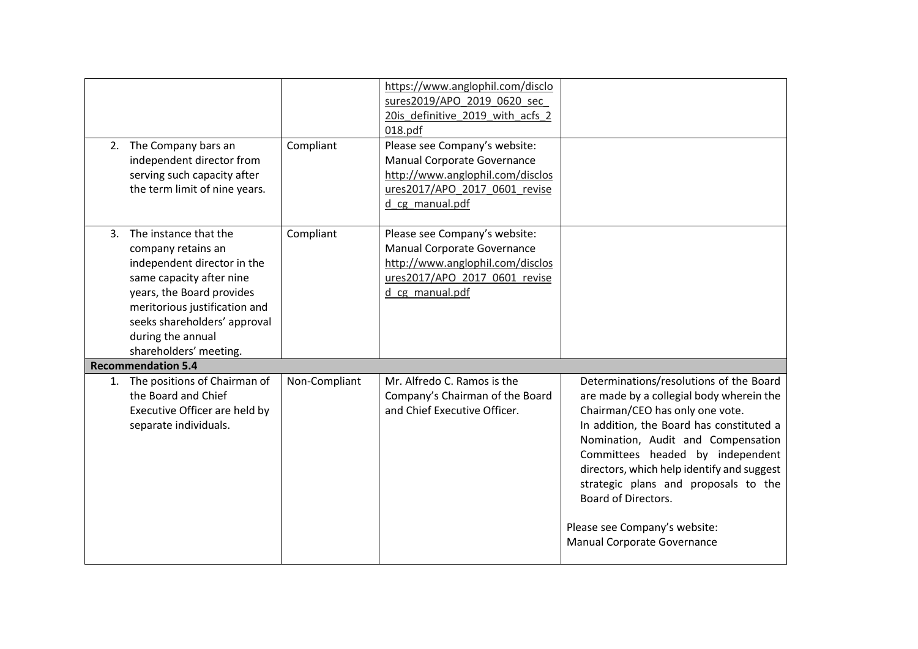| | | | |
|---|---|---|---|
| | | https://www.anglophil.com/disclosures2019/APO_2019_0620_sec_20is_definitive_2019_with_acfs_2018.pdf | |
| 2. The Company bars an independent director from serving such capacity after the term limit of nine years. | Compliant | Please see Company's website: Manual Corporate Governance http://www.anglophil.com/disclosures2017/APO_2017_0601_revised_cg_manual.pdf | |
| 3. The instance that the company retains an independent director in the same capacity after nine years, the Board provides meritorious justification and seeks shareholders' approval during the annual shareholders' meeting. | Compliant | Please see Company's website: Manual Corporate Governance http://www.anglophil.com/disclosures2017/APO_2017_0601_revised_cg_manual.pdf | |
| **Recommendation 5.4** | | | |
| 1. The positions of Chairman of the Board and Chief Executive Officer are held by separate individuals. | Non-Compliant | Mr. Alfredo C. Ramos is the Company's Chairman of the Board and Chief Executive Officer. | Determinations/resolutions of the Board are made by a collegial body wherein the Chairman/CEO has only one vote. In addition, the Board has constituted a Nomination, Audit and Compensation Committees headed by independent directors, which help identify and suggest strategic plans and proposals to the Board of Directors. <br><br> Please see Company's website: Manual Corporate Governance |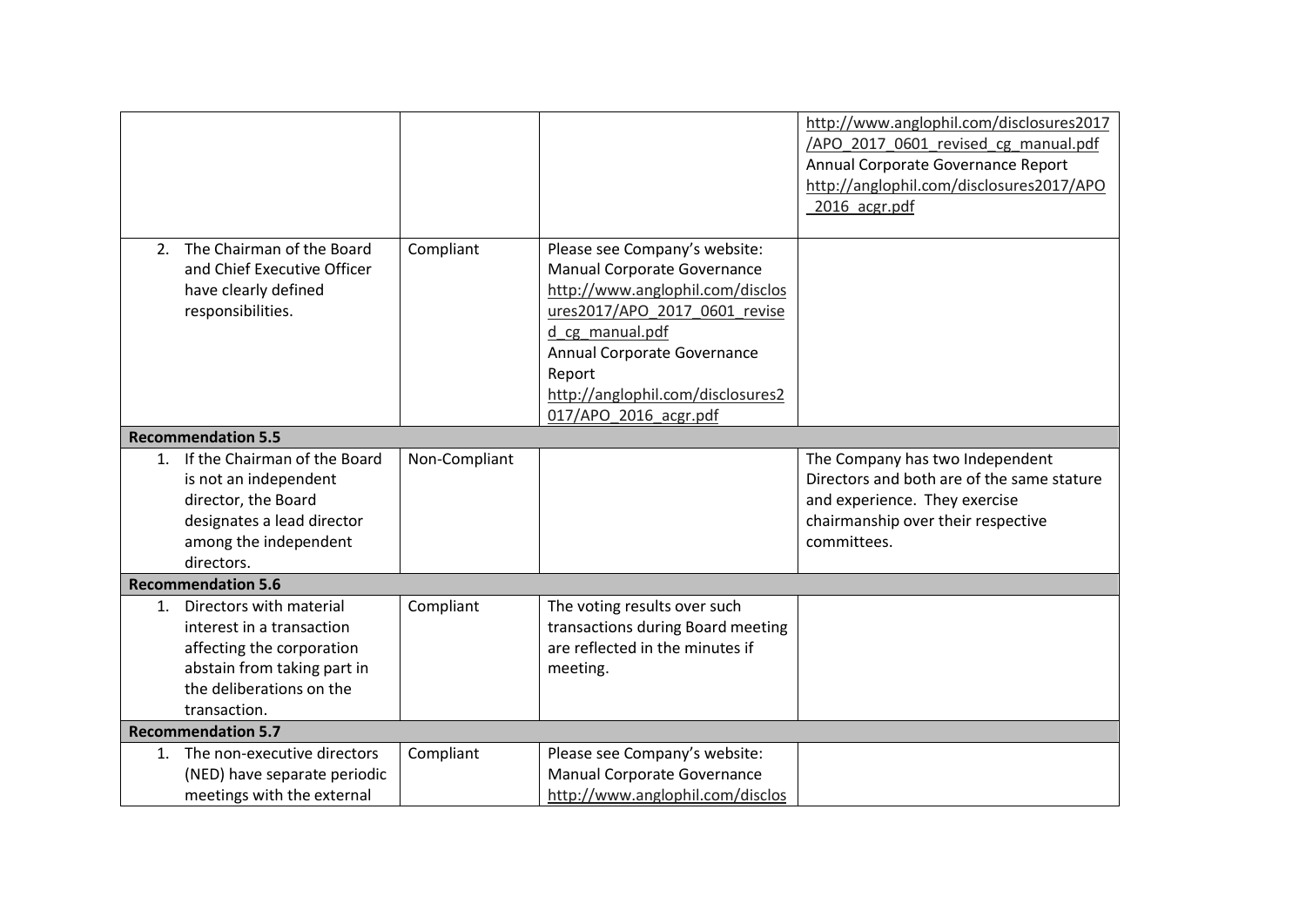| | | | |
|---|---|---|---|
| | | | http://www.anglophil.com/disclosures2017/APO_2017_0601_revised_cg_manual.pdf<br>Annual Corporate Governance Report<br>http://anglophil.com/disclosures2017/APO_2016_acgr.pdf |
| 2. The Chairman of the Board and Chief Executive Officer have clearly defined responsibilities. | Compliant | Please see Company's website:<br>Manual Corporate Governance<br>http://www.anglophil.com/disclosures2017/APO_2017_0601_revised_cg_manual.pdf<br>Annual Corporate Governance Report<br>http://anglophil.com/disclosures2017/APO_2016_acgr.pdf | |
| **Recommendation 5.5** | | | |
| 1. If the Chairman of the Board is not an independent director, the Board designates a lead director among the independent directors. | Non-Compliant | | The Company has two Independent Directors and both are of the same stature and experience. They exercise chairmanship over their respective committees. |
| **Recommendation 5.6** | | | |
| 1. Directors with material interest in a transaction affecting the corporation abstain from taking part in the deliberations on the transaction. | Compliant | The voting results over such transactions during Board meeting are reflected in the minutes if meeting. | |
| **Recommendation 5.7** | | | |
| 1. The non-executive directors (NED) have separate periodic meetings with the external | Compliant | Please see Company's website:<br>Manual Corporate Governance<br>http://www.anglophil.com/disclos | |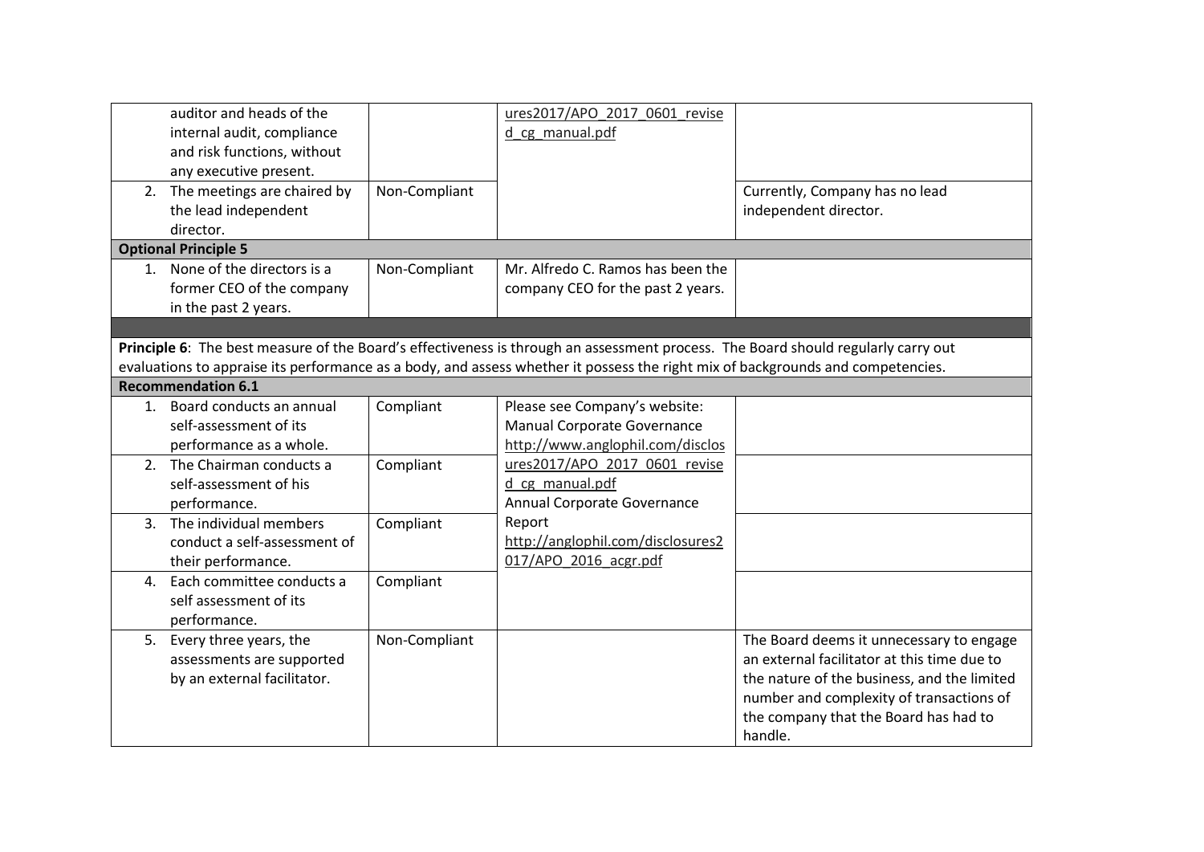| | | | |
|---|---|---|---|
| auditor and heads of the internal audit, compliance and risk functions, without any executive present. | | ures2017/APO_2017_0601_revised_cg_manual.pdf | |
| 2. The meetings are chaired by the lead independent director. | Non-Compliant | | Currently, Company has no lead independent director. |
| **Optional Principle 5** | | | |
| 1. None of the directors is a former CEO of the company in the past 2 years. | Non-Compliant | Mr. Alfredo C. Ramos has been the company CEO for the past 2 years. | |
| | | | |
| **Principle 6**: The best measure of the Board's effectiveness is through an assessment process. The Board should regularly carry out evaluations to appraise its performance as a body, and assess whether it possess the right mix of backgrounds and competencies. | | | |
| **Recommendation 6.1** | | | |
| 1. Board conducts an annual self-assessment of its performance as a whole. | Compliant | Please see Company's website: Manual Corporate Governance http://www.anglophil.com/disclosures2017/APO_2017_0601_revised_cg_manual.pdf Annual Corporate Governance Report http://anglophil.com/disclosures2017/APO_2016_acgr.pdf | |
| 2. The Chairman conducts a self-assessment of his performance. | Compliant | | |
| 3. The individual members conduct a self-assessment of their performance. | Compliant | | |
| 4. Each committee conducts a self assessment of its performance. | Compliant | | |
| 5. Every three years, the assessments are supported by an external facilitator. | Non-Compliant | | The Board deems it unnecessary to engage an external facilitator at this time due to the nature of the business, and the limited number and complexity of transactions of the company that the Board has had to handle. |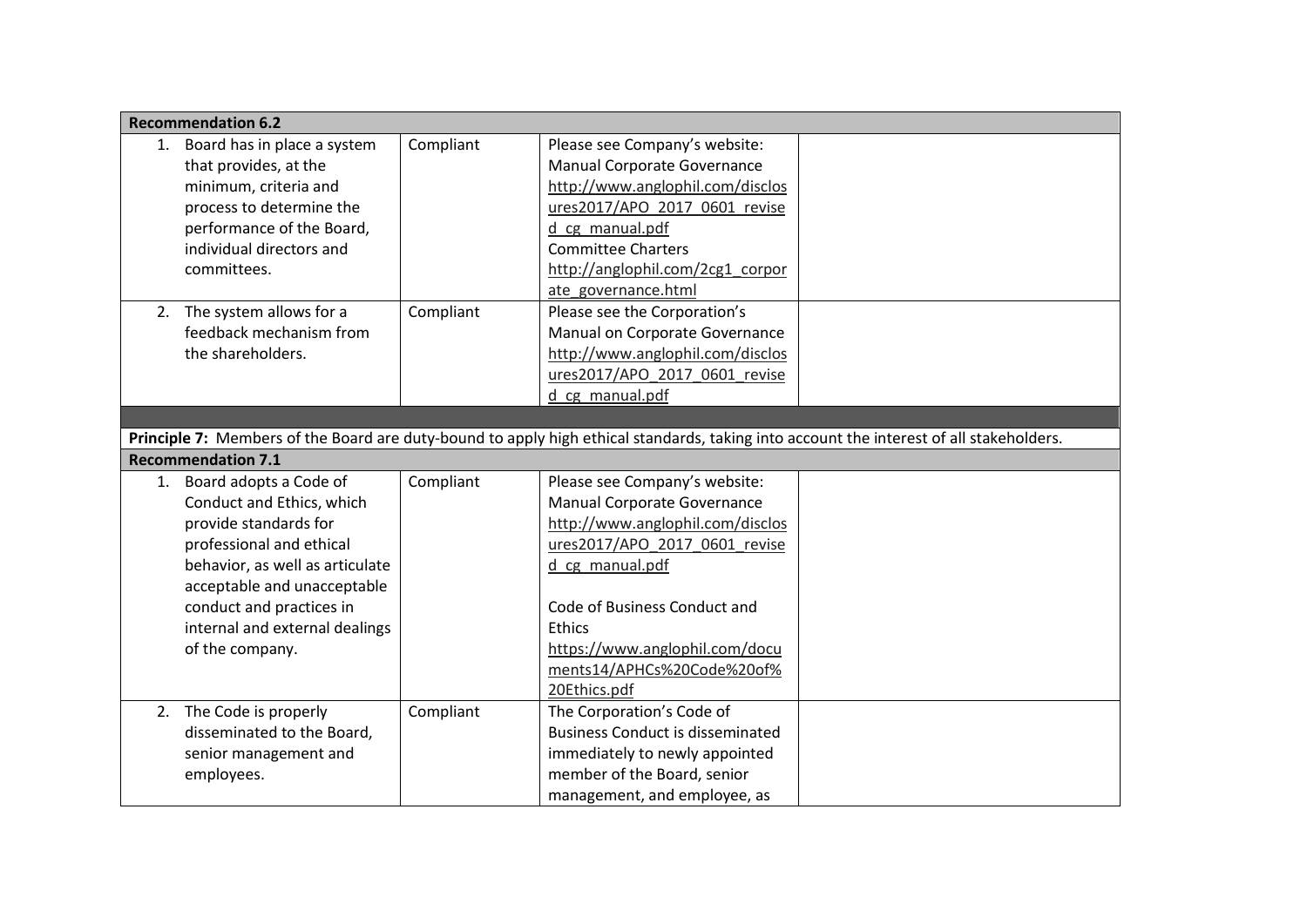| Recommendation 6.2 | | | |
|---|---|---|---|
| 1. Board has in place a system that provides, at the minimum, criteria and process to determine the performance of the Board, individual directors and committees. | Compliant | Please see Company's website: Manual Corporate Governance http://www.anglophil.com/disclosures2017/APO_2017_0601_revised_cg_manual.pdf Committee Charters http://anglophil.com/2cg1_corporate_governance.html | |
| 2. The system allows for a feedback mechanism from the shareholders. | Compliant | Please see the Corporation's Manual on Corporate Governance http://www.anglophil.com/disclosures2017/APO_2017_0601_revised_cg_manual.pdf | |
| | | | |
| **Principle 7:** Members of the Board are duty-bound to apply high ethical standards, taking into account the interest of all stakeholders. | | | |
| **Recommendation 7.1** | | | |
| 1. Board adopts a Code of Conduct and Ethics, which provide standards for professional and ethical behavior, as well as articulate acceptable and unacceptable conduct and practices in internal and external dealings of the company. | Compliant | Please see Company's website: Manual Corporate Governance http://www.anglophil.com/disclosures2017/APO_2017_0601_revised_cg_manual.pdf <br><br> Code of Business Conduct and Ethics https://www.anglophil.com/documents14/APHCs%20Code%20of%20Ethics.pdf | |
| 2. The Code is properly disseminated to the Board, senior management and employees. | Compliant | The Corporation's Code of Business Conduct is disseminated immediately to newly appointed member of the Board, senior management, and employee, as | |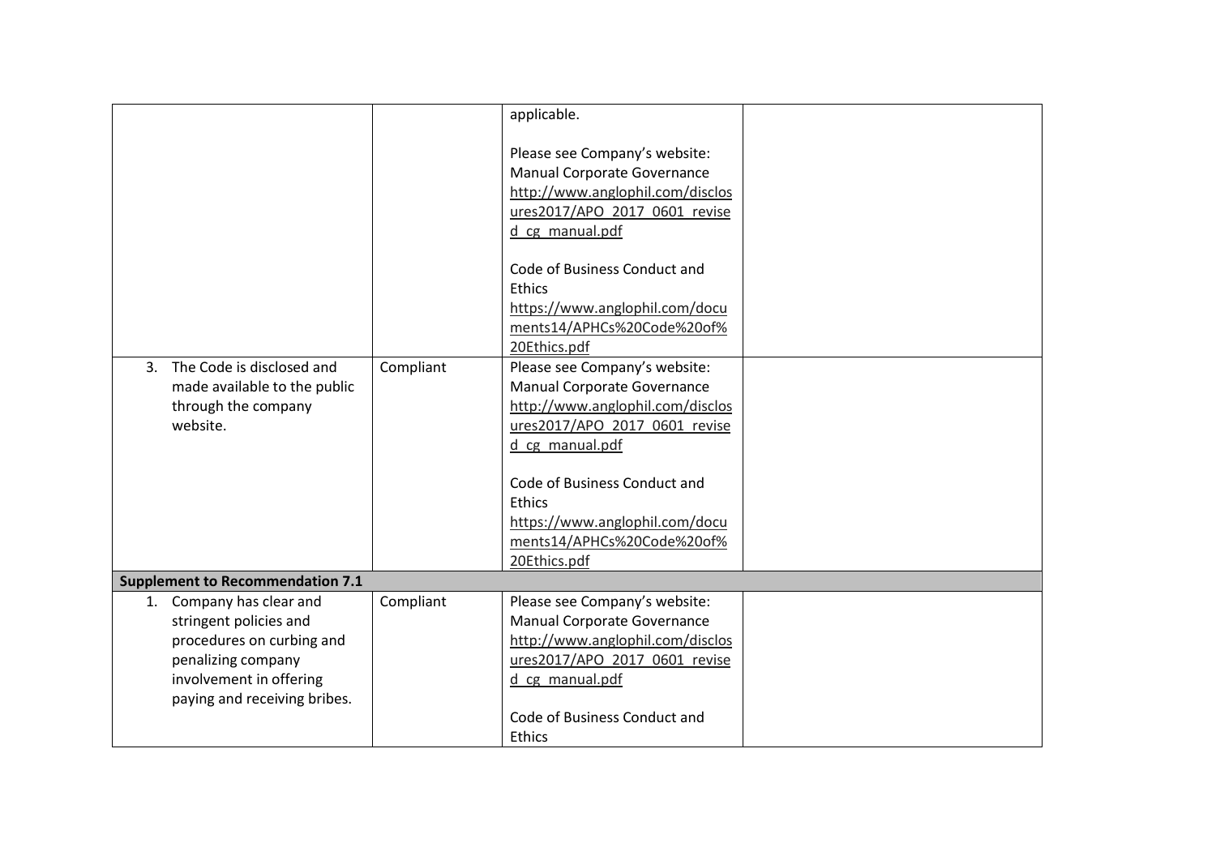| | | | |
|---|---|---|---|
| | | applicable.<br><br>Please see Company's website:<br>Manual Corporate Governance<br>http://www.anglophil.com/disclosures2017/APO_2017_0601_revised_cg_manual.pdf<br><br>Code of Business Conduct and Ethics<br>https://www.anglophil.com/documents14/APHCs%20Code%20of%20Ethics.pdf | |
| 3. The Code is disclosed and made available to the public through the company website. | Compliant | Please see Company's website:<br>Manual Corporate Governance<br>http://www.anglophil.com/disclosures2017/APO_2017_0601_revised_cg_manual.pdf<br><br>Code of Business Conduct and Ethics<br>https://www.anglophil.com/documents14/APHCs%20Code%20of%20Ethics.pdf | |
| **Supplement to Recommendation 7.1** | | | |
| 1. Company has clear and stringent policies and procedures on curbing and penalizing company involvement in offering paying and receiving bribes. | Compliant | Please see Company's website:<br>Manual Corporate Governance<br>http://www.anglophil.com/disclosures2017/APO_2017_0601_revised_cg_manual.pdf<br><br>Code of Business Conduct and Ethics | |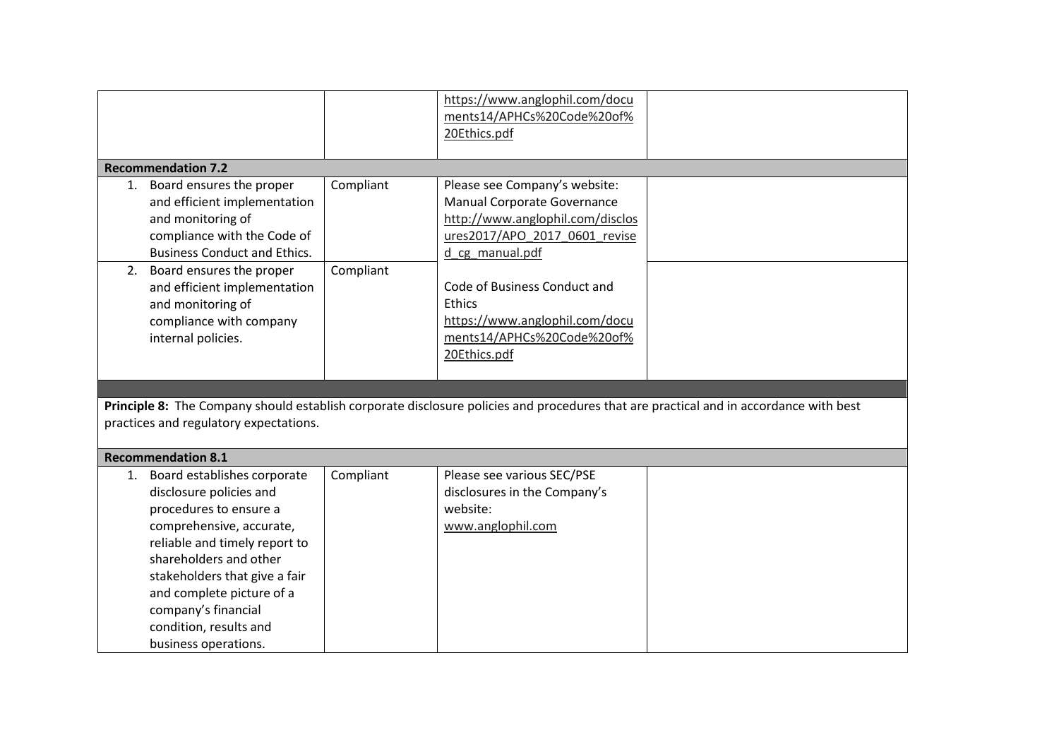| | | | |
|---|---|---|---|
| | | https://www.anglophil.com/documents14/APHCs%20Code%20of%20Ethics.pdf | |
| **Recommendation 7.2** | | | |
| 1. Board ensures the proper and efficient implementation and monitoring of compliance with the Code of Business Conduct and Ethics. | Compliant | Please see Company's website: Manual Corporate Governance http://www.anglophil.com/disclosures2017/APO_2017_0601_revised_cg_manual.pdf<br><br>Code of Business Conduct and Ethics https://www.anglophil.com/documents14/APHCs%20Code%20of%20Ethics.pdf | |
| 2. Board ensures the proper and efficient implementation and monitoring of compliance with company internal policies. | Compliant | | |
| | | | |
| **Principle 8:** The Company should establish corporate disclosure policies and procedures that are practical and in accordance with best practices and regulatory expectations. | | | |
| **Recommendation 8.1** | | | |
| 1. Board establishes corporate disclosure policies and procedures to ensure a comprehensive, accurate, reliable and timely report to shareholders and other stakeholders that give a fair and complete picture of a company's financial condition, results and business operations. | Compliant | Please see various SEC/PSE disclosures in the Company's website: www.anglophil.com | |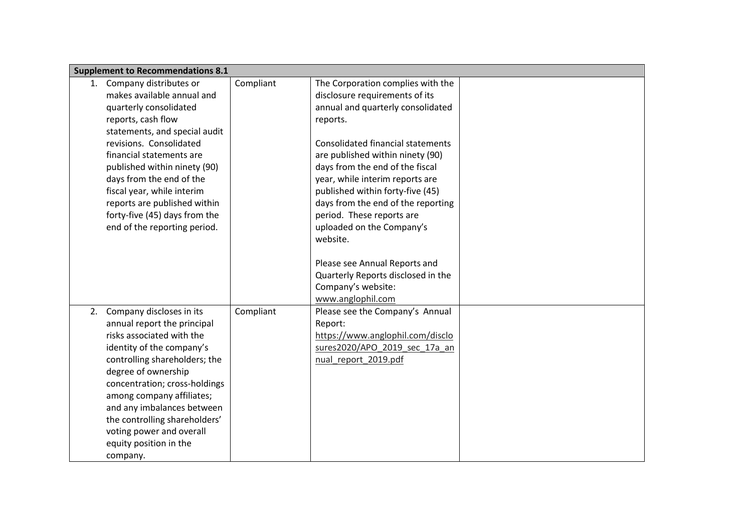| Supplement to Recommendations 8.1 | | | |
|---|---|---|---|
| 1. Company distributes or makes available annual and quarterly consolidated reports, cash flow statements, and special audit revisions. Consolidated financial statements are published within ninety (90) days from the end of the fiscal year, while interim reports are published within forty-five (45) days from the end of the reporting period. | Compliant | The Corporation complies with the disclosure requirements of its annual and quarterly consolidated reports.<br><br>Consolidated financial statements are published within ninety (90) days from the end of the fiscal year, while interim reports are published within forty-five (45) days from the end of the reporting period. These reports are uploaded on the Company's website.<br><br>Please see Annual Reports and Quarterly Reports disclosed in the Company's website: www.anglophil.com | |
| 2. Company discloses in its annual report the principal risks associated with the identity of the company's controlling shareholders; the degree of ownership concentration; cross-holdings among company affiliates; and any imbalances between the controlling shareholders' voting power and overall equity position in the company. | Compliant | Please see the Company's Annual Report: https://www.anglophil.com/disclosures2020/APO_2019_sec_17a_annual_report_2019.pdf | |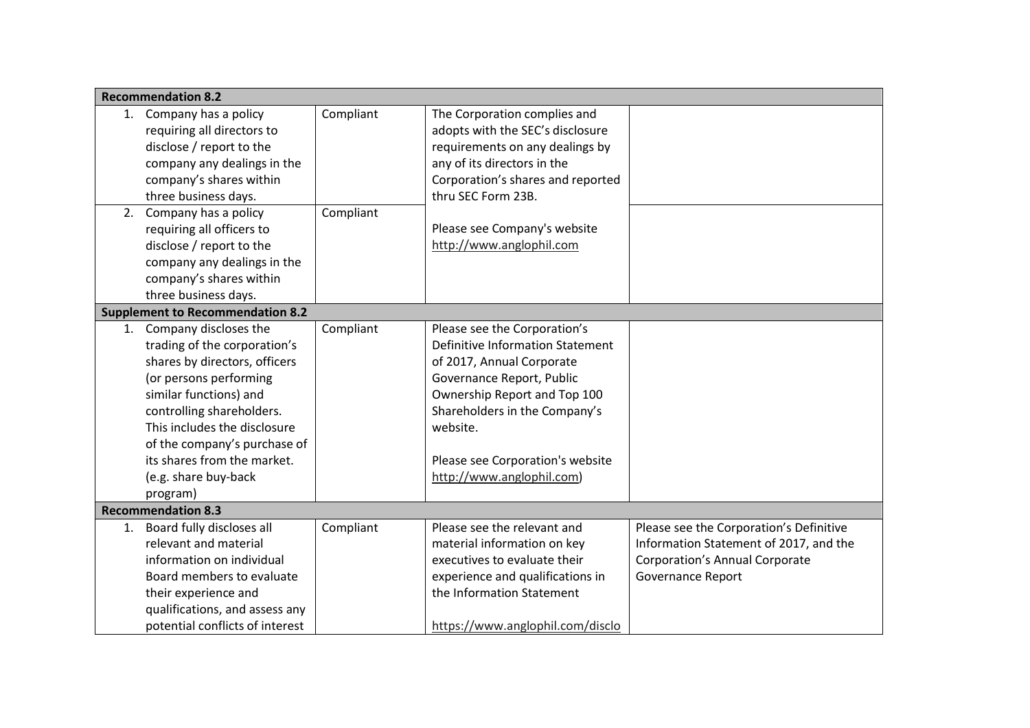| | | | |
|---|---|---|---|
| **Recommendation 8.2** | | | |
| 1. Company has a policy requiring all directors to disclose / report to the company any dealings in the company's shares within three business days. | Compliant | The Corporation complies and adopts with the SEC's disclosure requirements on any dealings by any of its directors in the Corporation's shares and reported thru SEC Form 23B. | |
| 2. Company has a policy requiring all officers to disclose / report to the company any dealings in the company's shares within three business days. | Compliant | Please see Company's website http://www.anglophil.com | |
| **Supplement to Recommendation 8.2** | | | |
| 1. Company discloses the trading of the corporation's shares by directors, officers (or persons performing similar functions) and controlling shareholders. This includes the disclosure of the company's purchase of its shares from the market. (e.g. share buy-back program) | Compliant | Please see the Corporation's Definitive Information Statement of 2017, Annual Corporate Governance Report, Public Ownership Report and Top 100 Shareholders in the Company's website.<br><br>Please see Corporation's website http://www.anglophil.com) | |
| **Recommendation 8.3** | | | |
| 1. Board fully discloses all relevant and material information on individual Board members to evaluate their experience and qualifications, and assess any potential conflicts of interest | Compliant | Please see the relevant and material information on key executives to evaluate their experience and qualifications in the Information Statement<br><br>https://www.anglophil.com/disclo | Please see the Corporation's Definitive Information Statement of 2017, and the Corporation's Annual Corporate Governance Report |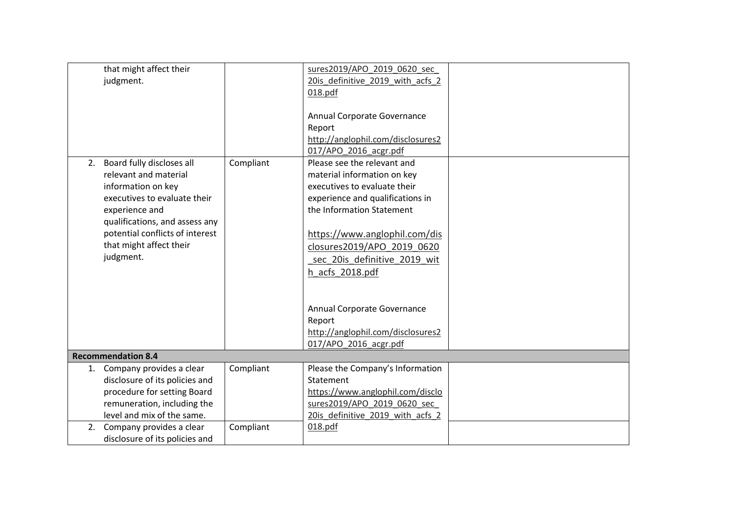| | | | |
|---|---|---|---|
| that might affect their judgment. | | sures2019/APO_2019_0620_sec_20is_definitive_2019_with_acfs_2018.pdf<br><br>Annual Corporate Governance Report<br>http://anglophil.com/disclosures2017/APO_2016_acgr.pdf | |
| 2. Board fully discloses all relevant and material information on key executives to evaluate their experience and qualifications, and assess any potential conflicts of interest that might affect their judgment. | Compliant | Please see the relevant and material information on key executives to evaluate their experience and qualifications in the Information Statement<br><br>https://www.anglophil.com/disclosures2019/APO_2019_0620_sec_20is_definitive_2019_with_acfs_2018.pdf<br><br>Annual Corporate Governance Report<br>http://anglophil.com/disclosures2017/APO_2016_acgr.pdf | |
| **Recommendation 8.4** | | | |
| 1. Company provides a clear disclosure of its policies and procedure for setting Board remuneration, including the level and mix of the same. | Compliant | Please the Company's Information Statement<br>https://www.anglophil.com/disclosures2019/APO_2019_0620_sec_20is_definitive_2019_with_acfs_2018.pdf | |
| 2. Company provides a clear disclosure of its policies and | Compliant | | |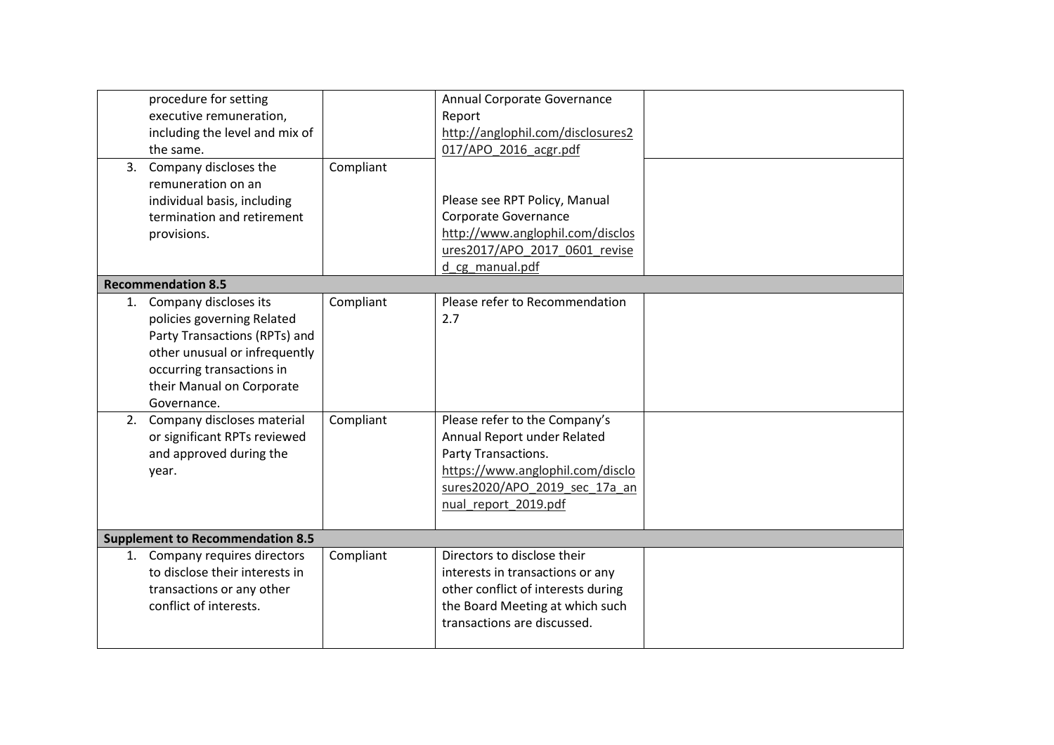| | | | |
|---|---|---|---|
| procedure for setting executive remuneration, including the level and mix of the same. | | Annual Corporate Governance Report http://anglophil.com/disclosures2017/APO_2016_acgr.pdf | |
| 3. Company discloses the remuneration on an individual basis, including termination and retirement provisions. | Compliant | Please see RPT Policy, Manual Corporate Governance http://www.anglophil.com/disclosures2017/APO_2017_0601_revised_cg_manual.pdf | |
| **Recommendation 8.5** | | | |
| 1. Company discloses its policies governing Related Party Transactions (RPTs) and other unusual or infrequently occurring transactions in their Manual on Corporate Governance. | Compliant | Please refer to Recommendation 2.7 | |
| 2. Company discloses material or significant RPTs reviewed and approved during the year. | Compliant | Please refer to the Company's Annual Report under Related Party Transactions. https://www.anglophil.com/disclosures2020/APO_2019_sec_17a_annual_report_2019.pdf | |
| **Supplement to Recommendation 8.5** | | | |
| 1. Company requires directors to disclose their interests in transactions or any other conflict of interests. | Compliant | Directors to disclose their interests in transactions or any other conflict of interests during the Board Meeting at which such transactions are discussed. | |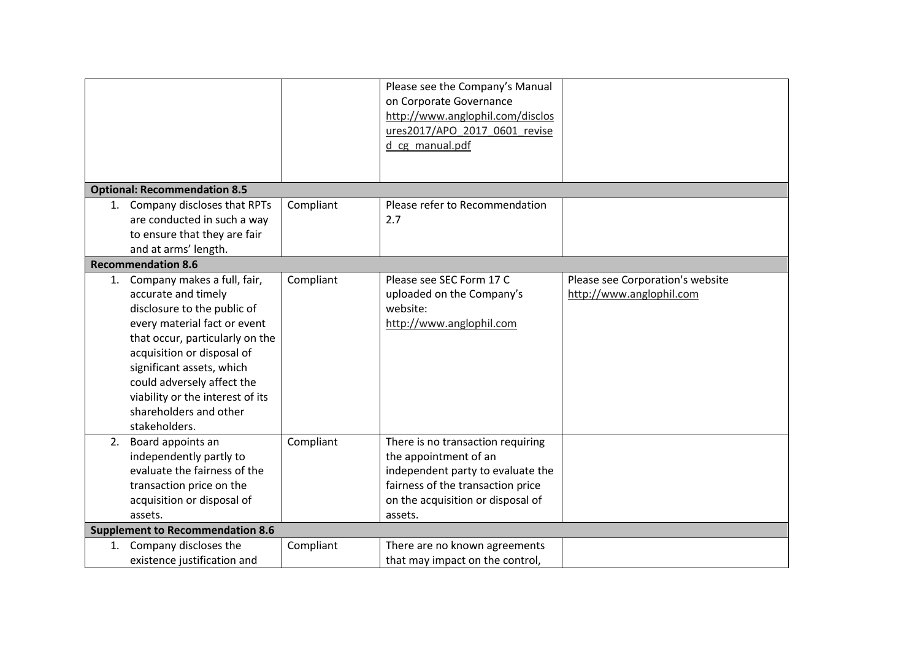| | | | |
|---|---|---|---|
| | | Please see the Company's Manual on Corporate Governance http://www.anglophil.com/disclosures2017/APO_2017_0601_revised_cg_manual.pdf | |
| **Optional: Recommendation 8.5** | | | |
| 1. Company discloses that RPTs are conducted in such a way to ensure that they are fair and at arms' length. | Compliant | Please refer to Recommendation 2.7 | |
| **Recommendation 8.6** | | | |
| 1. Company makes a full, fair, accurate and timely disclosure to the public of every material fact or event that occur, particularly on the acquisition or disposal of significant assets, which could adversely affect the viability or the interest of its shareholders and other stakeholders. | Compliant | Please see SEC Form 17 C uploaded on the Company's website: http://www.anglophil.com | Please see Corporation's website http://www.anglophil.com |
| 2. Board appoints an independently partly to evaluate the fairness of the transaction price on the acquisition or disposal of assets. | Compliant | There is no transaction requiring the appointment of an independent party to evaluate the fairness of the transaction price on the acquisition or disposal of assets. | |
| **Supplement to Recommendation 8.6** | | | |
| 1. Company discloses the existence justification and | Compliant | There are no known agreements that may impact on the control, | |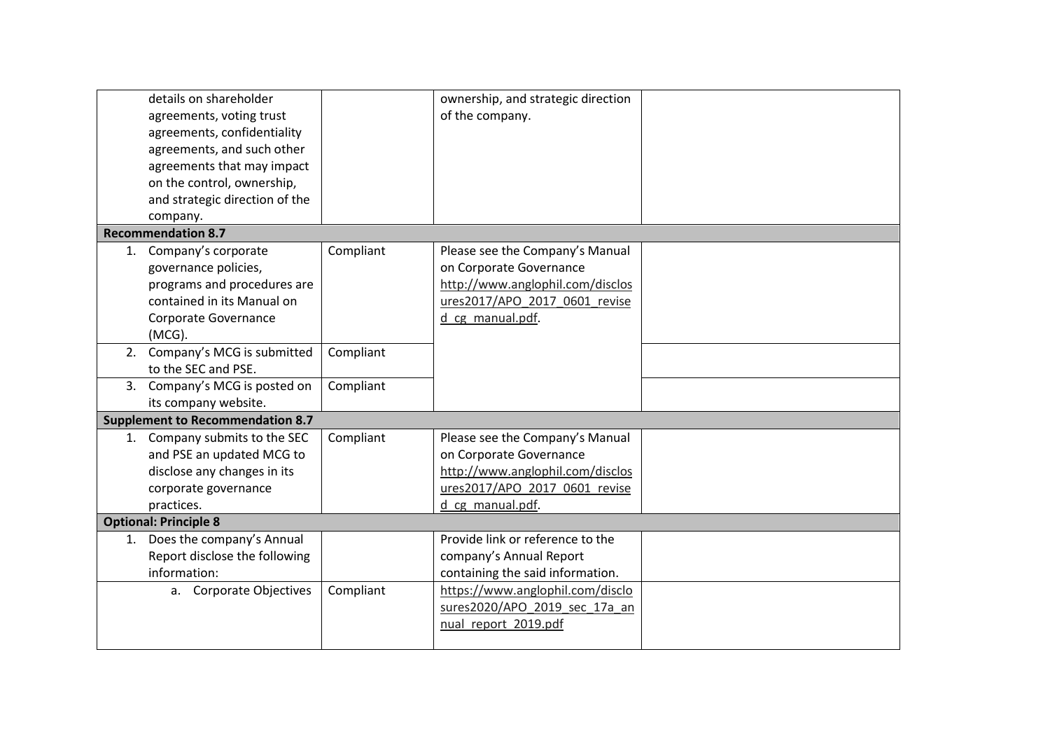| | | | |
|---|---|---|---|
| details on shareholder agreements, voting trust agreements, confidentiality agreements, and such other agreements that may impact on the control, ownership, and strategic direction of the company. | | ownership, and strategic direction of the company. | |
| **Recommendation 8.7** | | | |
| 1. Company's corporate governance policies, programs and procedures are contained in its Manual on Corporate Governance (MCG). | Compliant | Please see the Company's Manual on Corporate Governance http://www.anglophil.com/disclosures2017/APO_2017_0601_revised_cg_manual.pdf. | |
| 2. Company's MCG is submitted to the SEC and PSE. | Compliant | | |
| 3. Company's MCG is posted on its company website. | Compliant | | |
| **Supplement to Recommendation 8.7** | | | |
| 1. Company submits to the SEC and PSE an updated MCG to disclose any changes in its corporate governance practices. | Compliant | Please see the Company's Manual on Corporate Governance http://www.anglophil.com/disclosures2017/APO_2017_0601_revised_cg_manual.pdf. | |
| **Optional: Principle 8** | | | |
| 1. Does the company's Annual Report disclose the following information: | | Provide link or reference to the company's Annual Report containing the said information. | |
| a. Corporate Objectives | Compliant | https://www.anglophil.com/disclosures2020/APO_2019_sec_17a_annual_report_2019.pdf | |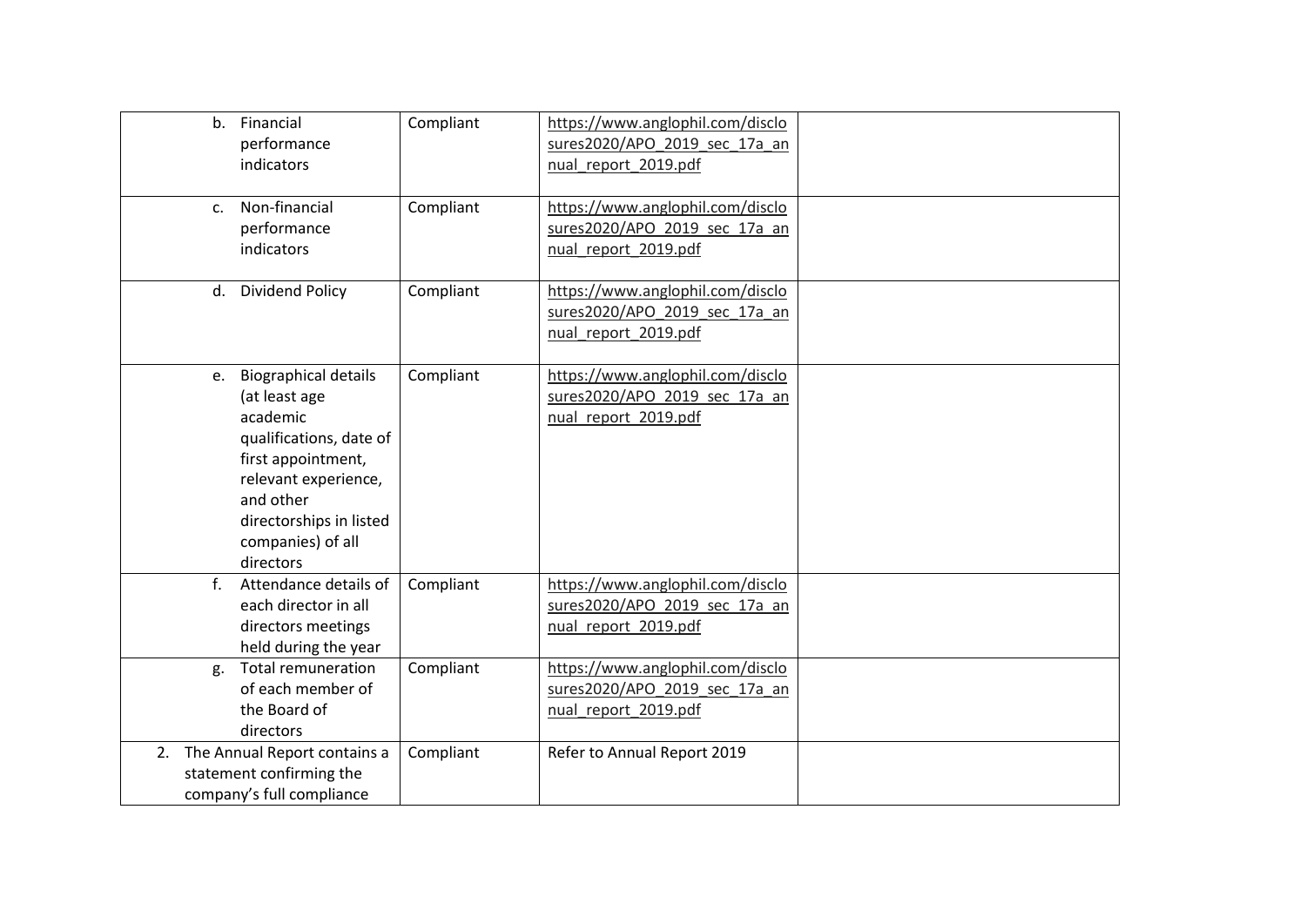| | | | |
|---|---|---|---|
| b. Financial performance indicators | Compliant | https://www.anglophil.com/disclosures2020/APO_2019_sec_17a_annual_report_2019.pdf | |
| c. Non-financial performance indicators | Compliant | https://www.anglophil.com/disclosures2020/APO_2019_sec_17a_annual_report_2019.pdf | |
| d. Dividend Policy | Compliant | https://www.anglophil.com/disclosures2020/APO_2019_sec_17a_annual_report_2019.pdf | |
| e. Biographical details (at least age academic qualifications, date of first appointment, relevant experience, and other directorships in listed companies) of all directors | Compliant | https://www.anglophil.com/disclosures2020/APO_2019_sec_17a_annual_report_2019.pdf | |
| f. Attendance details of each director in all directors meetings held during the year | Compliant | https://www.anglophil.com/disclosures2020/APO_2019_sec_17a_annual_report_2019.pdf | |
| g. Total remuneration of each member of the Board of directors | Compliant | https://www.anglophil.com/disclosures2020/APO_2019_sec_17a_annual_report_2019.pdf | |
| 2. The Annual Report contains a statement confirming the company's full compliance | Compliant | Refer to Annual Report 2019 | |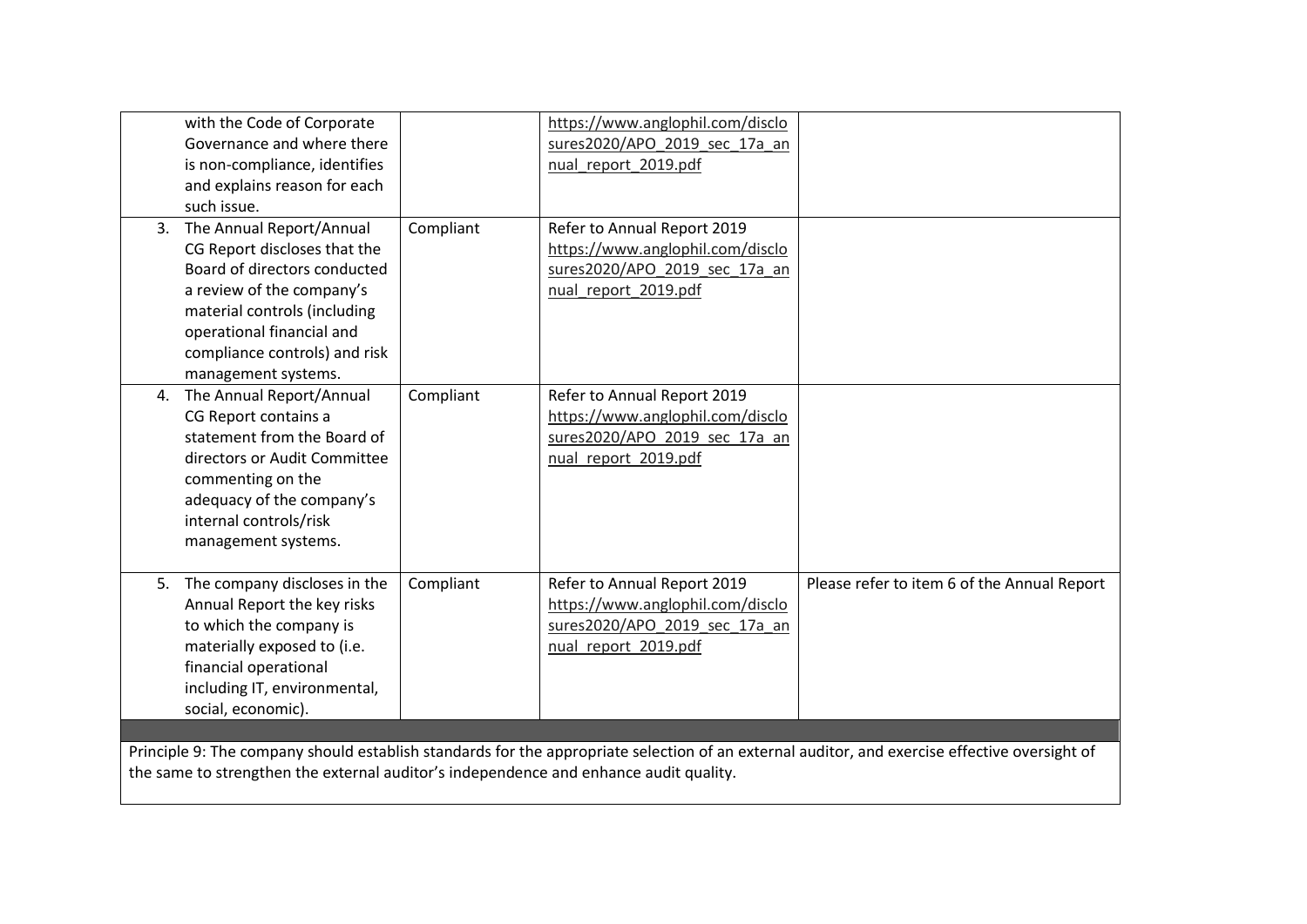| | | | |
|---|---|---|---|
| with the Code of Corporate Governance and where there is non-compliance, identifies and explains reason for each such issue. | | https://www.anglophil.com/disclosures2020/APO_2019_sec_17a_annual_report_2019.pdf | |
| 3. The Annual Report/Annual CG Report discloses that the Board of directors conducted a review of the company's material controls (including operational financial and compliance controls) and risk management systems. | Compliant | Refer to Annual Report 2019 https://www.anglophil.com/disclosures2020/APO_2019_sec_17a_annual_report_2019.pdf | |
| 4. The Annual Report/Annual CG Report contains a statement from the Board of directors or Audit Committee commenting on the adequacy of the company's internal controls/risk management systems. | Compliant | Refer to Annual Report 2019 https://www.anglophil.com/disclosures2020/APO_2019_sec_17a_annual_report_2019.pdf | |
| 5. The company discloses in the Annual Report the key risks to which the company is materially exposed to (i.e. financial operational including IT, environmental, social, economic). | Compliant | Refer to Annual Report 2019 https://www.anglophil.com/disclosures2020/APO_2019_sec_17a_annual_report_2019.pdf | Please refer to item 6 of the Annual Report |

Principle 9: The company should establish standards for the appropriate selection of an external auditor, and exercise effective oversight of the same to strengthen the external auditor's independence and enhance audit quality.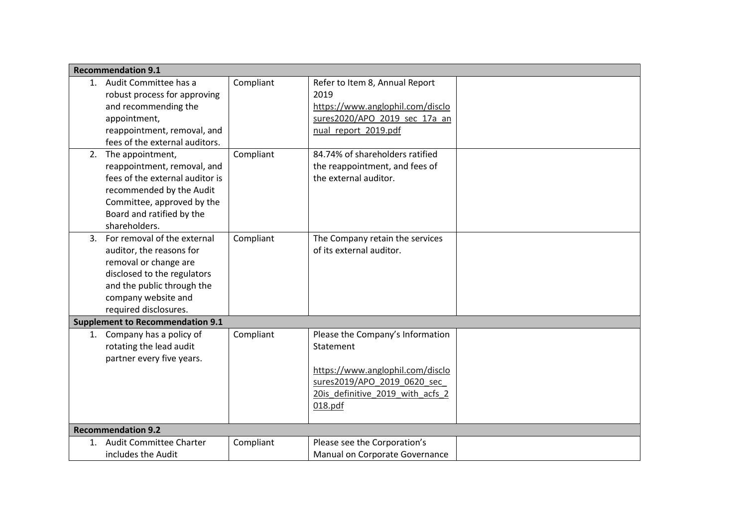| | | | |
|---|---|---|---|
| **Recommendation 9.1** | | | |
| 1. Audit Committee has a robust process for approving and recommending the appointment, reappointment, removal, and fees of the external auditors. | Compliant | Refer to Item 8, Annual Report 2019 https://www.anglophil.com/disclosures2020/APO_2019_sec_17a_annual_report_2019.pdf | |
| 2. The appointment, reappointment, removal, and fees of the external auditor is recommended by the Audit Committee, approved by the Board and ratified by the shareholders. | Compliant | 84.74% of shareholders ratified the reappointment, and fees of the external auditor. | |
| 3. For removal of the external auditor, the reasons for removal or change are disclosed to the regulators and the public through the company website and required disclosures. | Compliant | The Company retain the services of its external auditor. | |
| **Supplement to Recommendation 9.1** | | | |
| 1. Company has a policy of rotating the lead audit partner every five years. | Compliant | Please the Company's Information Statement<br><br>https://www.anglophil.com/disclosures2019/APO_2019_0620_sec_20is_definitive_2019_with_acfs_2018.pdf | |
| **Recommendation 9.2** | | | |
| 1. Audit Committee Charter includes the Audit | Compliant | Please see the Corporation's Manual on Corporate Governance | |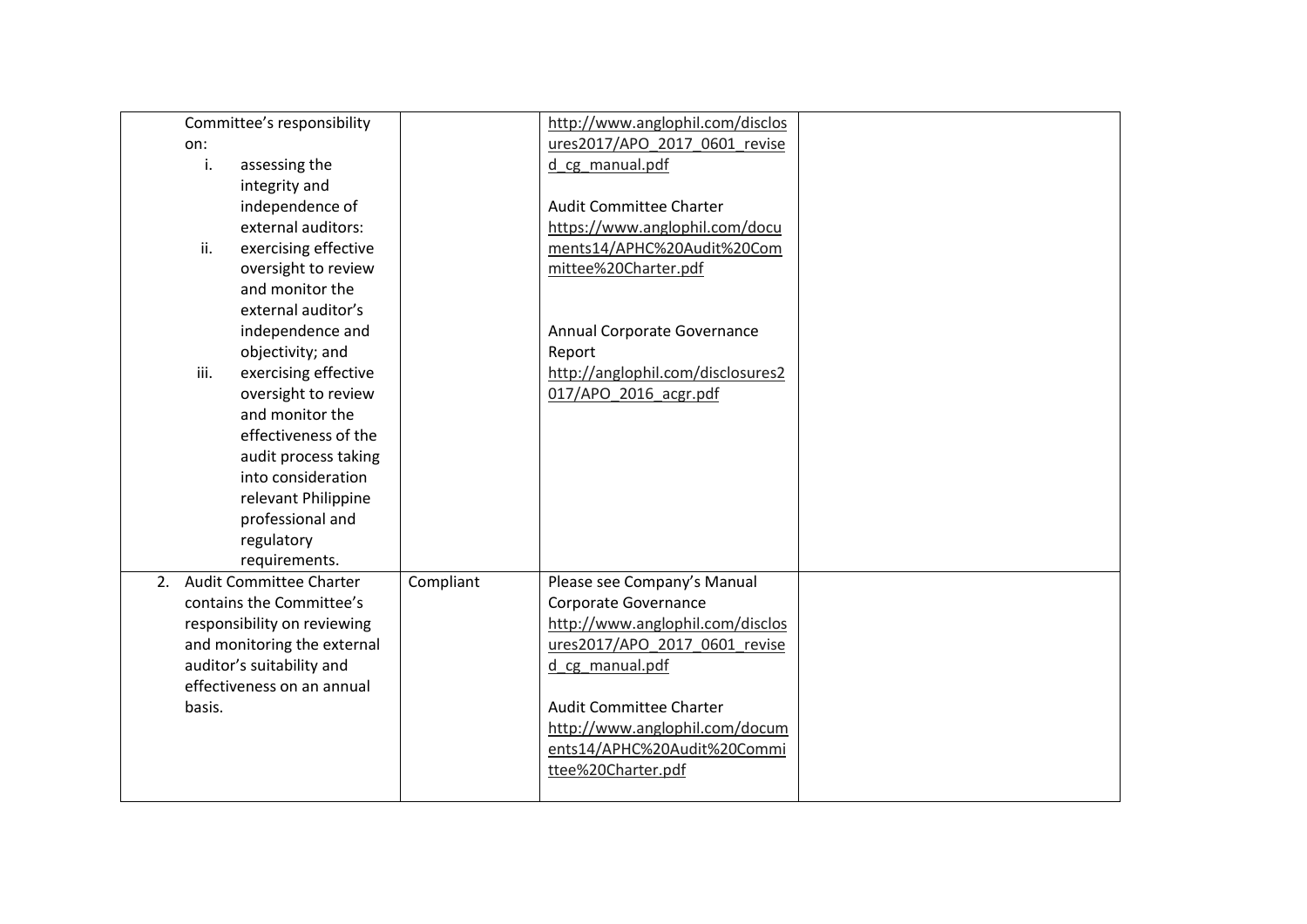| | | | |
|---|---|---|---|
| Committee's responsibility on:<br>i. assessing the integrity and independence of external auditors:<br>ii. exercising effective oversight to review and monitor the external auditor's independence and objectivity; and<br>iii. exercising effective oversight to review and monitor the effectiveness of the audit process taking into consideration relevant Philippine professional and regulatory requirements. | | http://www.anglophil.com/disclosures2017/APO_2017_0601_revised_cg_manual.pdf<br><br>Audit Committee Charter<br>https://www.anglophil.com/documents14/APHC%20Audit%20Committee%20Charter.pdf<br><br>Annual Corporate Governance Report<br>http://anglophil.com/disclosures2017/APO_2016_acgr.pdf | |
| 2. Audit Committee Charter contains the Committee's responsibility on reviewing and monitoring the external auditor's suitability and effectiveness on an annual basis. | Compliant | Please see Company's Manual Corporate Governance<br>http://www.anglophil.com/disclosures2017/APO_2017_0601_revised_cg_manual.pdf<br><br>Audit Committee Charter<br>http://www.anglophil.com/documents14/APHC%20Audit%20Committee%20Charter.pdf | |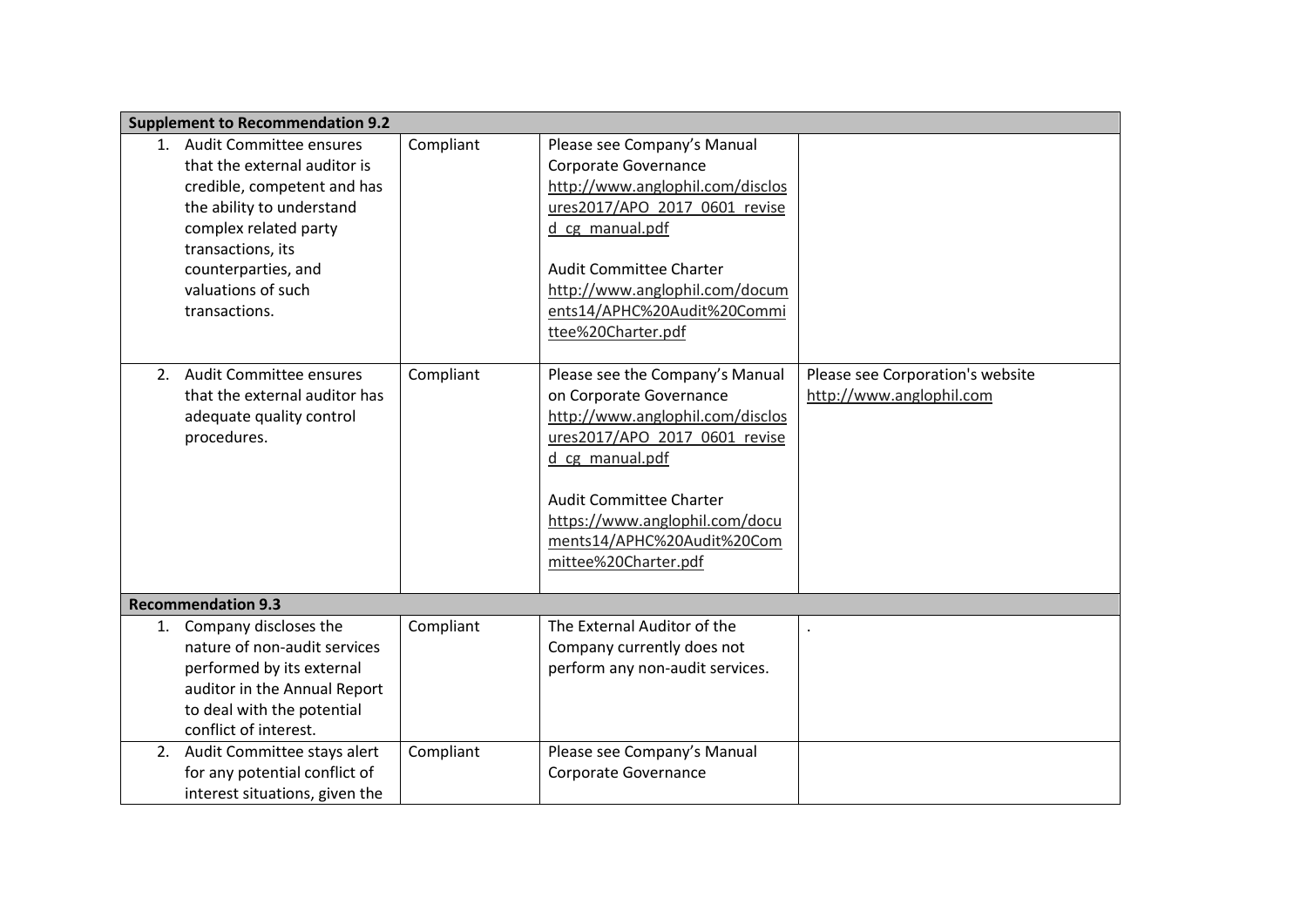| | | | |
|---|---|---|---|
| **Supplement to Recommendation 9.2** | | | |
| 1. Audit Committee ensures that the external auditor is credible, competent and has the ability to understand complex related party transactions, its counterparties, and valuations of such transactions. | Compliant | Please see Company's Manual Corporate Governance http://www.anglophil.com/disclosures2017/APO_2017_0601_revised_cg_manual.pdf<br><br>Audit Committee Charter http://www.anglophil.com/documents14/APHC%20Audit%20Committee%20Charter.pdf | |
| 2. Audit Committee ensures that the external auditor has adequate quality control procedures. | Compliant | Please see the Company's Manual on Corporate Governance http://www.anglophil.com/disclosures2017/APO_2017_0601_revised_cg_manual.pdf<br><br>Audit Committee Charter https://www.anglophil.com/documents14/APHC%20Audit%20Committee%20Charter.pdf | Please see Corporation's website http://www.anglophil.com |
| **Recommendation 9.3** | | | |
| 1. Company discloses the nature of non-audit services performed by its external auditor in the Annual Report to deal with the potential conflict of interest. | Compliant | The External Auditor of the Company currently does not perform any non-audit services. | . |
| 2. Audit Committee stays alert for any potential conflict of interest situations, given the | Compliant | Please see Company's Manual Corporate Governance | |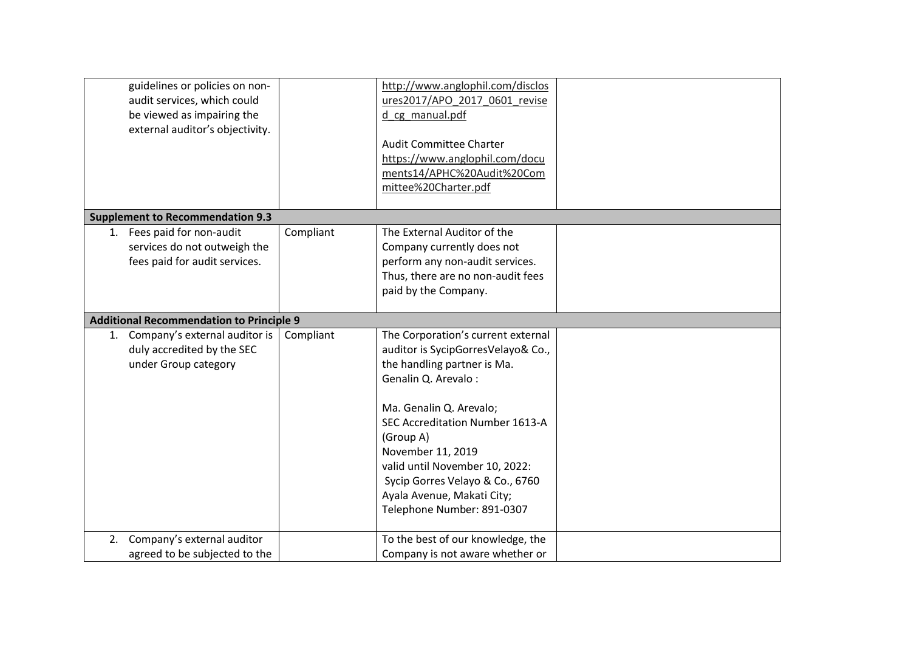| | | | |
|---|---|---|---|
| guidelines or policies on non-audit services, which could be viewed as impairing the external auditor's objectivity. | | http://www.anglophil.com/disclosures2017/APO_2017_0601_revised_cg_manual.pdf<br><br>Audit Committee Charter<br>https://www.anglophil.com/documents14/APHC%20Audit%20Committee%20Charter.pdf | |
| **Supplement to Recommendation 9.3** | | | |
| 1. Fees paid for non-audit services do not outweigh the fees paid for audit services. | Compliant | The External Auditor of the Company currently does not perform any non-audit services. Thus, there are no non-audit fees paid by the Company. | |
| **Additional Recommendation to Principle 9** | | | |
| 1. Company's external auditor is duly accredited by the SEC under Group category | Compliant | The Corporation's current external auditor is SycipGorresVelayo& Co., the handling partner is Ma. Genalin Q. Arevalo :<br><br>Ma. Genalin Q. Arevalo;<br>SEC Accreditation Number 1613-A (Group A)<br>November 11, 2019<br>valid until November 10, 2022:<br>Sycip Gorres Velayo & Co., 6760 Ayala Avenue, Makati City;<br>Telephone Number: 891-0307 | |
| 2. Company's external auditor agreed to be subjected to the | | To the best of our knowledge, the Company is not aware whether or | |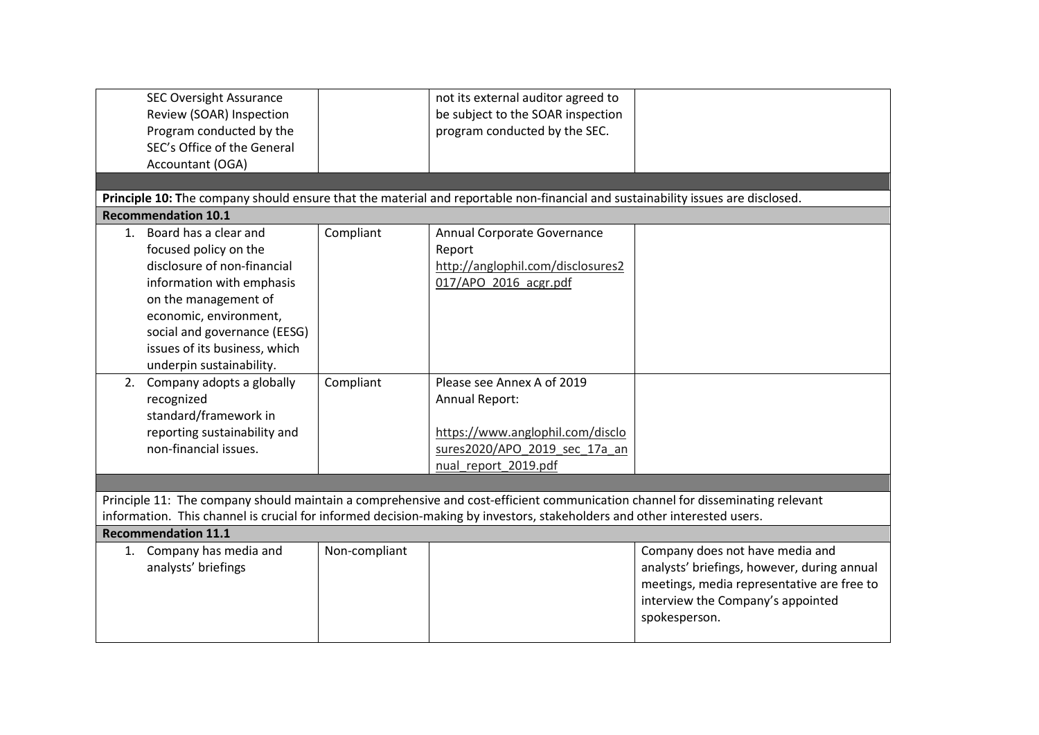| | | | |
|---|---|---|---|
| SEC Oversight Assurance Review (SOAR) Inspection Program conducted by the SEC's Office of the General Accountant (OGA) | | not its external auditor agreed to be subject to the SOAR inspection program conducted by the SEC. | |
| | | | |
| **Principle 10: T**he company should ensure that the material and reportable non-financial and sustainability issues are disclosed. | | | |
| **Recommendation 10.1** | | | |
| 1. Board has a clear and focused policy on the disclosure of non-financial information with emphasis on the management of economic, environment, social and governance (EESG) issues of its business, which underpin sustainability. | Compliant | Annual Corporate Governance Report http://anglophil.com/disclosures2017/APO_2016_acgr.pdf | |
| 2. Company adopts a globally recognized standard/framework in reporting sustainability and non-financial issues. | Compliant | Please see Annex A of 2019 Annual Report: https://www.anglophil.com/disclosures2020/APO_2019_sec_17a_annual_report_2019.pdf | |
| | | | |
| Principle 11: The company should maintain a comprehensive and cost-efficient communication channel for disseminating relevant information. This channel is crucial for informed decision-making by investors, stakeholders and other interested users. | | | |
| **Recommendation 11.1** | | | |
| 1. Company has media and analysts' briefings | Non-compliant | | Company does not have media and analysts' briefings, however, during annual meetings, media representative are free to interview the Company's appointed spokesperson. |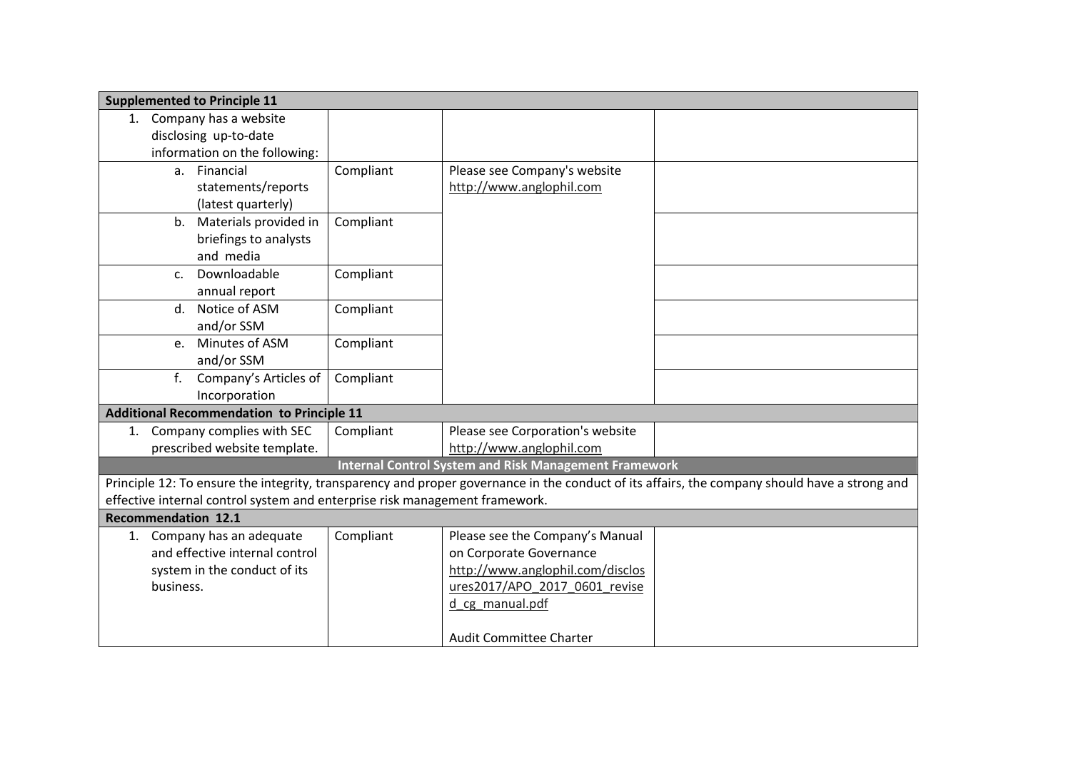| | | | |
|---|---|---|---|
| **Supplemented to Principle 11** | | | |
| 1. Company has a website disclosing up-to-date information on the following: | | | |
| a. Financial statements/reports (latest quarterly) | Compliant | Please see Company's website http://www.anglophil.com | |
| b. Materials provided in briefings to analysts and media | Compliant | | |
| c. Downloadable annual report | Compliant | | |
| d. Notice of ASM and/or SSM | Compliant | | |
| e. Minutes of ASM and/or SSM | Compliant | | |
| f. Company's Articles of Incorporation | Compliant | | |
| **Additional Recommendation to Principle 11** | | | |
| 1. Company complies with SEC prescribed website template. | Compliant | Please see Corporation's website http://www.anglophil.com | |
| **Internal Control System and Risk Management Framework** | | | |
| Principle 12: To ensure the integrity, transparency and proper governance in the conduct of its affairs, the company should have a strong and effective internal control system and enterprise risk management framework. | | | |
| **Recommendation 12.1** | | | |
| 1. Company has an adequate and effective internal control system in the conduct of its business. | Compliant | Please see the Company's Manual on Corporate Governance http://www.anglophil.com/disclosures2017/APO_2017_0601_revised_cg_manual.pdf<br><br>Audit Committee Charter | |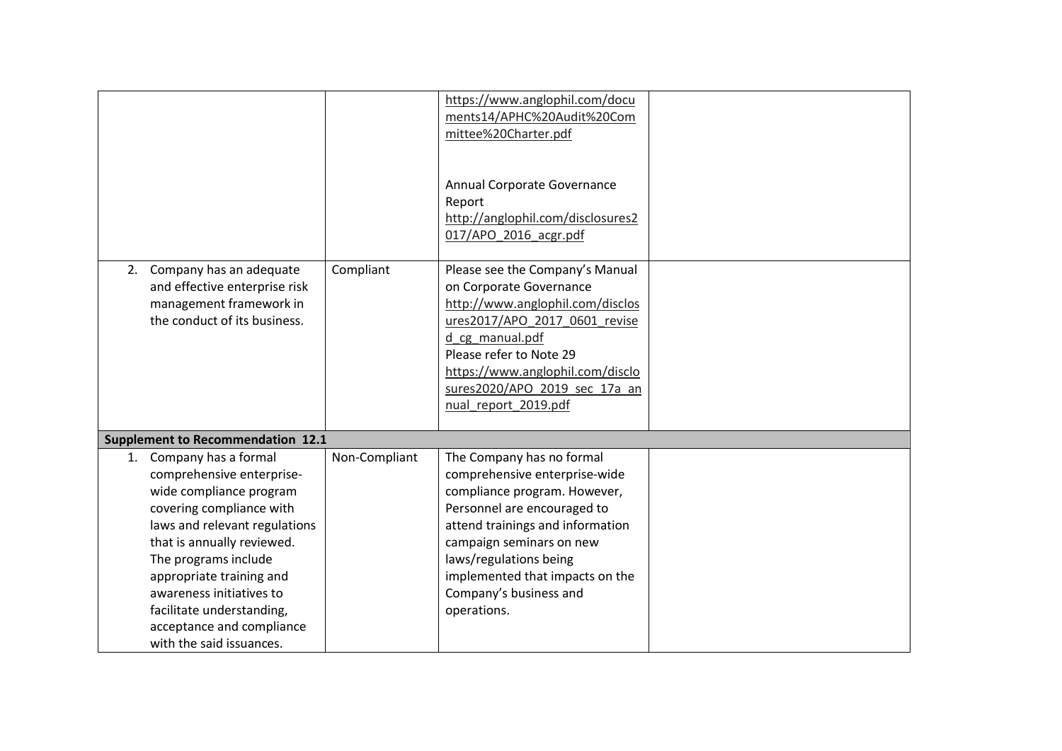| | | | |
|---|---|---|---|
| | | https://www.anglophil.com/documents14/APHC%20Audit%20Committee%20Charter.pdf<br><br>Annual Corporate Governance Report<br>http://anglophil.com/disclosures2017/APO_2016_acgr.pdf | |
| 2. Company has an adequate and effective enterprise risk management framework in the conduct of its business. | Compliant | Please see the Company's Manual on Corporate Governance<br>http://www.anglophil.com/disclosures2017/APO_2017_0601_revised_cg_manual.pdf<br>Please refer to Note 29<br>https://www.anglophil.com/disclosures2020/APO_2019_sec_17a_annual_report_2019.pdf | |
| **Supplement to Recommendation 12.1** | | | |
| 1. Company has a formal comprehensive enterprise-wide compliance program covering compliance with laws and relevant regulations that is annually reviewed. The programs include appropriate training and awareness initiatives to facilitate understanding, acceptance and compliance with the said issuances. | Non-Compliant | The Company has no formal comprehensive enterprise-wide compliance program. However, Personnel are encouraged to attend trainings and information campaign seminars on new laws/regulations being implemented that impacts on the Company's business and operations. | |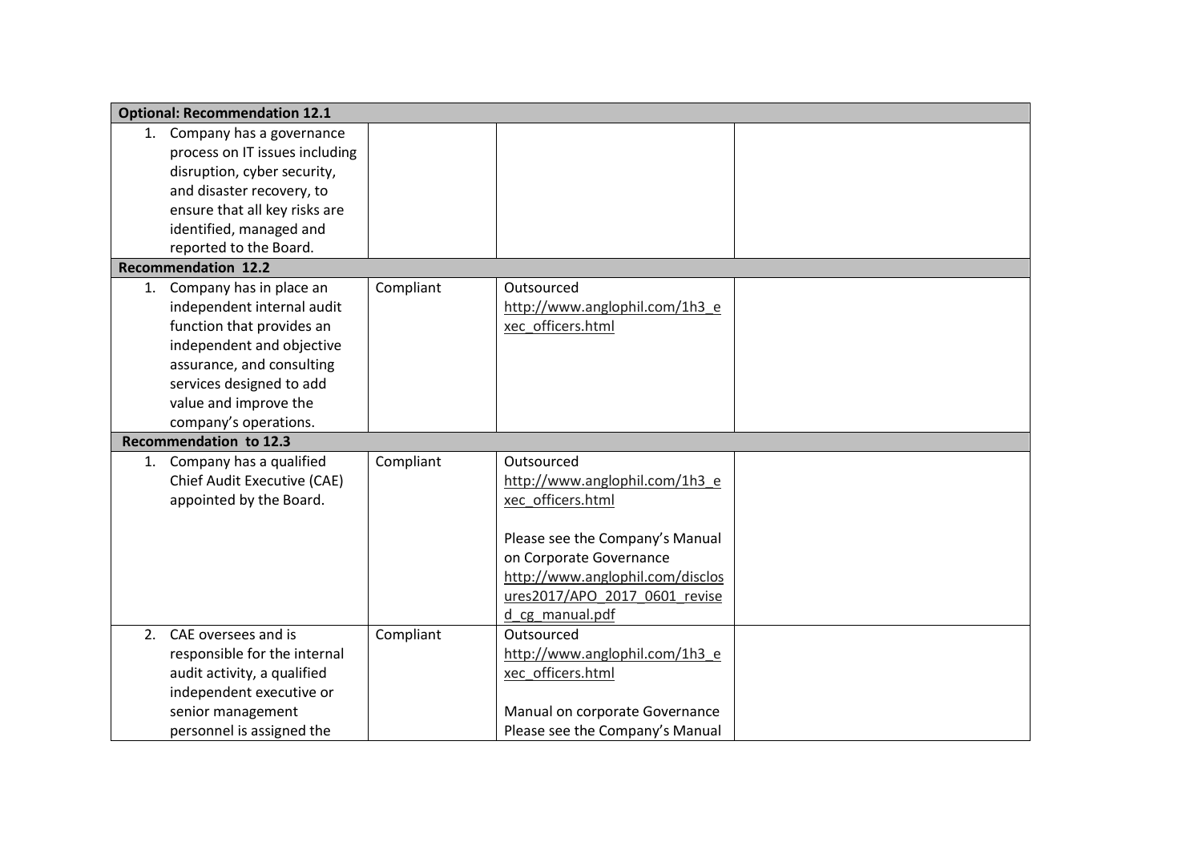| **Optional: Recommendation 12.1** | | | |
|---|---|---|---|
| 1. Company has a governance process on IT issues including disruption, cyber security, and disaster recovery, to ensure that all key risks are identified, managed and reported to the Board. | | | |
| **Recommendation 12.2** | | | |
| 1. Company has in place an independent internal audit function that provides an independent and objective assurance, and consulting services designed to add value and improve the company's operations. | Compliant | Outsourced<br>http://www.anglophil.com/1h3_exec_officers.html | |
| **Recommendation to 12.3** | | | |
| 1. Company has a qualified Chief Audit Executive (CAE) appointed by the Board. | Compliant | Outsourced<br>http://www.anglophil.com/1h3_exec_officers.html<br><br>Please see the Company's Manual on Corporate Governance<br>http://www.anglophil.com/disclosures2017/APO_2017_0601_revised_cg_manual.pdf | |
| 2. CAE oversees and is responsible for the internal audit activity, a qualified independent executive or senior management personnel is assigned the | Compliant | Outsourced<br>http://www.anglophil.com/1h3_exec_officers.html<br><br>Manual on corporate Governance<br>Please see the Company's Manual | |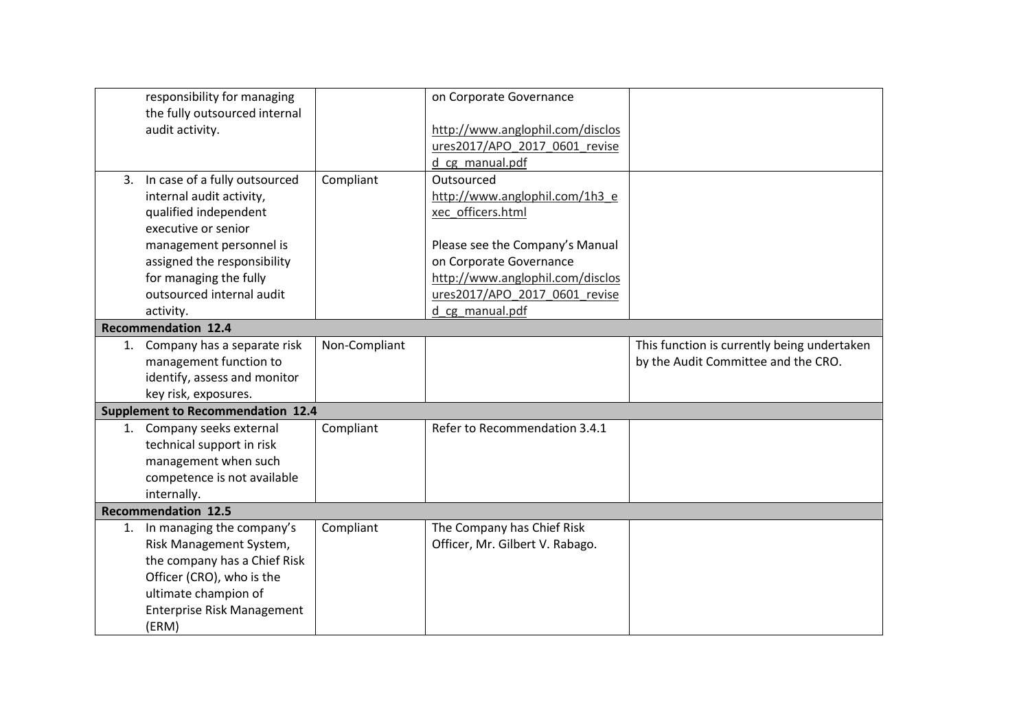| | | | |
|---|---|---|---|
| responsibility for managing the fully outsourced internal audit activity. | | on Corporate Governance<br><br>http://www.anglophil.com/disclosures2017/APO_2017_0601_revised_cg_manual.pdf | |
| 3. In case of a fully outsourced internal audit activity, qualified independent executive or senior management personnel is assigned the responsibility for managing the fully outsourced internal audit activity. | Compliant | Outsourced<br>http://www.anglophil.com/1h3_exec_officers.html<br><br>Please see the Company's Manual on Corporate Governance<br>http://www.anglophil.com/disclosures2017/APO_2017_0601_revised_cg_manual.pdf | |
| **Recommendation 12.4** | | | |
| 1. Company has a separate risk management function to identify, assess and monitor key risk, exposures. | Non-Compliant | | This function is currently being undertaken by the Audit Committee and the CRO. |
| **Supplement to Recommendation 12.4** | | | |
| 1. Company seeks external technical support in risk management when such competence is not available internally. | Compliant | Refer to Recommendation 3.4.1 | |
| **Recommendation 12.5** | | | |
| 1. In managing the company's Risk Management System, the company has a Chief Risk Officer (CRO), who is the ultimate champion of Enterprise Risk Management (ERM) | Compliant | The Company has Chief Risk Officer, Mr. Gilbert V. Rabago. | |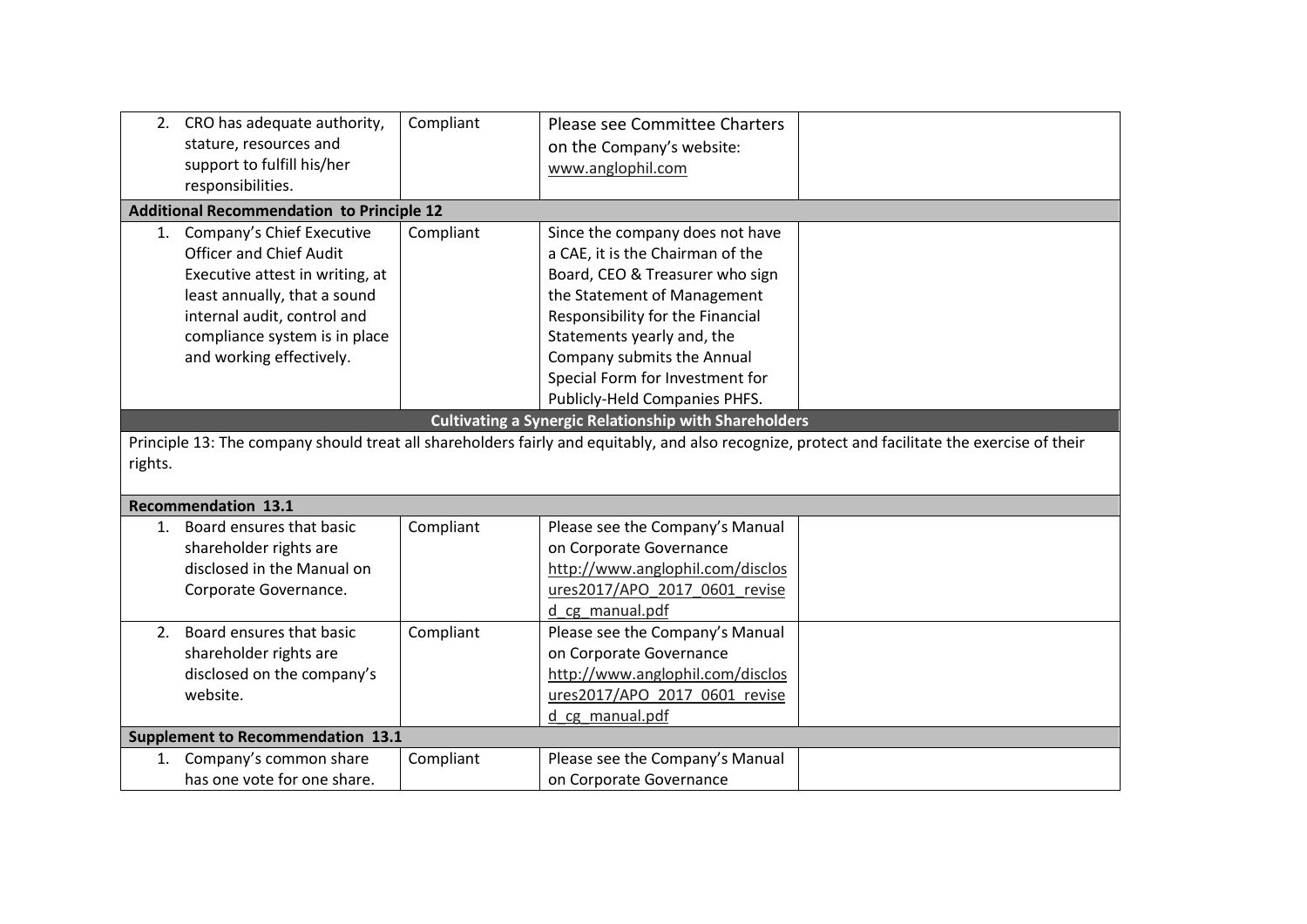| | | | |
|---|---|---|---|
| 2. CRO has adequate authority, stature, resources and support to fulfill his/her responsibilities. | Compliant | Please see Committee Charters on the Company's website: www.anglophil.com | |
| **Additional Recommendation to Principle 12** | | | |
| 1. Company's Chief Executive Officer and Chief Audit Executive attest in writing, at least annually, that a sound internal audit, control and compliance system is in place and working effectively. | Compliant | Since the company does not have a CAE, it is the Chairman of the Board, CEO & Treasurer who sign the Statement of Management Responsibility for the Financial Statements yearly and, the Company submits the Annual Special Form for Investment for Publicly-Held Companies PHFS. | |
| **Cultivating a Synergic Relationship with Shareholders** | | | |
| Principle 13: The company should treat all shareholders fairly and equitably, and also recognize, protect and facilitate the exercise of their rights. | | | |
| **Recommendation 13.1** | | | |
| 1. Board ensures that basic shareholder rights are disclosed in the Manual on Corporate Governance. | Compliant | Please see the Company's Manual on Corporate Governance http://www.anglophil.com/disclosures2017/APO_2017_0601_revised_cg_manual.pdf | |
| 2. Board ensures that basic shareholder rights are disclosed on the company's website. | Compliant | Please see the Company's Manual on Corporate Governance http://www.anglophil.com/disclosures2017/APO_2017_0601_revised_cg_manual.pdf | |
| **Supplement to Recommendation 13.1** | | | |
| 1. Company's common share has one vote for one share. | Compliant | Please see the Company's Manual on Corporate Governance | |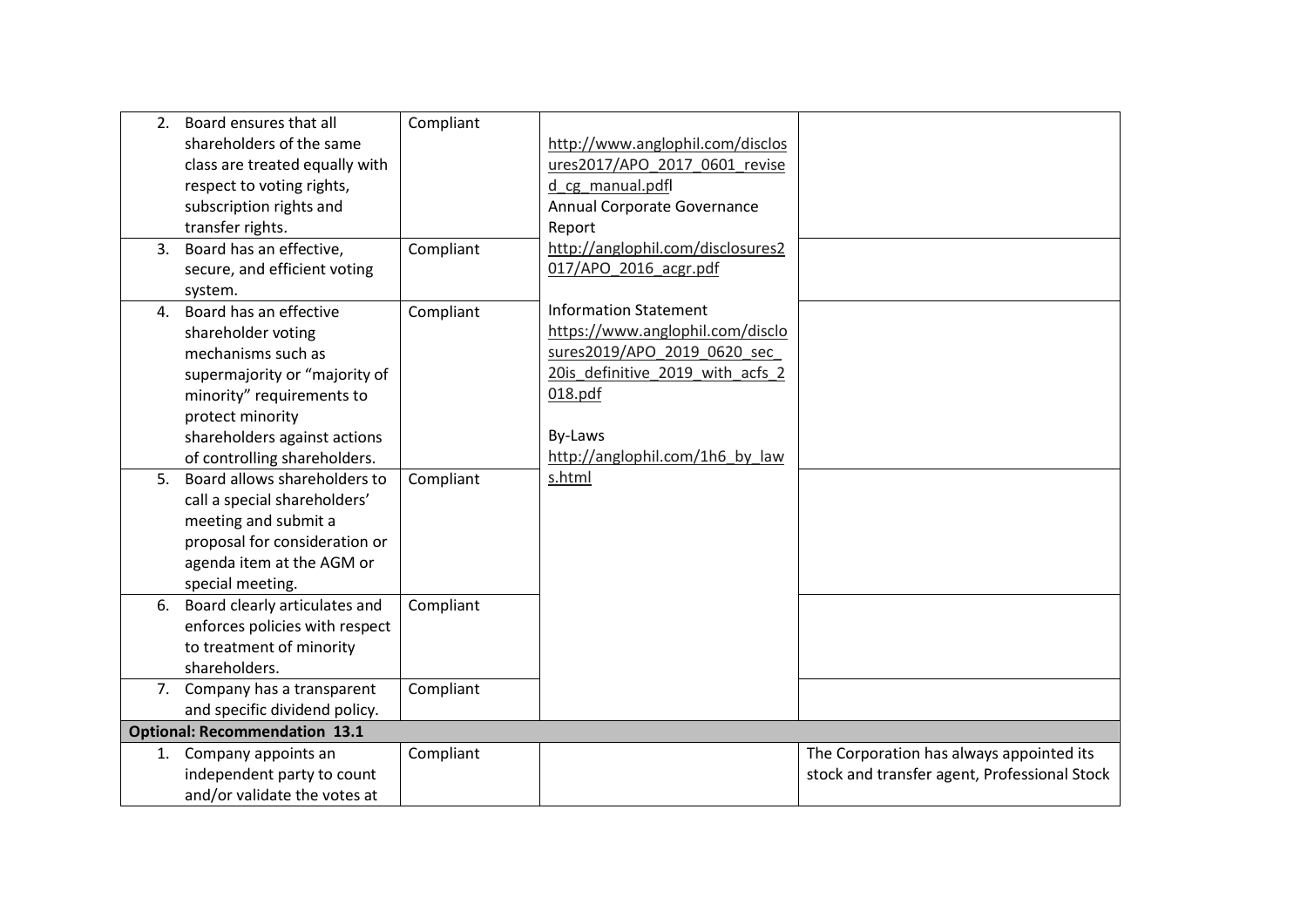| | | | |
|---|---|---|---|
| 2. Board ensures that all shareholders of the same class are treated equally with respect to voting rights, subscription rights and transfer rights. | Compliant | http://www.anglophil.com/disclosures2017/APO_2017_0601_revised_cg_manual.pdfl<br>Annual Corporate Governance Report<br>http://anglophil.com/disclosures2017/APO_2016_acgr.pdf<br><br>Information Statement<br>https://www.anglophil.com/disclosures2019/APO_2019_0620_sec_20is_definitive_2019_with_acfs_2018.pdf<br><br>By-Laws<br>http://anglophil.com/1h6_by_laws.html | |
| 3. Board has an effective, secure, and efficient voting system. | Compliant | | |
| 4. Board has an effective shareholder voting mechanisms such as supermajority or "majority of minority" requirements to protect minority shareholders against actions of controlling shareholders. | Compliant | | |
| 5. Board allows shareholders to call a special shareholders' meeting and submit a proposal for consideration or agenda item at the AGM or special meeting. | Compliant | | |
| 6. Board clearly articulates and enforces policies with respect to treatment of minority shareholders. | Compliant | | |
| 7. Company has a transparent and specific dividend policy. | Compliant | | |
| **Optional: Recommendation 13.1** | | | |
| 1. Company appoints an independent party to count and/or validate the votes at | Compliant | | The Corporation has always appointed its stock and transfer agent, Professional Stock |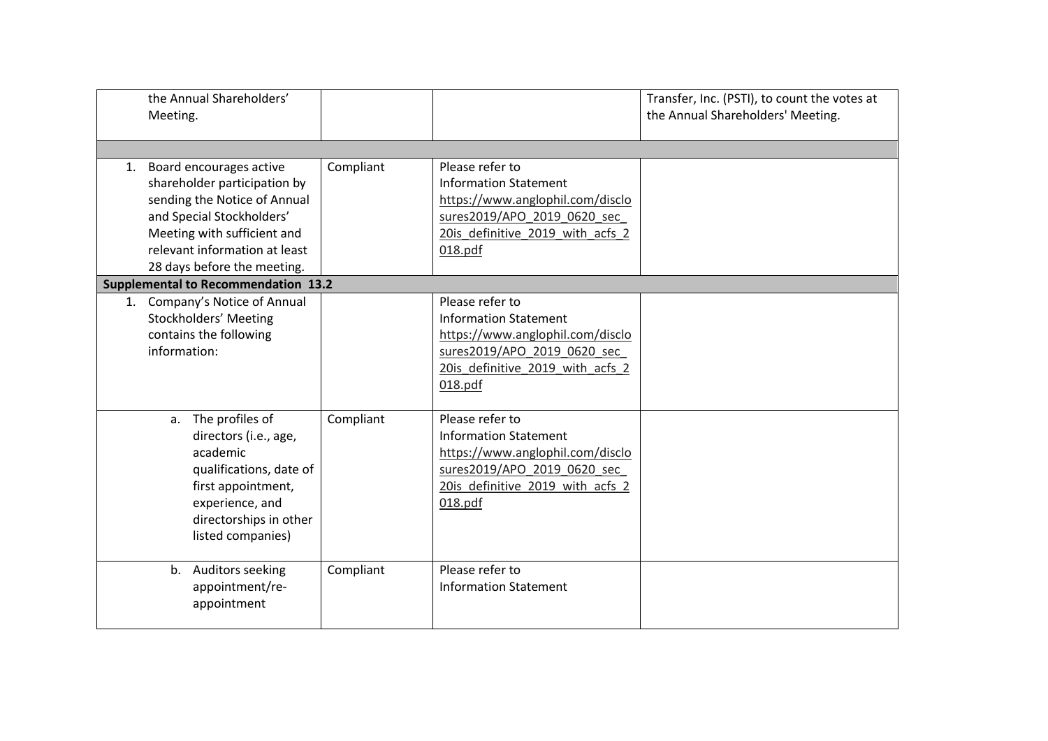| | | | |
|---|---|---|---|
| the Annual Shareholders' Meeting. | | | Transfer, Inc. (PSTI), to count the votes at the Annual Shareholders' Meeting. |
| | | | |
| 1. Board encourages active shareholder participation by sending the Notice of Annual and Special Stockholders' Meeting with sufficient and relevant information at least 28 days before the meeting. | Compliant | Please refer to Information Statement https://www.anglophil.com/disclosures2019/APO_2019_0620_sec_20is_definitive_2019_with_acfs_2018.pdf | |
| **Supplemental to Recommendation 13.2** | | | |
| 1. Company's Notice of Annual Stockholders' Meeting contains the following information: | | Please refer to Information Statement https://www.anglophil.com/disclosures2019/APO_2019_0620_sec_20is_definitive_2019_with_acfs_2018.pdf | |
| a. The profiles of directors (i.e., age, academic qualifications, date of first appointment, experience, and directorships in other listed companies) | Compliant | Please refer to Information Statement https://www.anglophil.com/disclosures2019/APO_2019_0620_sec_20is_definitive_2019_with_acfs_2018.pdf | |
| b. Auditors seeking appointment/re-appointment | Compliant | Please refer to Information Statement | |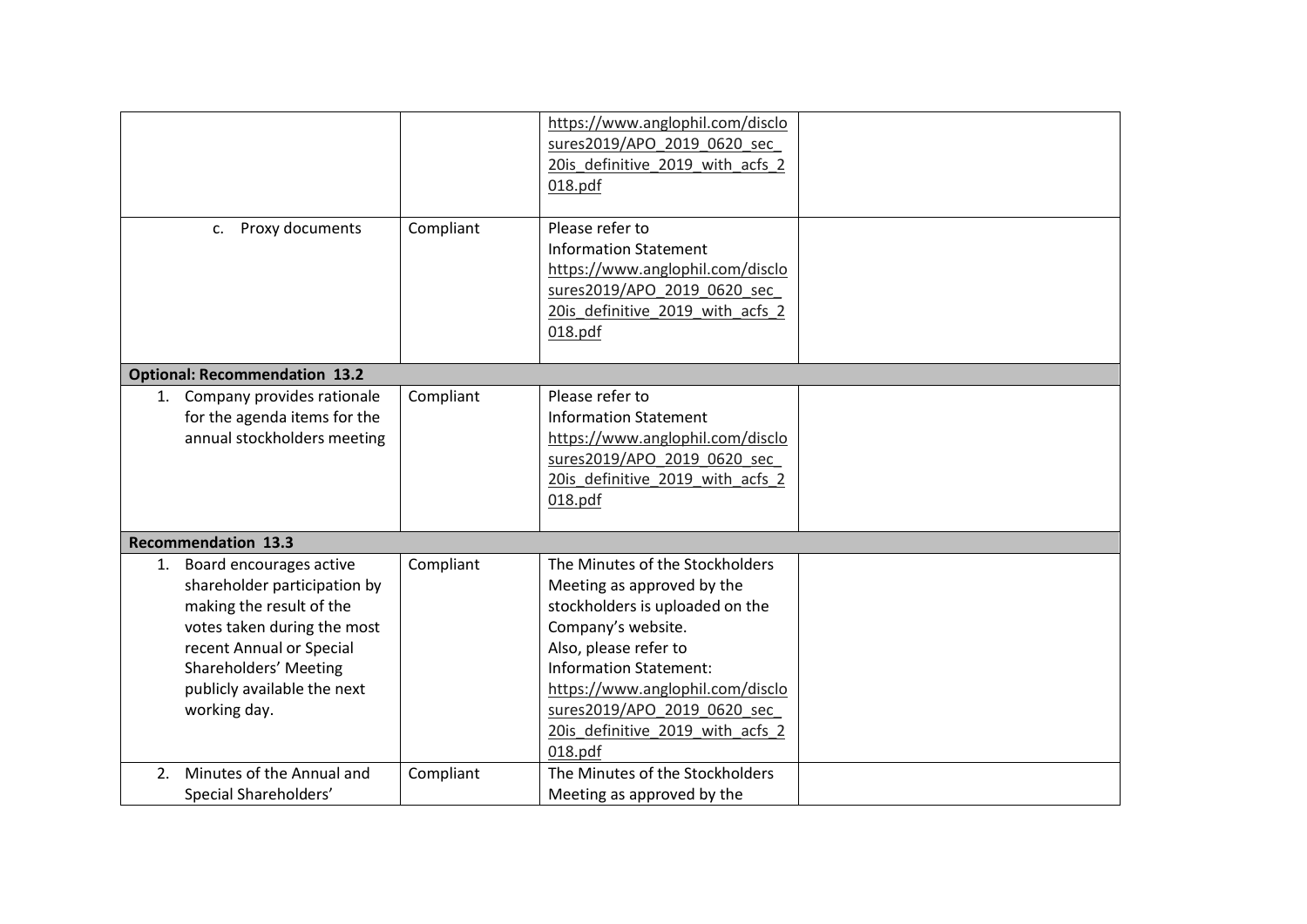| | | | |
|---|---|---|---|
| | | https://www.anglophil.com/disclosures2019/APO_2019_0620_sec_20is_definitive_2019_with_acfs_2018.pdf | |
| c. Proxy documents | Compliant | Please refer to Information Statement https://www.anglophil.com/disclosures2019/APO_2019_0620_sec_20is_definitive_2019_with_acfs_2018.pdf | |
| **Optional: Recommendation 13.2** | | | |
| 1. Company provides rationale for the agenda items for the annual stockholders meeting | Compliant | Please refer to Information Statement https://www.anglophil.com/disclosures2019/APO_2019_0620_sec_20is_definitive_2019_with_acfs_2018.pdf | |
| **Recommendation 13.3** | | | |
| 1. Board encourages active shareholder participation by making the result of the votes taken during the most recent Annual or Special Shareholders' Meeting publicly available the next working day. | Compliant | The Minutes of the Stockholders Meeting as approved by the stockholders is uploaded on the Company's website. Also, please refer to Information Statement: https://www.anglophil.com/disclosures2019/APO_2019_0620_sec_20is_definitive_2019_with_acfs_2018.pdf | |
| 2. Minutes of the Annual and Special Shareholders' | Compliant | The Minutes of the Stockholders Meeting as approved by the | |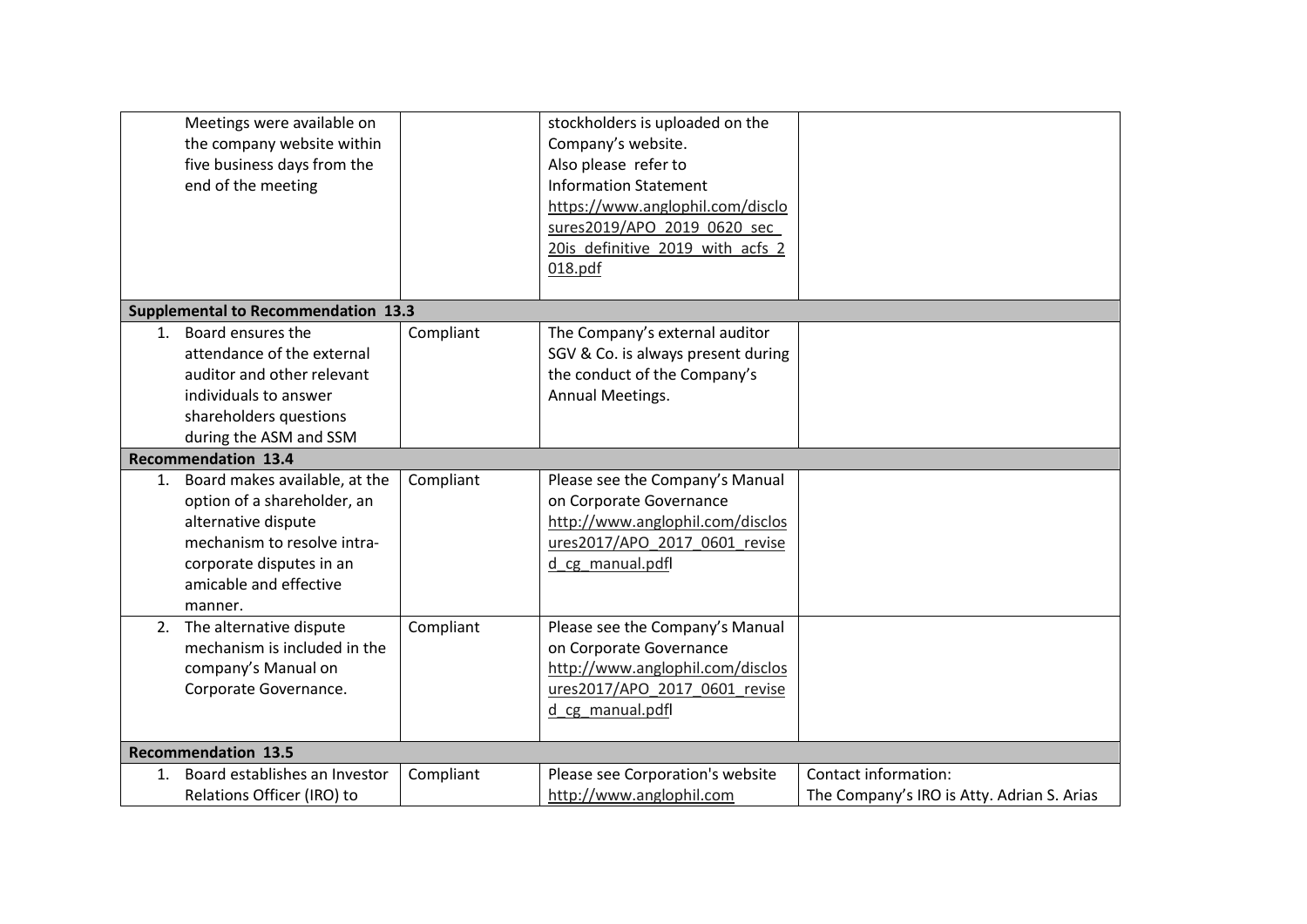| | | | |
|---|---|---|---|
| Meetings were available on the company website within five business days from the end of the meeting | | stockholders is uploaded on the Company's website. Also please refer to Information Statement https://www.anglophil.com/disclosures2019/APO_2019_0620_sec_20is_definitive_2019_with_acfs_2018.pdf | |
| **Supplemental to Recommendation 13.3** | | | |
| 1. Board ensures the attendance of the external auditor and other relevant individuals to answer shareholders questions during the ASM and SSM | Compliant | The Company's external auditor SGV & Co. is always present during the conduct of the Company's Annual Meetings. | |
| **Recommendation 13.4** | | | |
| 1. Board makes available, at the option of a shareholder, an alternative dispute mechanism to resolve intra-corporate disputes in an amicable and effective manner. | Compliant | Please see the Company's Manual on Corporate Governance http://www.anglophil.com/disclosures2017/APO_2017_0601_revised_cg_manual.pdfl | |
| 2. The alternative dispute mechanism is included in the company's Manual on Corporate Governance. | Compliant | Please see the Company's Manual on Corporate Governance http://www.anglophil.com/disclosures2017/APO_2017_0601_revised_cg_manual.pdfl | |
| **Recommendation 13.5** | | | |
| 1. Board establishes an Investor Relations Officer (IRO) to | Compliant | Please see Corporation's website http://www.anglophil.com | Contact information: The Company's IRO is Atty. Adrian S. Arias |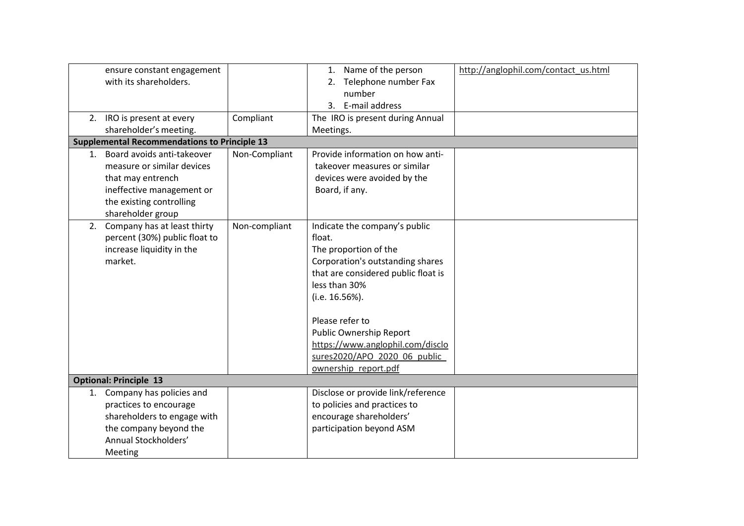| | | | |
|---|---|---|---|
| ensure constant engagement with its shareholders. | | 1. Name of the person<br>2. Telephone number Fax number<br>3. E-mail address | http://anglophil.com/contact_us.html |
| 2. IRO is present at every shareholder's meeting. | Compliant | The IRO is present during Annual Meetings. | |
| **Supplemental Recommendations to Principle 13** | | | |
| 1. Board avoids anti-takeover measure or similar devices that may entrench ineffective management or the existing controlling shareholder group | Non-Compliant | Provide information on how anti-takeover measures or similar devices were avoided by the Board, if any. | |
| 2. Company has at least thirty percent (30%) public float to increase liquidity in the market. | Non-compliant | Indicate the company's public float.<br>The proportion of the Corporation's outstanding shares that are considered public float is less than 30%<br>(i.e. 16.56%).<br><br>Please refer to<br>Public Ownership Report<br>https://www.anglophil.com/disclosures2020/APO_2020_06_public_ownership_report.pdf | |
| **Optional: Principle 13** | | | |
| 1. Company has policies and practices to encourage shareholders to engage with the company beyond the Annual Stockholders' Meeting | | Disclose or provide link/reference to policies and practices to encourage shareholders' participation beyond ASM | |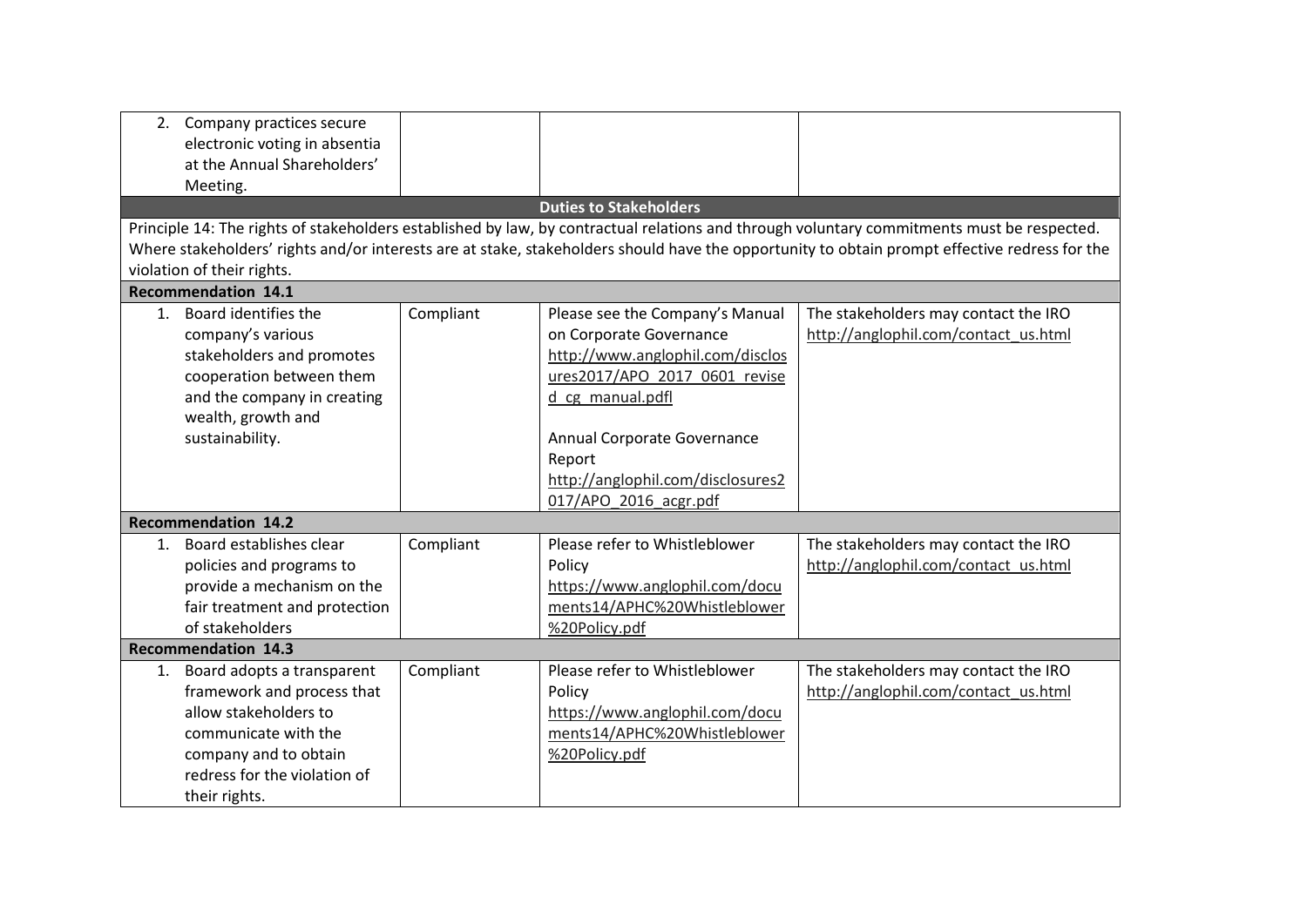| | | | |
|---|---|---|---|
| 2. Company practices secure electronic voting in absentia at the Annual Shareholders' Meeting. | | | |
| **Duties to Stakeholders** | | | |
| Principle 14: The rights of stakeholders established by law, by contractual relations and through voluntary commitments must be respected. Where stakeholders' rights and/or interests are at stake, stakeholders should have the opportunity to obtain prompt effective redress for the violation of their rights. | | | |
| **Recommendation 14.1** | | | |
| 1. Board identifies the company's various stakeholders and promotes cooperation between them and the company in creating wealth, growth and sustainability. | Compliant | Please see the Company's Manual on Corporate Governance http://www.anglophil.com/disclosures2017/APO_2017_0601_revised_cg_manual.pdfl<br><br>Annual Corporate Governance Report http://anglophil.com/disclosures2017/APO_2016_acgr.pdf | The stakeholders may contact the IRO http://anglophil.com/contact_us.html |
| **Recommendation 14.2** | | | |
| 1. Board establishes clear policies and programs to provide a mechanism on the fair treatment and protection of stakeholders | Compliant | Please refer to Whistleblower Policy https://www.anglophil.com/documents14/APHC%20Whistleblower%20Policy.pdf | The stakeholders may contact the IRO http://anglophil.com/contact_us.html |
| **Recommendation 14.3** | | | |
| 1. Board adopts a transparent framework and process that allow stakeholders to communicate with the company and to obtain redress for the violation of their rights. | Compliant | Please refer to Whistleblower Policy https://www.anglophil.com/documents14/APHC%20Whistleblower%20Policy.pdf | The stakeholders may contact the IRO http://anglophil.com/contact_us.html |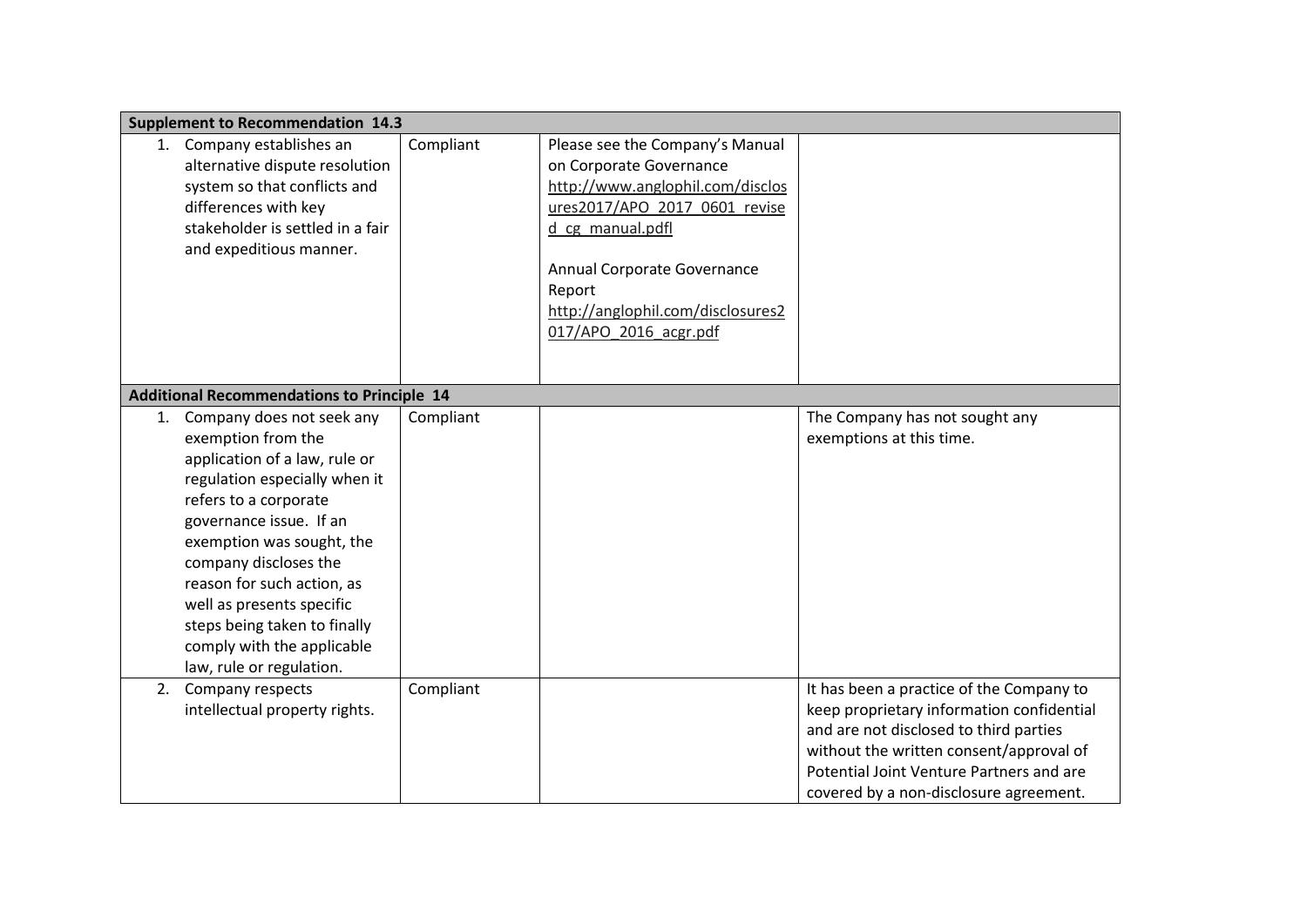| Supplement to Recommendation 14.3 | | | |
|---|---|---|---|
| 1. Company establishes an alternative dispute resolution system so that conflicts and differences with key stakeholder is settled in a fair and expeditious manner. | Compliant | Please see the Company's Manual on Corporate Governance http://www.anglophil.com/disclosures2017/APO_2017_0601_revised_cg_manual.pdfl<br><br>Annual Corporate Governance Report http://anglophil.com/disclosures2017/APO_2016_acgr.pdf | |
| **Additional Recommendations to Principle 14** | | | |
| 1. Company does not seek any exemption from the application of a law, rule or regulation especially when it refers to a corporate governance issue. If an exemption was sought, the company discloses the reason for such action, as well as presents specific steps being taken to finally comply with the applicable law, rule or regulation. | Compliant | | The Company has not sought any exemptions at this time. |
| 2. Company respects intellectual property rights. | Compliant | | It has been a practice of the Company to keep proprietary information confidential and are not disclosed to third parties without the written consent/approval of Potential Joint Venture Partners and are covered by a non-disclosure agreement. |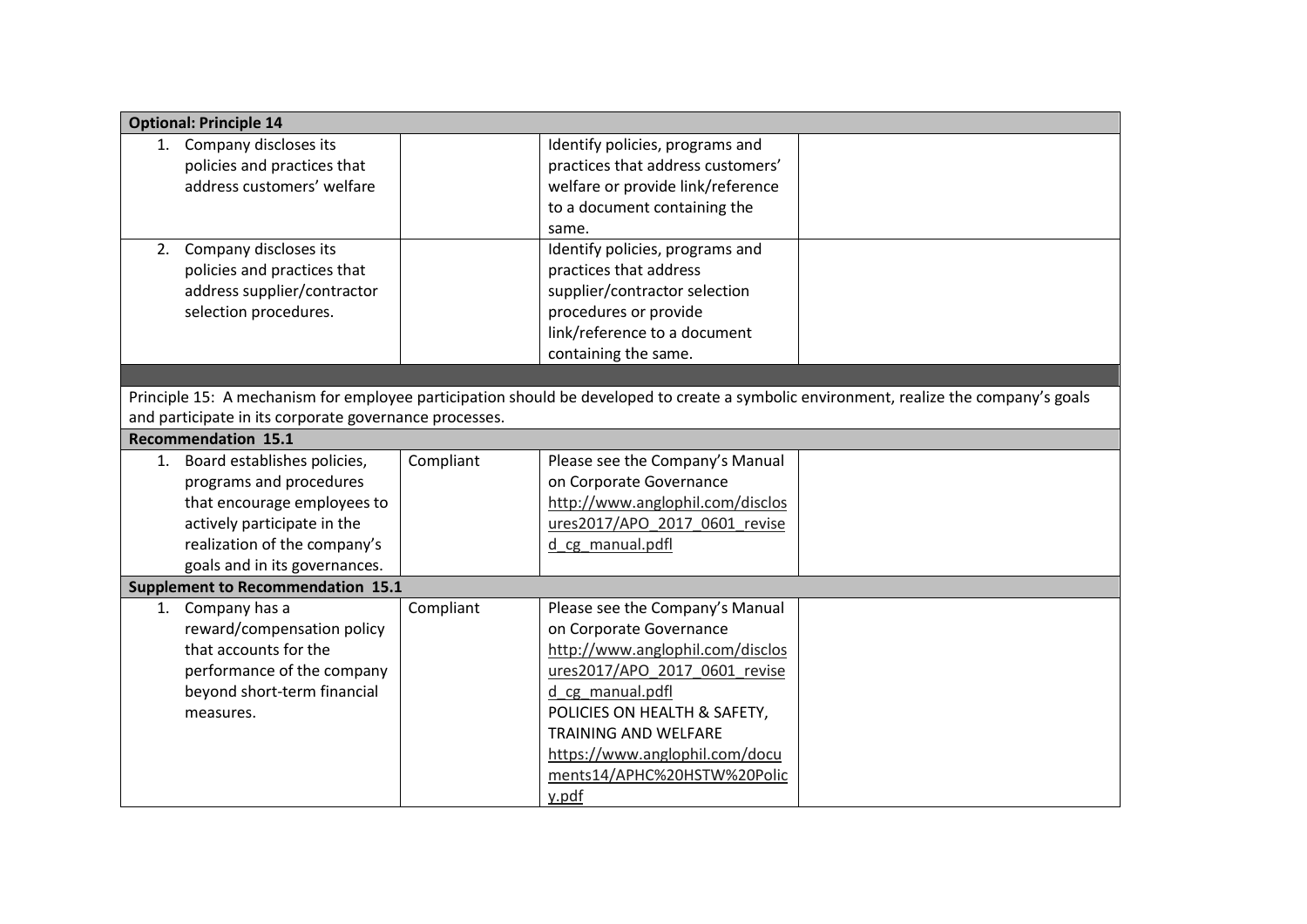| | | | |
|---|---|---|---|
| **Optional: Principle 14** | | | |
| 1. Company discloses its policies and practices that address customers' welfare | | Identify policies, programs and practices that address customers' welfare or provide link/reference to a document containing the same. | |
| 2. Company discloses its policies and practices that address supplier/contractor selection procedures. | | Identify policies, programs and practices that address supplier/contractor selection procedures or provide link/reference to a document containing the same. | |
| | | | |
| Principle 15: A mechanism for employee participation should be developed to create a symbolic environment, realize the company's goals and participate in its corporate governance processes. | | | |
| **Recommendation 15.1** | | | |
| 1. Board establishes policies, programs and procedures that encourage employees to actively participate in the realization of the company's goals and in its governances. | Compliant | Please see the Company's Manual on Corporate Governance http://www.anglophil.com/disclosures2017/APO_2017_0601_revised_cg_manual.pdfl | |
| **Supplement to Recommendation 15.1** | | | |
| 1. Company has a reward/compensation policy that accounts for the performance of the company beyond short-term financial measures. | Compliant | Please see the Company's Manual on Corporate Governance http://www.anglophil.com/disclosures2017/APO_2017_0601_revised_cg_manual.pdfl POLICIES ON HEALTH & SAFETY, TRAINING AND WELFARE https://www.anglophil.com/documents14/APHC%20HSTW%20Policy.pdf | |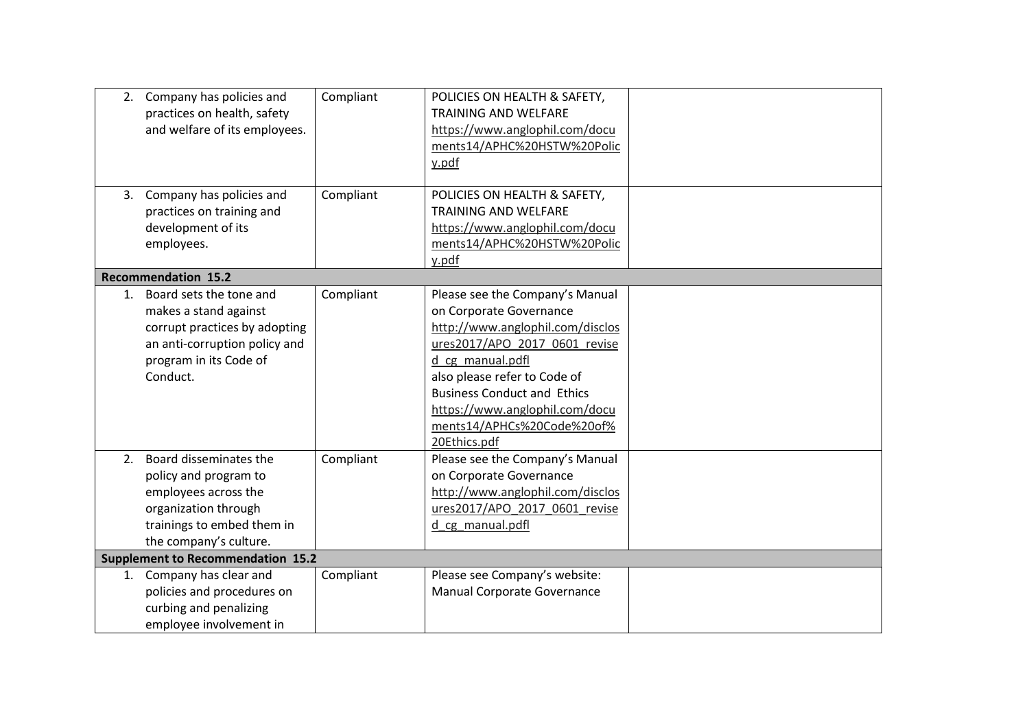| | | | |
|---|---|---|---|
| 2. Company has policies and practices on health, safety and welfare of its employees. | Compliant | POLICIES ON HEALTH & SAFETY, TRAINING AND WELFARE https://www.anglophil.com/documents14/APHC%20HSTW%20Policy.pdf | |
| 3. Company has policies and practices on training and development of its employees. | Compliant | POLICIES ON HEALTH & SAFETY, TRAINING AND WELFARE https://www.anglophil.com/documents14/APHC%20HSTW%20Policy.pdf | |
| **Recommendation 15.2** | | | |
| 1. Board sets the tone and makes a stand against corrupt practices by adopting an anti-corruption policy and program in its Code of Conduct. | Compliant | Please see the Company's Manual on Corporate Governance http://www.anglophil.com/disclosures2017/APO_2017_0601_revised_cg_manual.pdfl also please refer to Code of Business Conduct and Ethics https://www.anglophil.com/documents14/APHCs%20Code%20of%20Ethics.pdf | |
| 2. Board disseminates the policy and program to employees across the organization through trainings to embed them in the company's culture. | Compliant | Please see the Company's Manual on Corporate Governance http://www.anglophil.com/disclosures2017/APO_2017_0601_revised_cg_manual.pdfl | |
| **Supplement to Recommendation 15.2** | | | |
| 1. Company has clear and policies and procedures on curbing and penalizing employee involvement in | Compliant | Please see Company's website: Manual Corporate Governance | |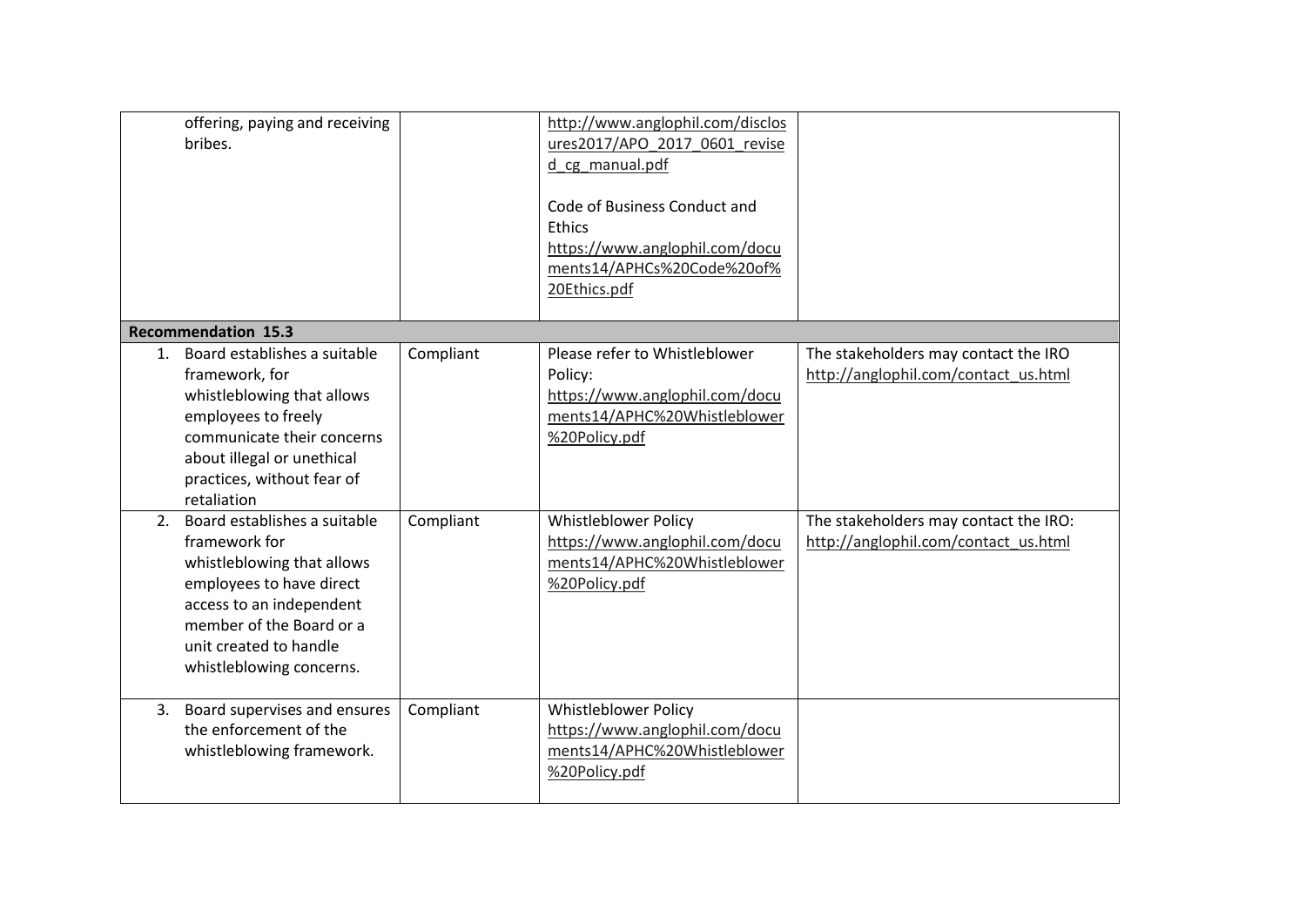| | | | |
|---|---|---|---|
| offering, paying and receiving bribes. | | http://www.anglophil.com/disclosures2017/APO_2017_0601_revised_cg_manual.pdf<br><br>Code of Business Conduct and Ethics<br>https://www.anglophil.com/documents14/APHCs%20Code%20of%20Ethics.pdf | |
| **Recommendation 15.3** | | | |
| 1. Board establishes a suitable framework, for whistleblowing that allows employees to freely communicate their concerns about illegal or unethical practices, without fear of retaliation | Compliant | Please refer to Whistleblower Policy:<br>https://www.anglophil.com/documents14/APHC%20Whistleblower%20Policy.pdf | The stakeholders may contact the IRO<br>http://anglophil.com/contact_us.html |
| 2. Board establishes a suitable framework for whistleblowing that allows employees to have direct access to an independent member of the Board or a unit created to handle whistleblowing concerns. | Compliant | Whistleblower Policy<br>https://www.anglophil.com/documents14/APHC%20Whistleblower%20Policy.pdf | The stakeholders may contact the IRO:<br>http://anglophil.com/contact_us.html |
| 3. Board supervises and ensures the enforcement of the whistleblowing framework. | Compliant | Whistleblower Policy<br>https://www.anglophil.com/documents14/APHC%20Whistleblower%20Policy.pdf | |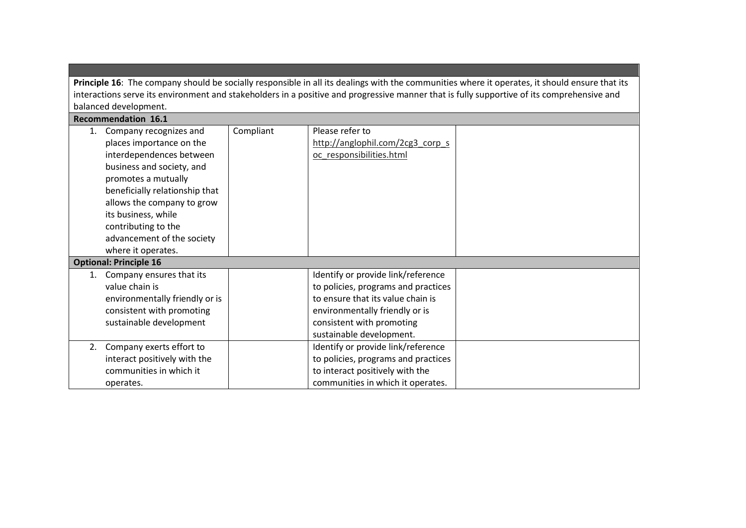| | | | |
|---|---|---|---|
| **Principle 16**: The company should be socially responsible in all its dealings with the communities where it operates, it should ensure that its interactions serve its environment and stakeholders in a positive and progressive manner that is fully supportive of its comprehensive and balanced development. | | | |
| **Recommendation 16.1** | | | |
| 1. Company recognizes and places importance on the interdependences between business and society, and promotes a mutually beneficially relationship that allows the company to grow its business, while contributing to the advancement of the society where it operates. | Compliant | Please refer to http://anglophil.com/2cg3_corp_soc_responsibilities.html | |
| **Optional: Principle 16** | | | |
| 1. Company ensures that its value chain is environmentally friendly or is consistent with promoting sustainable development | | Identify or provide link/reference to policies, programs and practices to ensure that its value chain is environmentally friendly or is consistent with promoting sustainable development. | |
| 2. Company exerts effort to interact positively with the communities in which it operates. | | Identify or provide link/reference to policies, programs and practices to interact positively with the communities in which it operates. | |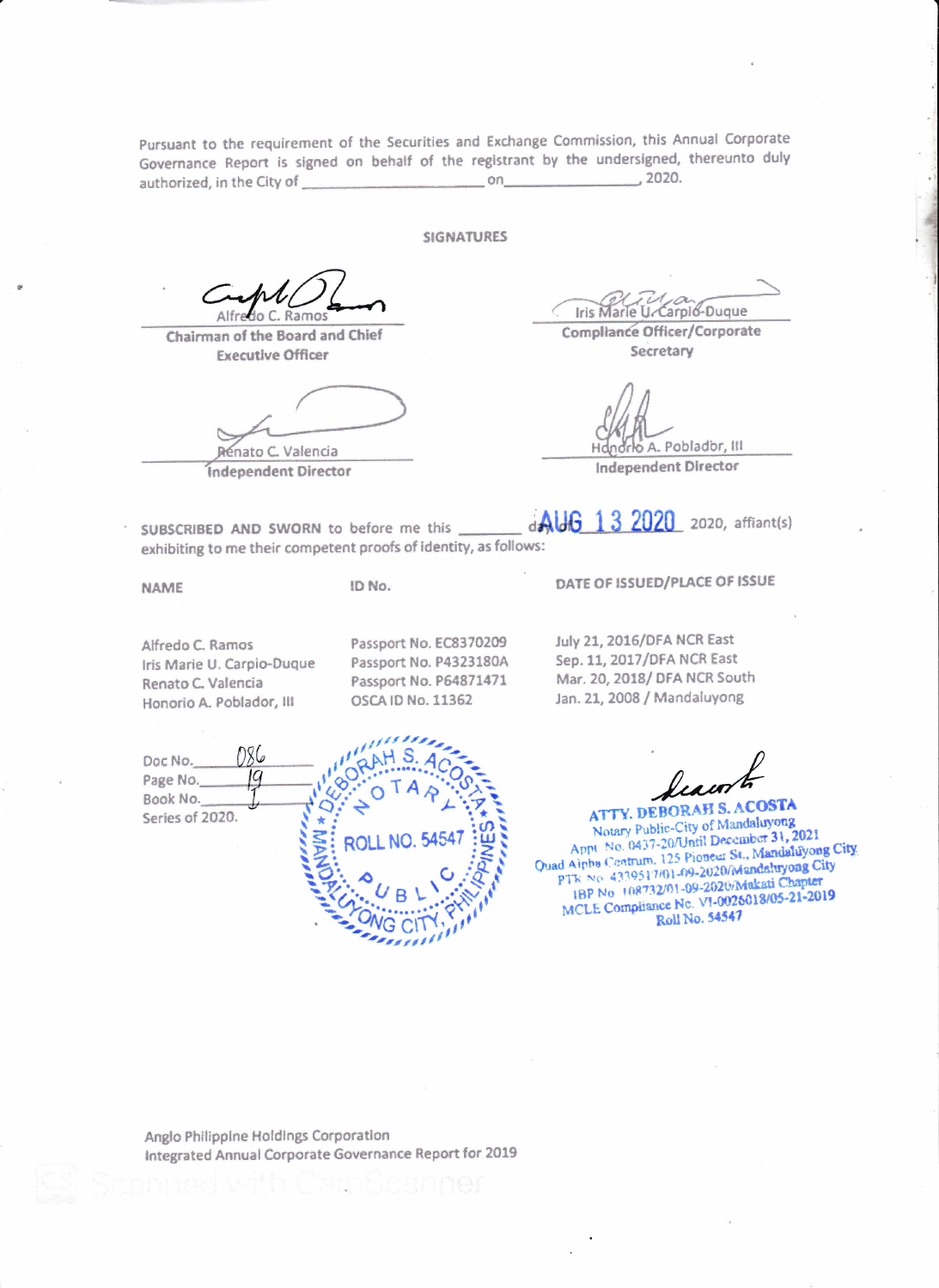Pursuant to the requirement of the Securities and Exchange Commission, this Annual Corporate Governance Report is signed on behalf of the registrant by the undersigned, thereunto duly authorized, in the City of ______________________ on ________________, 2020.

**SIGNATURES**

| | |
|---|---|
| Alfredo C. Ramos<br>**Chairman of the Board and Chief Executive Officer** | Iris Marie U. Carpio-Duque<br>**Compliance Officer/Corporate Secretary** |
| Renato C. Valencia<br>**Independent Director** | Honorio A. Poblador, III<br>**Independent Director** |

**SUBSCRIBED AND SWORN** to before me this _______ day AUG 13 2020 2020, affiant(s) exhibiting to me their competent proofs of identity, as follows:

| NAME | ID No. | DATE OF ISSUED/PLACE OF ISSUE |
|---|---|---|
| Alfredo C. Ramos | Passport No. EC8370209 | July 21, 2016/DFA NCR East |
| Iris Marie U. Carpio-Duque | Passport No. P4323180A | Sep. 11, 2017/DFA NCR East |
| Renato C. Valencia | Passport No. P64871471 | Mar. 20, 2018/ DFA NCR South |
| Honorio A. Poblador, III | OSCA ID No. 11362 | Jan. 21, 2008 / Mandaluyong |

Doc No. 086
Page No. 19
Book No. I
Series of 2020.

DEBORAH S. ACOSTA NOTARY PUBLIC ROLL NO. 54547 MANDALUYONG CITY, PHILIPPINES

ATTY. DEBORAH S. ACOSTA
Notary Public-City of Mandaluyong
Appt. No. 0437-20/Until December 31, 2021
Quad Alpha Centrum, 125 Pioneer St., Mandaluyong City
PTR No. 4339517/01-09-2020/Mandaluyong City
IBP No. 108732/01-09-2020/Makati Chapter
MCLE Compliance No. VI-0026018/05-21-2019
Roll No. 54547

Anglo Philippine Holdings Corporation
Integrated Annual Corporate Governance Report for 2019